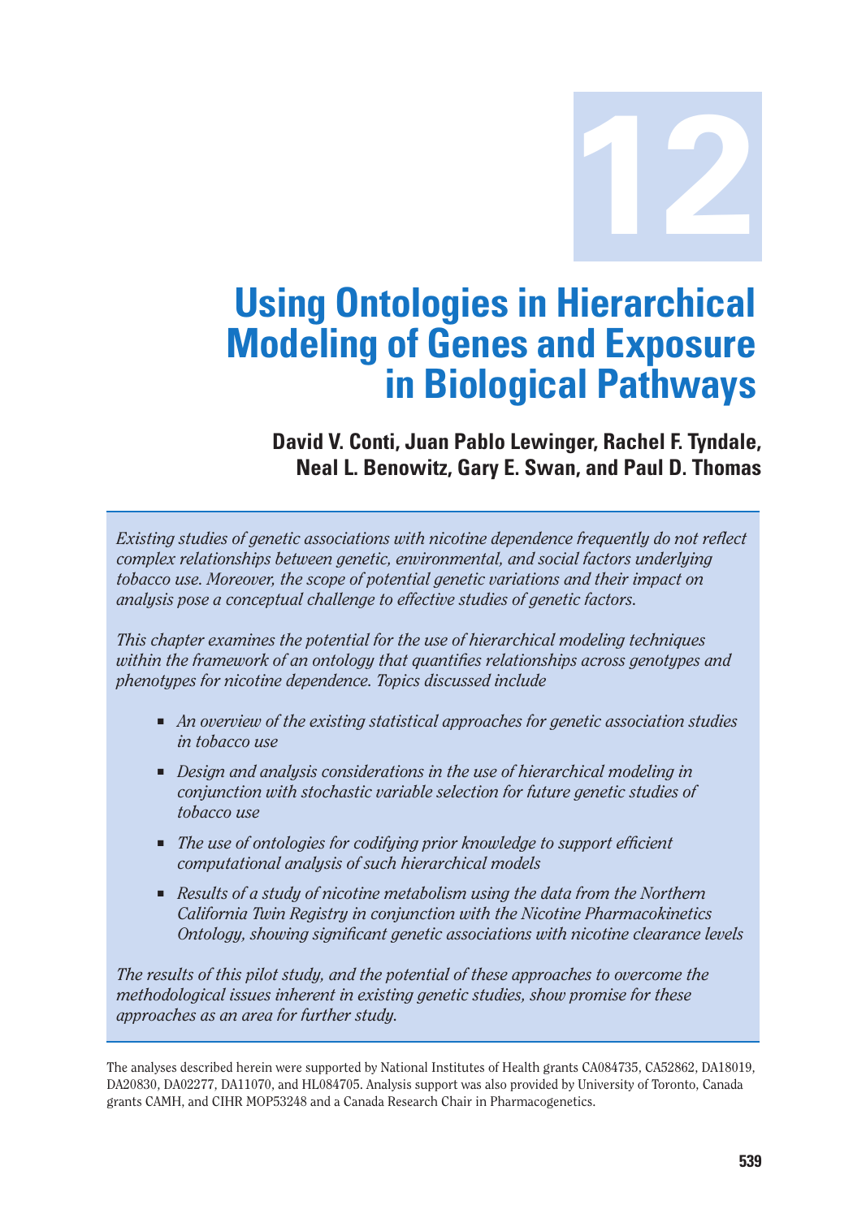# 12

# Using Ontologies in Hierarchical Modeling of Genes and Exposure in Biological Pathways

**David V. Conti, Juan Pablo Lewinger, Rachel F. Tyndale, Neal L. Benowitz, Gary E. Swan, and Paul D. Thomas**

*Existing studies of genetic associations with nicotine dependence frequently do not reflect complex relationships between genetic, environmental, and social factors underlying tobacco use. Moreover, the scope of potential genetic variations and their impact on analysis pose a conceptual challenge to effective studies of genetic factors.*

*This chapter examines the potential for the use of hierarchical modeling techniques within the framework of an ontology that quantifies relationships across genotypes and phenotypes for nicotine dependence. Topics discussed include*

- *An overview of the existing statistical approaches for genetic association studies in tobacco use*
- *Design and analysis considerations in the use of hierarchical modeling in conjunction with stochastic variable selection for future genetic studies of tobacco use*
- *The use of ontologies for codifying prior knowledge to support efficient computational analysis of such hierarchical models*
- *Results of a study of nicotine metabolism using the data from the Northern California Twin Registry in conjunction with the Nicotine Pharmacokinetics Ontology, showing significant genetic associations with nicotine clearance levels*

*The results of this pilot study, and the potential of these approaches to overcome the methodological issues inherent in existing genetic studies, show promise for these approaches as an area for further study.*

The analyses described herein were supported by National Institutes of Health grants CA084735, CA52862, DA18019, DA20830, DA02277, DA11070, and HL084705. Analysis support was also provided by University of Toronto, Canada grants CAMH, and CIHR MOP53248 and a Canada Research Chair in Pharmacogenetics.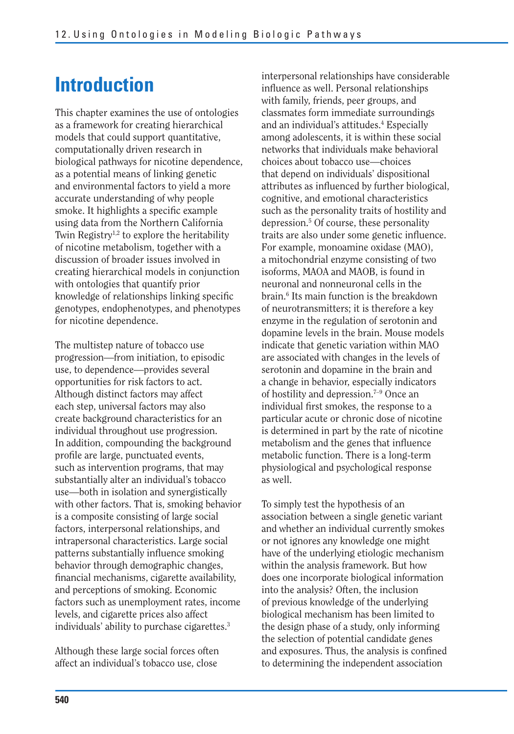# Introduction

This chapter examines the use of ontologies as a framework for creating hierarchical models that could support quantitative, computationally driven research in biological pathways for nicotine dependence, as a potential means of linking genetic and environmental factors to yield a more accurate understanding of why people smoke. It highlights a specific example using data from the Northern California Twin Registry[1,2] to explore the heritability of nicotine metabolism, together with a discussion of broader issues involved in creating hierarchical models in conjunction with ontologies that quantify prior knowledge of relationships linking specific genotypes, endophenotypes, and phenotypes for nicotine dependence.

The multistep nature of tobacco use progression—from initiation, to episodic use, to dependence—provides several opportunities for risk factors to act. Although distinct factors may affect each step, universal factors may also create background characteristics for an individual throughout use progression. In addition, compounding the background profile are large, punctuated events, such as intervention programs, that may substantially alter an individual's tobacco use—both in isolation and synergistically with other factors. That is, smoking behavior is a composite consisting of large social factors, interpersonal relationships, and intrapersonal characteristics. Large social patterns substantially influence smoking behavior through demographic changes, financial mechanisms, cigarette availability, and perceptions of smoking. Economic factors such as unemployment rates, income levels, and cigarette prices also affect individuals' ability to purchase cigarettes.[3]

Although these large social forces often affect an individual's tobacco use, close interpersonal relationships have considerable influence as well. Personal relationships with family, friends, peer groups, and classmates form immediate surroundings and an individual's attitudes.[4] Especially among adolescents, it is within these social networks that individuals make behavioral choices about tobacco use—choices that depend on individuals' dispositional attributes as influenced by further biological, cognitive, and emotional characteristics such as the personality traits of hostility and depression.[5] Of course, these personality traits are also under some genetic influence. For example, monoamine oxidase (MAO), a mitochondrial enzyme consisting of two isoforms, MAOA and MAOB, is found in neuronal and nonneuronal cells in the brain.[6] Its main function is the breakdown of neurotransmitters; it is therefore a key enzyme in the regulation of serotonin and dopamine levels in the brain. Mouse models indicate that genetic variation within MAO are associated with changes in the levels of serotonin and dopamine in the brain and a change in behavior, especially indicators of hostility and depression.[7–9] Once an individual first smokes, the response to a particular acute or chronic dose of nicotine is determined in part by the rate of nicotine metabolism and the genes that influence metabolic function. There is a long-term physiological and psychological response as well.

To simply test the hypothesis of an association between a single genetic variant and whether an individual currently smokes or not ignores any knowledge one might have of the underlying etiologic mechanism within the analysis framework. But how does one incorporate biological information into the analysis? Often, the inclusion of previous knowledge of the underlying biological mechanism has been limited to the design phase of a study, only informing the selection of potential candidate genes and exposures. Thus, the analysis is confined to determining the independent association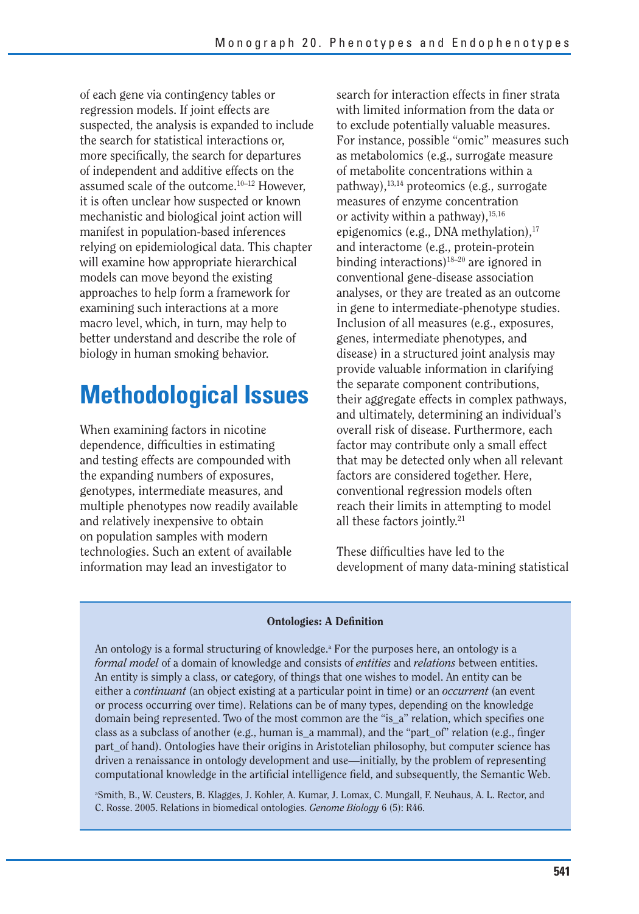of each gene via contingency tables or regression models. If joint effects are suspected, the analysis is expanded to include the search for statistical interactions or, more specifically, the search for departures of independent and additive effects on the assumed scale of the outcome.[10–12] However, it is often unclear how suspected or known mechanistic and biological joint action will manifest in population-based inferences relying on epidemiological data. This chapter will examine how appropriate hierarchical models can move beyond the existing approaches to help form a framework for examining such interactions at a more macro level, which, in turn, may help to better understand and describe the role of biology in human smoking behavior.

## Methodological Issues

When examining factors in nicotine dependence, difficulties in estimating and testing effects are compounded with the expanding numbers of exposures, genotypes, intermediate measures, and multiple phenotypes now readily available and relatively inexpensive to obtain on population samples with modern technologies. Such an extent of available information may lead an investigator to search for interaction effects in finer strata with limited information from the data or to exclude potentially valuable measures. For instance, possible "omic" measures such as metabolomics (e.g., surrogate measure of metabolite concentrations within a pathway),[13,14] proteomics (e.g., surrogate measures of enzyme concentration or activity within a pathway),[15,16] epigenomics (e.g., DNA methylation),[17] and interactome (e.g., protein-protein binding interactions)[18–20] are ignored in conventional gene-disease association analyses, or they are treated as an outcome in gene to intermediate-phenotype studies. Inclusion of all measures (e.g., exposures, genes, intermediate phenotypes, and disease) in a structured joint analysis may provide valuable information in clarifying the separate component contributions, their aggregate effects in complex pathways, and ultimately, determining an individual's overall risk of disease. Furthermore, each factor may contribute only a small effect that may be detected only when all relevant factors are considered together. Here, conventional regression models often reach their limits in attempting to model all these factors jointly.[21]

These difficulties have led to the development of many data-mining statistical

> **Ontologies: A Definition**
>
> An ontology is a formal structuring of knowledge.[a] For the purposes here, an ontology is a *formal model* of a domain of knowledge and consists of *entities* and *relations* between entities. An entity is simply a class, or category, of things that one wishes to model. An entity can be either a *continuant* (an object existing at a particular point in time) or an *occurrent* (an event or process occurring over time). Relations can be of many types, depending on the knowledge domain being represented. Two of the most common are the "is_a" relation, which specifies one class as a subclass of another (e.g., human is_a mammal), and the "part_of" relation (e.g., finger part_of hand). Ontologies have their origins in Aristotelian philosophy, but computer science has driven a renaissance in ontology development and use—initially, by the problem of representing computational knowledge in the artificial intelligence field, and subsequently, the Semantic Web.
>
> [a]Smith, B., W. Ceusters, B. Klagges, J. Kohler, A. Kumar, J. Lomax, C. Mungall, F. Neuhaus, A. L. Rector, and C. Rosse. 2005. Relations in biomedical ontologies. *Genome Biology* 6 (5): R46.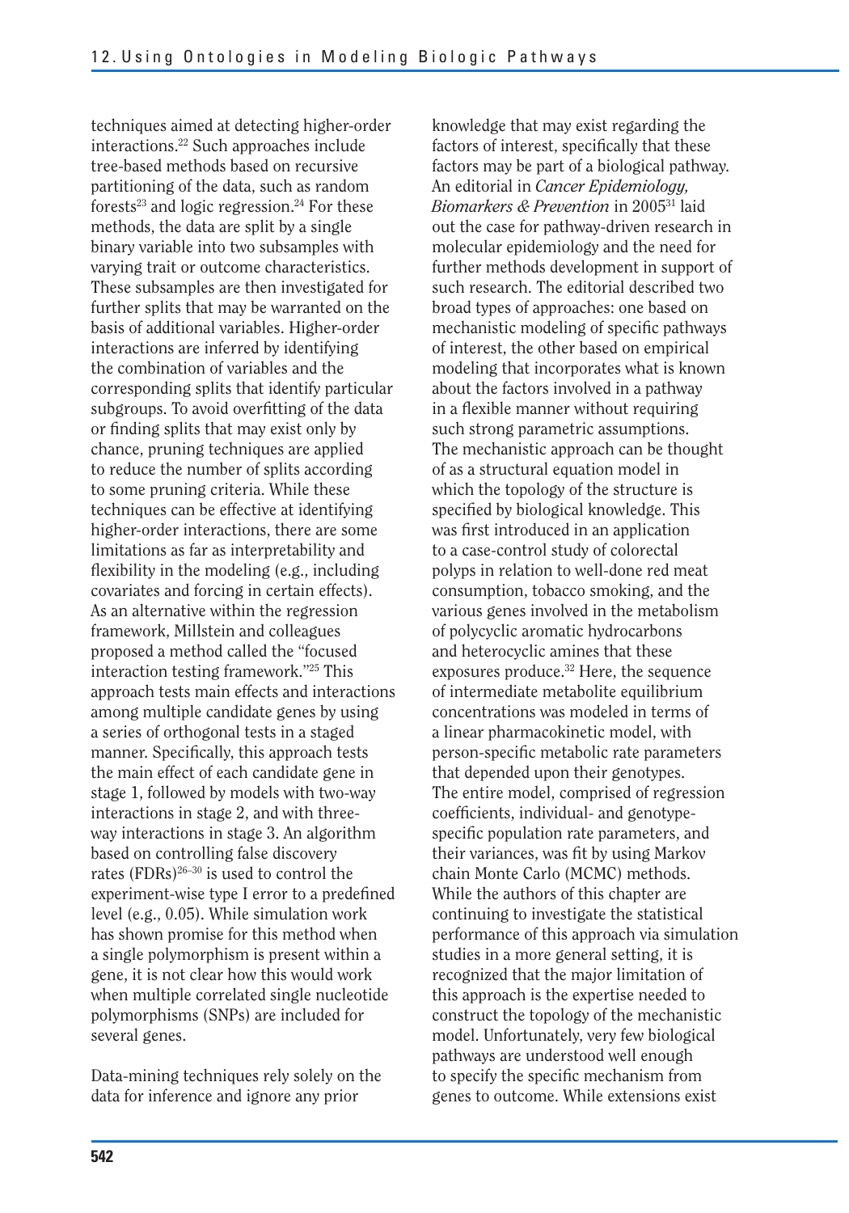techniques aimed at detecting higher-order interactions.[22] Such approaches include tree-based methods based on recursive partitioning of the data, such as random forests[23] and logic regression.[24] For these methods, the data are split by a single binary variable into two subsamples with varying trait or outcome characteristics. These subsamples are then investigated for further splits that may be warranted on the basis of additional variables. Higher-order interactions are inferred by identifying the combination of variables and the corresponding splits that identify particular subgroups. To avoid overfitting of the data or finding splits that may exist only by chance, pruning techniques are applied to reduce the number of splits according to some pruning criteria. While these techniques can be effective at identifying higher-order interactions, there are some limitations as far as interpretability and flexibility in the modeling (e.g., including covariates and forcing in certain effects). As an alternative within the regression framework, Millstein and colleagues proposed a method called the "focused interaction testing framework."[25] This approach tests main effects and interactions among multiple candidate genes by using a series of orthogonal tests in a staged manner. Specifically, this approach tests the main effect of each candidate gene in stage 1, followed by models with two-way interactions in stage 2, and with three-way interactions in stage 3. An algorithm based on controlling false discovery rates (FDRs)[26–30] is used to control the experiment-wise type I error to a predefined level (e.g., 0.05). While simulation work has shown promise for this method when a single polymorphism is present within a gene, it is not clear how this would work when multiple correlated single nucleotide polymorphisms (SNPs) are included for several genes.

Data-mining techniques rely solely on the data for inference and ignore any prior knowledge that may exist regarding the factors of interest, specifically that these factors may be part of a biological pathway. An editorial in *Cancer Epidemiology, Biomarkers & Prevention* in 2005[31] laid out the case for pathway-driven research in molecular epidemiology and the need for further methods development in support of such research. The editorial described two broad types of approaches: one based on mechanistic modeling of specific pathways of interest, the other based on empirical modeling that incorporates what is known about the factors involved in a pathway in a flexible manner without requiring such strong parametric assumptions. The mechanistic approach can be thought of as a structural equation model in which the topology of the structure is specified by biological knowledge. This was first introduced in an application to a case-control study of colorectal polyps in relation to well-done red meat consumption, tobacco smoking, and the various genes involved in the metabolism of polycyclic aromatic hydrocarbons and heterocyclic amines that these exposures produce.[32] Here, the sequence of intermediate metabolite equilibrium concentrations was modeled in terms of a linear pharmacokinetic model, with person-specific metabolic rate parameters that depended upon their genotypes. The entire model, comprised of regression coefficients, individual- and genotype-specific population rate parameters, and their variances, was fit by using Markov chain Monte Carlo (MCMC) methods. While the authors of this chapter are continuing to investigate the statistical performance of this approach via simulation studies in a more general setting, it is recognized that the major limitation of this approach is the expertise needed to construct the topology of the mechanistic model. Unfortunately, very few biological pathways are understood well enough to specify the specific mechanism from genes to outcome. While extensions exist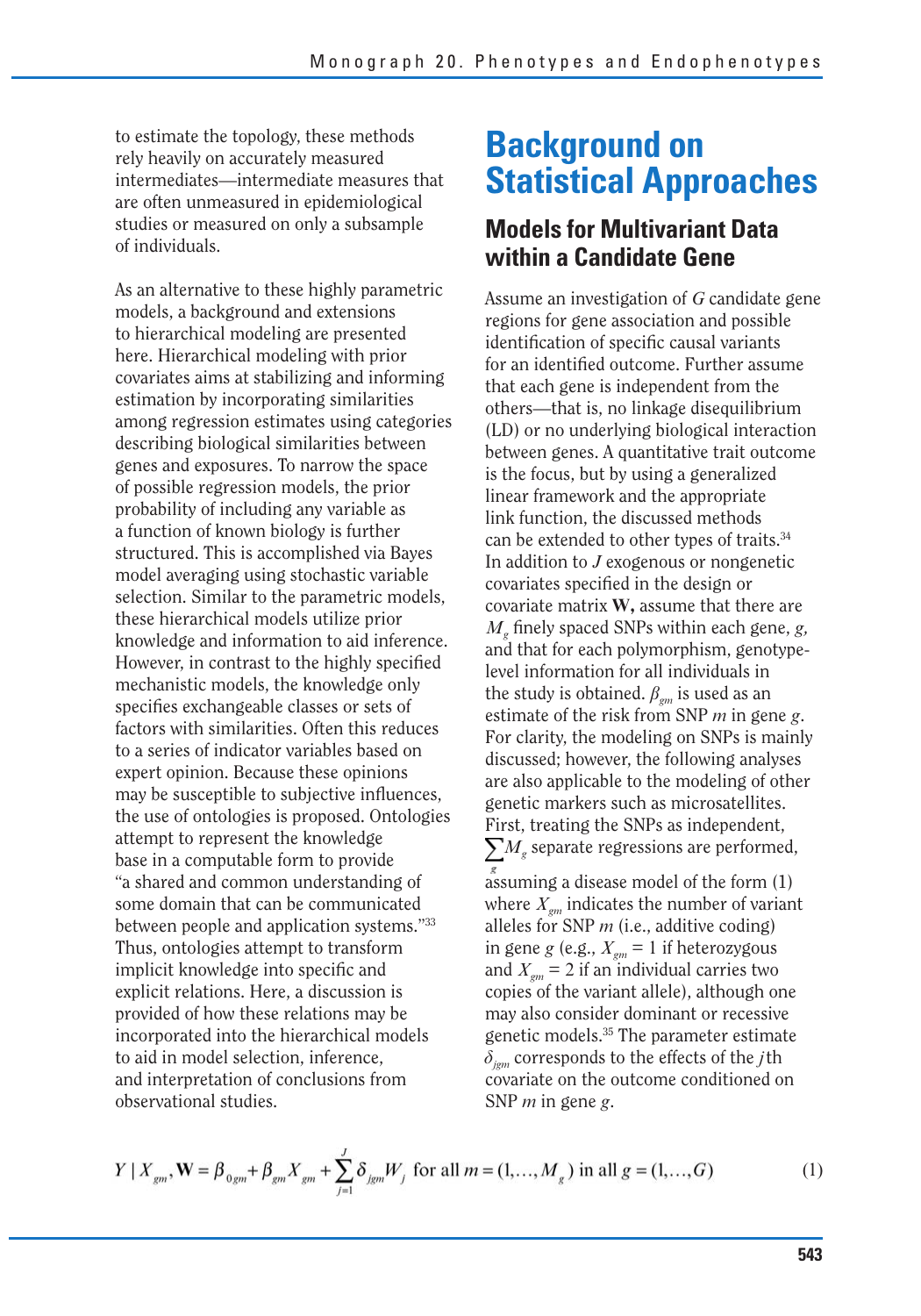to estimate the topology, these methods rely heavily on accurately measured intermediates—intermediate measures that are often unmeasured in epidemiological studies or measured on only a subsample of individuals.

As an alternative to these highly parametric models, a background and extensions to hierarchical modeling are presented here. Hierarchical modeling with prior covariates aims at stabilizing and informing estimation by incorporating similarities among regression estimates using categories describing biological similarities between genes and exposures. To narrow the space of possible regression models, the prior probability of including any variable as a function of known biology is further structured. This is accomplished via Bayes model averaging using stochastic variable selection. Similar to the parametric models, these hierarchical models utilize prior knowledge and information to aid inference. However, in contrast to the highly specified mechanistic models, the knowledge only specifies exchangeable classes or sets of factors with similarities. Often this reduces to a series of indicator variables based on expert opinion. Because these opinions may be susceptible to subjective influences, the use of ontologies is proposed. Ontologies attempt to represent the knowledge base in a computable form to provide "a shared and common understanding of some domain that can be communicated between people and application systems."[33] Thus, ontologies attempt to transform implicit knowledge into specific and explicit relations. Here, a discussion is provided of how these relations may be incorporated into the hierarchical models to aid in model selection, inference, and interpretation of conclusions from observational studies.

# Background on Statistical Approaches

## Models for Multivariant Data within a Candidate Gene

Assume an investigation of $G$ candidate gene regions for gene association and possible identification of specific causal variants for an identified outcome. Further assume that each gene is independent from the others—that is, no linkage disequilibrium (LD) or no underlying biological interaction between genes. A quantitative trait outcome is the focus, but by using a generalized linear framework and the appropriate link function, the discussed methods can be extended to other types of traits.[34] In addition to $J$ exogenous or nongenetic covariates specified in the design or covariate matrix $\mathbf{W}$, assume that there are $M_g$ finely spaced SNPs within each gene, $g$, and that for each polymorphism, genotype-level information for all individuals in the study is obtained. $\beta_{gm}$ is used as an estimate of the risk from SNP $m$ in gene $g$. For clarity, the modeling on SNPs is mainly discussed; however, the following analyses are also applicable to the modeling of other genetic markers such as microsatellites. First, treating the SNPs as independent, $\sum_g M_g$ separate regressions are performed, assuming a disease model of the form (1) where $X_{gm}$ indicates the number of variant alleles for SNP $m$ (i.e., additive coding) in gene $g$ (e.g., $X_{gm} = 1$ if heterozygous and $X_{gm} = 2$ if an individual carries two copies of the variant allele), although one may also consider dominant or recessive genetic models.[35] The parameter estimate $\delta_{jgm}$ corresponds to the effects of the $j$th covariate on the outcome conditioned on SNP $m$ in gene $g$.

$$Y \mid X_{gm}, \mathbf{W} = \beta_{0gm} + \beta_{gm} X_{gm} + \sum_{j=1}^{J} \delta_{jgm} W_j \text{ for all } m = (1, \ldots, M_g) \text{ in all } g = (1, \ldots, G) \quad (1)$$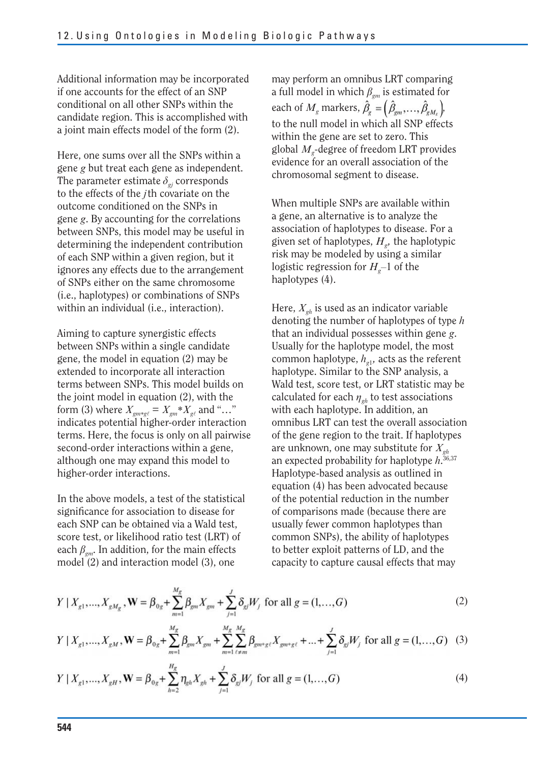Additional information may be incorporated if one accounts for the effect of an SNP conditional on all other SNPs within the candidate region. This is accomplished with a joint main effects model of the form (2).

Here, one sums over all the SNPs within a gene $g$ but treat each gene as independent. The parameter estimate $\delta_{gj}$ corresponds to the effects of the $j$th covariate on the outcome conditioned on the SNPs in gene $g$. By accounting for the correlations between SNPs, this model may be useful in determining the independent contribution of each SNP within a given region, but it ignores any effects due to the arrangement of SNPs either on the same chromosome (i.e., haplotypes) or combinations of SNPs within an individual (i.e., interaction).

Aiming to capture synergistic effects between SNPs within a single candidate gene, the model in equation (2) may be extended to incorporate all interaction terms between SNPs. This model builds on the joint model in equation (2), with the form (3) where $X_{gm*g\ell} = X_{gm}*X_{g\ell}$ and "…" indicates potential higher-order interaction terms. Here, the focus is only on all pairwise second-order interactions within a gene, although one may expand this model to higher-order interactions.

In the above models, a test of the statistical significance for association to disease for each SNP can be obtained via a Wald test, score test, or likelihood ratio test (LRT) of each $\beta_{gm}$. In addition, for the main effects model (2) and interaction model (3), one may perform an omnibus LRT comparing a full model in which $\beta_{gm}$ is estimated for each of $M_g$ markers, $\hat{\beta}_g = \left(\hat{\beta}_{gm},\ldots,\hat{\beta}_{gM_g}\right)$, to the null model in which all SNP effects within the gene are set to zero. This global $M_g$-degree of freedom LRT provides evidence for an overall association of the chromosomal segment to disease.

When multiple SNPs are available within a gene, an alternative is to analyze the association of haplotypes to disease. For a given set of haplotypes, $H_g$, the haplotypic risk may be modeled by using a similar logistic regression for $H_g$–1 of the haplotypes (4).

Here, $X_{gh}$ is used as an indicator variable denoting the number of haplotypes of type $h$ that an individual possesses within gene $g$. Usually for the haplotype model, the most common haplotype, $h_{g1}$, acts as the referent haplotype. Similar to the SNP analysis, a Wald test, score test, or LRT statistic may be calculated for each $\eta_{gh}$ to test associations with each haplotype. In addition, an omnibus LRT can test the overall association of the gene region to the trait. If haplotypes are unknown, one may substitute for $X_{gh}$ an expected probability for haplotype $h$.[36,37] Haplotype-based analysis as outlined in equation (4) has been advocated because of the potential reduction in the number of comparisons made (because there are usually fewer common haplotypes than common SNPs), the ability of haplotypes to better exploit patterns of LD, and the capacity to capture causal effects that may

$$Y \mid X_{g1},\ldots,X_{gM_g},\mathbf{W} = \beta_{0g} + \sum_{m=1}^{M_g} \beta_{gm} X_{gm} + \sum_{j=1}^{J} \delta_{gj} W_j \text{ for all } g = (1,\ldots,G) \tag{2}$$

$$Y \mid X_{g1},\ldots,X_{gM},\mathbf{W} = \beta_{0g} + \sum_{m=1}^{M_g} \beta_{gm} X_{gm} + \sum_{m=1}^{M_g}\sum_{\ell \neq m}^{M_g} \beta_{gm*g\ell} X_{gm*g\ell} + \ldots + \sum_{j=1}^{J} \delta_{gj} W_j \text{ for all } g = (1,\ldots,G) \tag{3}$$

$$Y \mid X_{g1},\ldots,X_{gH},\mathbf{W} = \beta_{0g} + \sum_{h=2}^{H_g} \eta_{gh} X_{gh} + \sum_{j=1}^{J} \delta_{gj} W_j \text{ for all } g = (1,\ldots,G) \tag{4}$$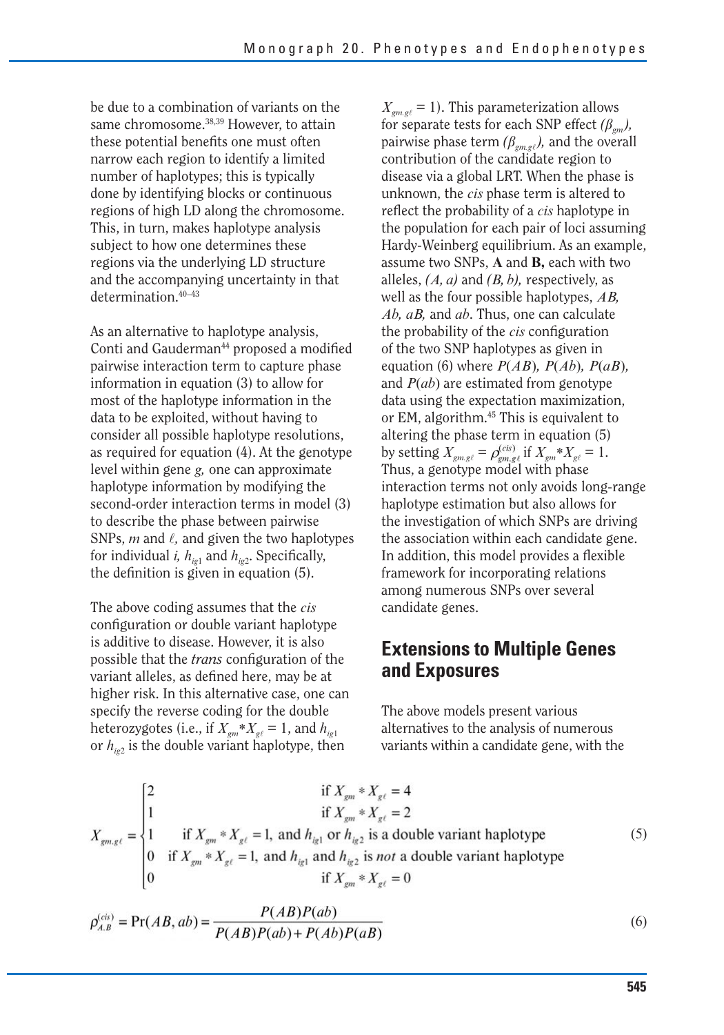be due to a combination of variants on the same chromosome.[38,39] However, to attain these potential benefits one must often narrow each region to identify a limited number of haplotypes; this is typically done by identifying blocks or continuous regions of high LD along the chromosome. This, in turn, makes haplotype analysis subject to how one determines these regions via the underlying LD structure and the accompanying uncertainty in that determination.[40–43]

As an alternative to haplotype analysis, Conti and Gauderman[44] proposed a modified pairwise interaction term to capture phase information in equation (3) to allow for most of the haplotype information in the data to be exploited, without having to consider all possible haplotype resolutions, as required for equation (4). At the genotype level within gene *g,* one can approximate haplotype information by modifying the second-order interaction terms in model (3) to describe the phase between pairwise SNPs, *m* and $\ell$, and given the two haplotypes for individual *i,* $h_{ig1}$ and $h_{ig2}$. Specifically, the definition is given in equation (5).

The above coding assumes that the *cis* configuration or double variant haplotype is additive to disease. However, it is also possible that the *trans* configuration of the variant alleles, as defined here, may be at higher risk. In this alternative case, one can specify the reverse coding for the double heterozygotes (i.e., if $X_{gm}*X_{g\ell} = 1$, and $h_{ig1}$ or $h_{ig2}$ is the double variant haplotype, then $X_{gm.g\ell} = 1$). This parameterization allows for separate tests for each SNP effect *($\beta_{gm}$),* pairwise phase term *($\beta_{gm.g\ell}$),* and the overall contribution of the candidate region to disease via a global LRT. When the phase is unknown, the *cis* phase term is altered to reflect the probability of a *cis* haplotype in the population for each pair of loci assuming Hardy-Weinberg equilibrium. As an example, assume two SNPs, **A** and **B,** each with two alleles, *(A, a)* and *(B, b),* respectively, as well as the four possible haplotypes, *AB, Ab, aB,* and *ab*. Thus, one can calculate the probability of the *cis* configuration of the two SNP haplotypes as given in equation (6) where *P*(*AB*)*, P*(*Ab*)*, P*(*aB*)*,* and *P*(*ab*) are estimated from genotype data using the expectation maximization, or EM, algorithm.[45] This is equivalent to altering the phase term in equation (5) by setting $X_{gm.g\ell} = \rho^{(cis)}_{gm.g\ell}$ if $X_{gm}*X_{g\ell} = 1$. Thus, a genotype model with phase interaction terms not only avoids long-range haplotype estimation but also allows for the investigation of which SNPs are driving the association within each candidate gene. In addition, this model provides a flexible framework for incorporating relations among numerous SNPs over several candidate genes.

## Extensions to Multiple Genes and Exposures

The above models present various alternatives to the analysis of numerous variants within a candidate gene, with the

$$X_{gm.g\ell} = \begin{cases} 2 & \text{if } X_{gm} * X_{g\ell} = 4 \\ 1 & \text{if } X_{gm} * X_{g\ell} = 2 \\ 1 & \text{if } X_{gm} * X_{g\ell} = 1, \text{ and } h_{ig1} \text{ or } h_{ig2} \text{ is a double variant haplotype} \\ 0 & \text{if } X_{gm} * X_{g\ell} = 1, \text{ and } h_{ig1} \text{ and } h_{ig2} \text{ is } \textit{not} \text{ a double variant haplotype} \\ 0 & \text{if } X_{gm} * X_{g\ell} = 0 \end{cases} \tag{5}$$

$$\rho^{(cis)}_{A.B} = \Pr(AB, ab) = \frac{P(AB)P(ab)}{P(AB)P(ab) + P(Ab)P(aB)} \tag{6}$$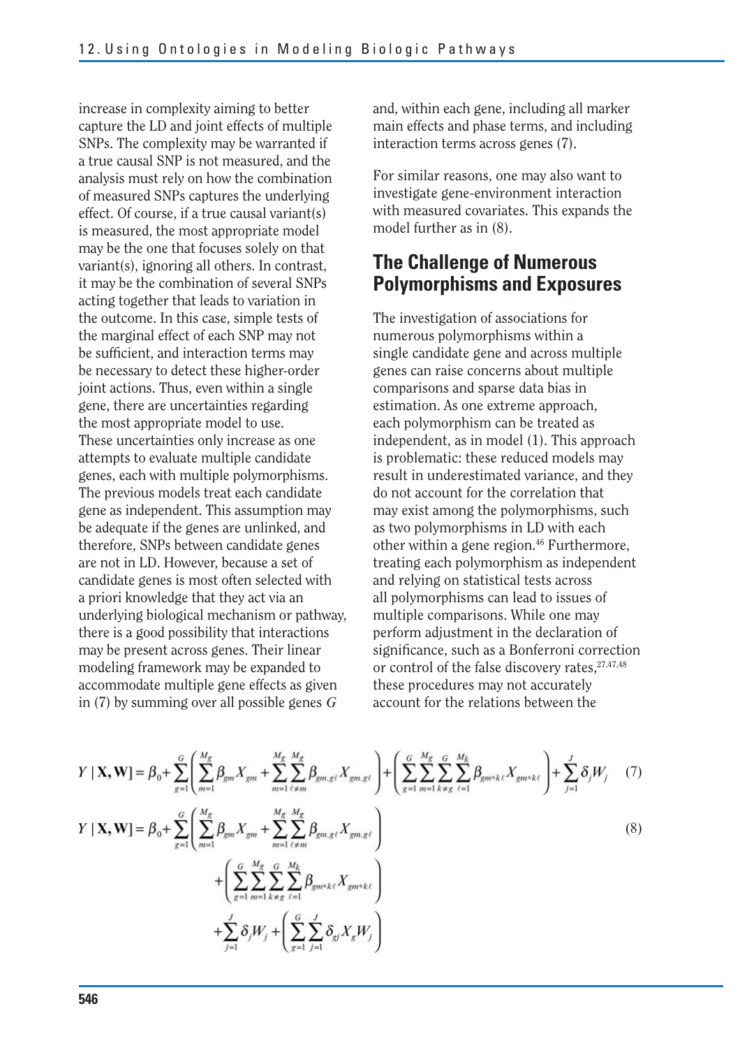increase in complexity aiming to better capture the LD and joint effects of multiple SNPs. The complexity may be warranted if a true causal SNP is not measured, and the analysis must rely on how the combination of measured SNPs captures the underlying effect. Of course, if a true causal variant(s) is measured, the most appropriate model may be the one that focuses solely on that variant(s), ignoring all others. In contrast, it may be the combination of several SNPs acting together that leads to variation in the outcome. In this case, simple tests of the marginal effect of each SNP may not be sufficient, and interaction terms may be necessary to detect these higher-order joint actions. Thus, even within a single gene, there are uncertainties regarding the most appropriate model to use. These uncertainties only increase as one attempts to evaluate multiple candidate genes, each with multiple polymorphisms. The previous models treat each candidate gene as independent. This assumption may be adequate if the genes are unlinked, and therefore, SNPs between candidate genes are not in LD. However, because a set of candidate genes is most often selected with a priori knowledge that they act via an underlying biological mechanism or pathway, there is a good possibility that interactions may be present across genes. Their linear modeling framework may be expanded to accommodate multiple gene effects as given in (7) by summing over all possible genes $G$ and, within each gene, including all marker main effects and phase terms, and including interaction terms across genes (7).

For similar reasons, one may also want to investigate gene-environment interaction with measured covariates. This expands the model further as in (8).

## The Challenge of Numerous Polymorphisms and Exposures

The investigation of associations for numerous polymorphisms within a single candidate gene and across multiple genes can raise concerns about multiple comparisons and sparse data bias in estimation. As one extreme approach, each polymorphism can be treated as independent, as in model (1). This approach is problematic: these reduced models may result in underestimated variance, and they do not account for the correlation that may exist among the polymorphisms, such as two polymorphisms in LD with each other within a gene region.[46] Furthermore, treating each polymorphism as independent and relying on statistical tests across all polymorphisms can lead to issues of multiple comparisons. While one may perform adjustment in the declaration of significance, such as a Bonferroni correction or control of the false discovery rates,[27,47,48] these procedures may not accurately account for the relations between the

$$Y \mid \mathbf{X}, \mathbf{W}] = \beta_0 + \sum_{g=1}^{G} \left( \sum_{m=1}^{M_g} \beta_{gm} X_{gm} + \sum_{m=1}^{M_g} \sum_{\ell \neq m}^{M_g} \beta_{gm.g\ell} X_{gm.g\ell} \right) + \left( \sum_{g=1}^{G} \sum_{m=1}^{M_g} \sum_{k \neq g}^{G} \sum_{\ell=1}^{M_k} \beta_{gm*k\ell} X_{gm*k\ell} \right) + \sum_{j=1}^{J} \delta_j W_j \quad (7)$$

$$\begin{aligned} Y \mid \mathbf{X}, \mathbf{W}] = \beta_0 &+ \sum_{g=1}^{G} \left( \sum_{m=1}^{M_g} \beta_{gm} X_{gm} + \sum_{m=1}^{M_g} \sum_{\ell \neq m}^{M_g} \beta_{gm.g\ell} X_{gm.g\ell} \right) \\ &+ \left( \sum_{g=1}^{G} \sum_{m=1}^{M_g} \sum_{k \neq g}^{G} \sum_{\ell=1}^{M_k} \beta_{gm*k\ell} X_{gm*k\ell} \right) \\ &+ \sum_{j=1}^{J} \delta_j W_j + \left( \sum_{g=1}^{G} \sum_{j=1}^{J} \delta_{gj} X_g W_j \right) \end{aligned} \quad (8)$$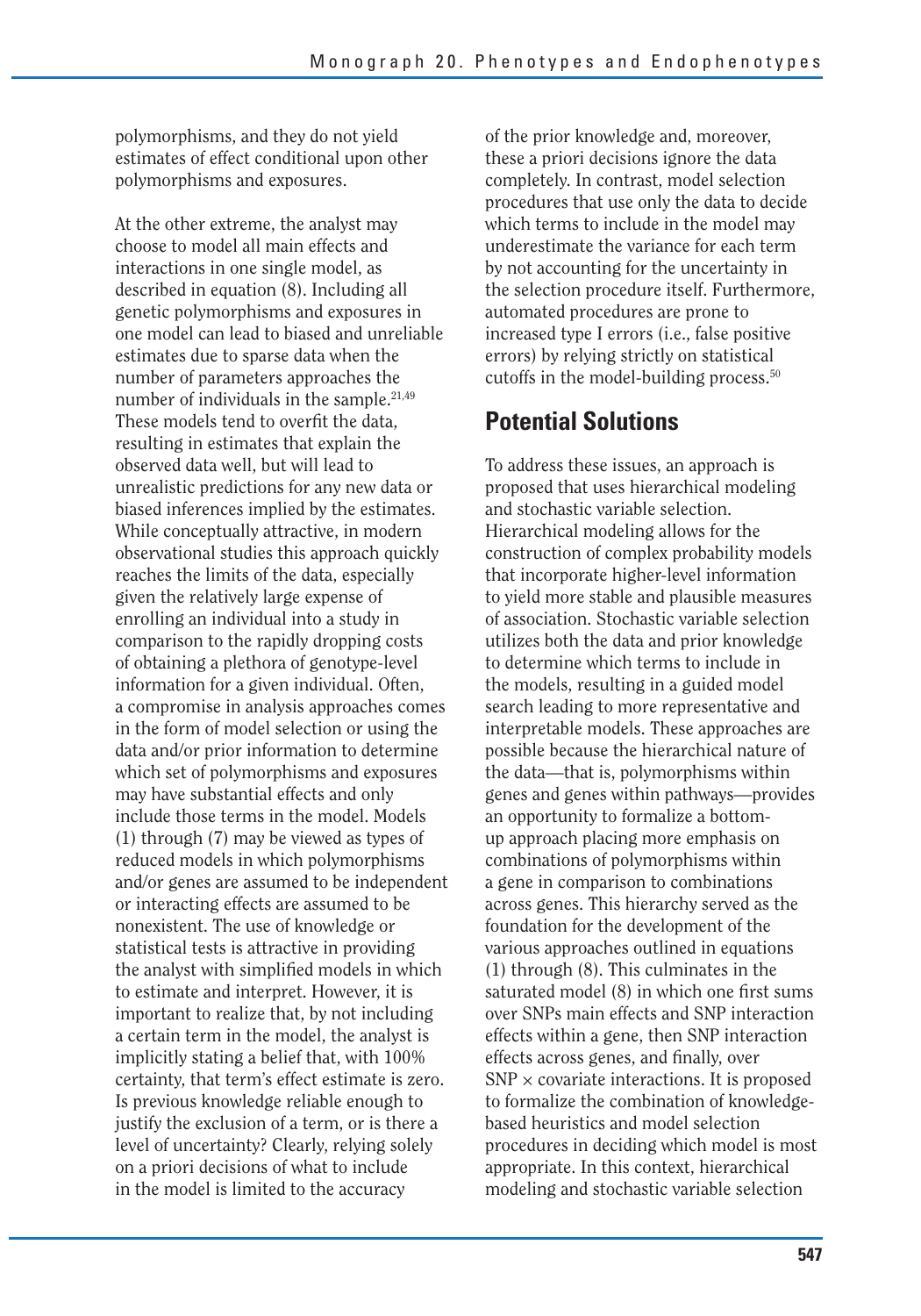polymorphisms, and they do not yield estimates of effect conditional upon other polymorphisms and exposures.

At the other extreme, the analyst may choose to model all main effects and interactions in one single model, as described in equation (8). Including all genetic polymorphisms and exposures in one model can lead to biased and unreliable estimates due to sparse data when the number of parameters approaches the number of individuals in the sample.[21,49] These models tend to overfit the data, resulting in estimates that explain the observed data well, but will lead to unrealistic predictions for any new data or biased inferences implied by the estimates. While conceptually attractive, in modern observational studies this approach quickly reaches the limits of the data, especially given the relatively large expense of enrolling an individual into a study in comparison to the rapidly dropping costs of obtaining a plethora of genotype-level information for a given individual. Often, a compromise in analysis approaches comes in the form of model selection or using the data and/or prior information to determine which set of polymorphisms and exposures may have substantial effects and only include those terms in the model. Models (1) through (7) may be viewed as types of reduced models in which polymorphisms and/or genes are assumed to be independent or interacting effects are assumed to be nonexistent. The use of knowledge or statistical tests is attractive in providing the analyst with simplified models in which to estimate and interpret. However, it is important to realize that, by not including a certain term in the model, the analyst is implicitly stating a belief that, with 100% certainty, that term's effect estimate is zero. Is previous knowledge reliable enough to justify the exclusion of a term, or is there a level of uncertainty? Clearly, relying solely on a priori decisions of what to include in the model is limited to the accuracy of the prior knowledge and, moreover, these a priori decisions ignore the data completely. In contrast, model selection procedures that use only the data to decide which terms to include in the model may underestimate the variance for each term by not accounting for the uncertainty in the selection procedure itself. Furthermore, automated procedures are prone to increased type I errors (i.e., false positive errors) by relying strictly on statistical cutoffs in the model-building process.[50]

## Potential Solutions

To address these issues, an approach is proposed that uses hierarchical modeling and stochastic variable selection. Hierarchical modeling allows for the construction of complex probability models that incorporate higher-level information to yield more stable and plausible measures of association. Stochastic variable selection utilizes both the data and prior knowledge to determine which terms to include in the models, resulting in a guided model search leading to more representative and interpretable models. These approaches are possible because the hierarchical nature of the data—that is, polymorphisms within genes and genes within pathways—provides an opportunity to formalize a bottom-up approach placing more emphasis on combinations of polymorphisms within a gene in comparison to combinations across genes. This hierarchy served as the foundation for the development of the various approaches outlined in equations (1) through (8). This culminates in the saturated model (8) in which one first sums over SNPs main effects and SNP interaction effects within a gene, then SNP interaction effects across genes, and finally, over SNP $\times$ covariate interactions. It is proposed to formalize the combination of knowledge-based heuristics and model selection procedures in deciding which model is most appropriate. In this context, hierarchical modeling and stochastic variable selection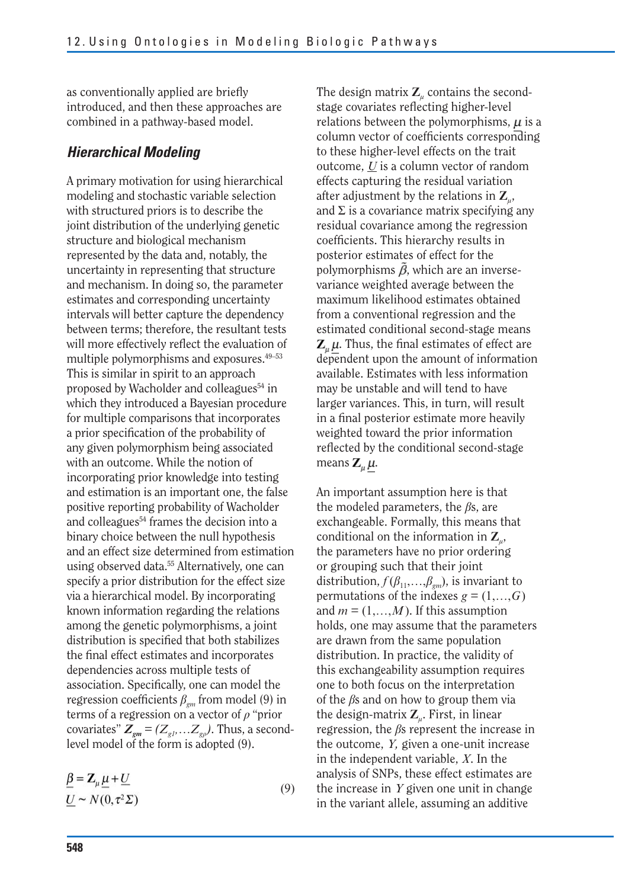as conventionally applied are briefly introduced, and then these approaches are combined in a pathway-based model.

### *Hierarchical Modeling*

A primary motivation for using hierarchical modeling and stochastic variable selection with structured priors is to describe the joint distribution of the underlying genetic structure and biological mechanism represented by the data and, notably, the uncertainty in representing that structure and mechanism. In doing so, the parameter estimates and corresponding uncertainty intervals will better capture the dependency between terms; therefore, the resultant tests will more effectively reflect the evaluation of multiple polymorphisms and exposures.[49–53] This is similar in spirit to an approach proposed by Wacholder and colleagues[54] in which they introduced a Bayesian procedure for multiple comparisons that incorporates a prior specification of the probability of any given polymorphism being associated with an outcome. While the notion of incorporating prior knowledge into testing and estimation is an important one, the false positive reporting probability of Wacholder and colleagues[54] frames the decision into a binary choice between the null hypothesis and an effect size determined from estimation using observed data.[55] Alternatively, one can specify a prior distribution for the effect size via a hierarchical model. By incorporating known information regarding the relations among the genetic polymorphisms, a joint distribution is specified that both stabilizes the final effect estimates and incorporates dependencies across multiple tests of association. Specifically, one can model the regression coefficients $\beta_{gm}$ from model (9) in terms of a regression on a vector of $\rho$ "prior covariates" $\boldsymbol{Z_{gm}} = (Z_{g1}, \ldots Z_{g\rho})$. Thus, a second-level model of the form is adopted (9).

$$
\begin{aligned}
\underline{\beta} &= \mathbf{Z}_{\mu}\,\underline{\mu} + \underline{U} \\
\underline{U} &\sim N(0, \tau^2 \Sigma)
\end{aligned}
\qquad (9)
$$

The design matrix $\mathbf{Z}_{\mu}$ contains the second-stage covariates reflecting higher-level relations between the polymorphisms, $\underline{\mu}$ is a column vector of coefficients corresponding to these higher-level effects on the trait outcome, $\underline{U}$ is a column vector of random effects capturing the residual variation after adjustment by the relations in $\mathbf{Z}_{\mu}$, and $\Sigma$ is a covariance matrix specifying any residual covariance among the regression coefficients. This hierarchy results in posterior estimates of effect for the polymorphisms $\tilde{\beta}$, which are an inverse-variance weighted average between the maximum likelihood estimates obtained from a conventional regression and the estimated conditional second-stage means $\mathbf{Z}_{\mu}\,\underline{\mu}$. Thus, the final estimates of effect are dependent upon the amount of information available. Estimates with less information may be unstable and will tend to have larger variances. This, in turn, will result in a final posterior estimate more heavily weighted toward the prior information reflected by the conditional second-stage means $\mathbf{Z}_{\mu}\,\underline{\mu}$.

An important assumption here is that the modeled parameters, the $\beta$s, are exchangeable. Formally, this means that conditional on the information in $\mathbf{Z}_{\mu}$, the parameters have no prior ordering or grouping such that their joint distribution, $f(\beta_{11}, \ldots, \beta_{gm})$, is invariant to permutations of the indexes $g = (1, \ldots, G)$ and $m = (1, \ldots, M)$. If this assumption holds, one may assume that the parameters are drawn from the same population distribution. In practice, the validity of this exchangeability assumption requires one to both focus on the interpretation of the $\beta$s and on how to group them via the design-matrix $\mathbf{Z}_{\mu}$. First, in linear regression, the $\beta$s represent the increase in the outcome, $Y$, given a one-unit increase in the independent variable, $X$. In the analysis of SNPs, these effect estimates are the increase in $Y$ given one unit in change in the variant allele, assuming an additive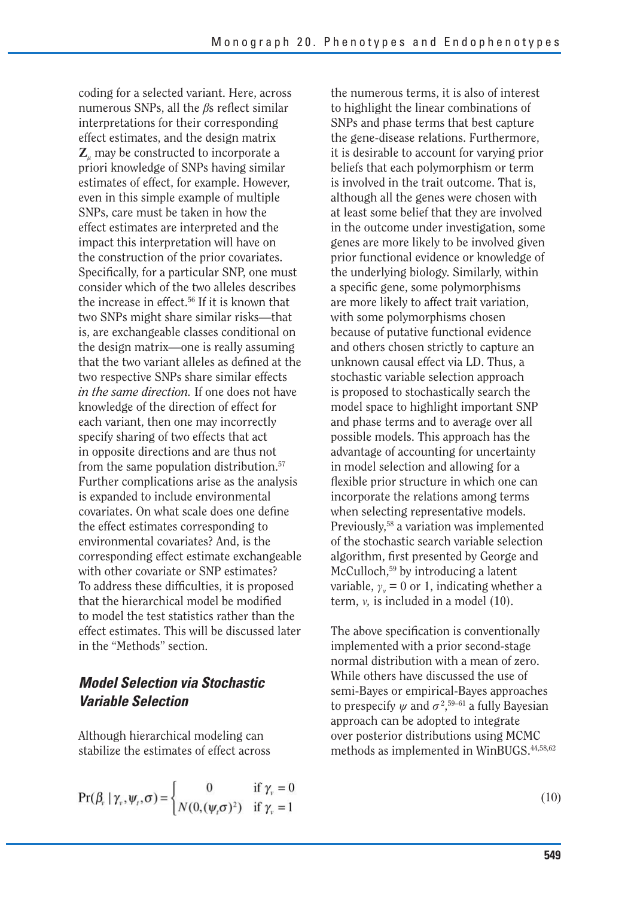coding for a selected variant. Here, across numerous SNPs, all the $\beta$s reflect similar interpretations for their corresponding effect estimates, and the design matrix $\mathbf{Z}_{\mu}$ may be constructed to incorporate a priori knowledge of SNPs having similar estimates of effect, for example. However, even in this simple example of multiple SNPs, care must be taken in how the effect estimates are interpreted and the impact this interpretation will have on the construction of the prior covariates. Specifically, for a particular SNP, one must consider which of the two alleles describes the increase in effect.[56] If it is known that two SNPs might share similar risks—that is, are exchangeable classes conditional on the design matrix—one is really assuming that the two variant alleles as defined at the two respective SNPs share similar effects *in the same direction.* If one does not have knowledge of the direction of effect for each variant, then one may incorrectly specify sharing of two effects that act in opposite directions and are thus not from the same population distribution.[57] Further complications arise as the analysis is expanded to include environmental covariates. On what scale does one define the effect estimates corresponding to environmental covariates? And, is the corresponding effect estimate exchangeable with other covariate or SNP estimates? To address these difficulties, it is proposed that the hierarchical model be modified to model the test statistics rather than the effect estimates. This will be discussed later in the "Methods" section.

## Model Selection via Stochastic Variable Selection

Although hierarchical modeling can stabilize the estimates of effect across the numerous terms, it is also of interest to highlight the linear combinations of SNPs and phase terms that best capture the gene-disease relations. Furthermore, it is desirable to account for varying prior beliefs that each polymorphism or term is involved in the trait outcome. That is, although all the genes were chosen with at least some belief that they are involved in the outcome under investigation, some genes are more likely to be involved given prior functional evidence or knowledge of the underlying biology. Similarly, within a specific gene, some polymorphisms are more likely to affect trait variation, with some polymorphisms chosen because of putative functional evidence and others chosen strictly to capture an unknown causal effect via LD. Thus, a stochastic variable selection approach is proposed to stochastically search the model space to highlight important SNP and phase terms and to average over all possible models. This approach has the advantage of accounting for uncertainty in model selection and allowing for a flexible prior structure in which one can incorporate the relations among terms when selecting representative models. Previously,[58] a variation was implemented of the stochastic search variable selection algorithm, first presented by George and McCulloch,[59] by introducing a latent variable, $\gamma_v = 0$ or 1, indicating whether a term, $v$, is included in a model (10).

The above specification is conventionally implemented with a prior second-stage normal distribution with a mean of zero. While others have discussed the use of semi-Bayes or empirical-Bayes approaches to prespecify $\psi$ and $\sigma^2$,[59–61] a fully Bayesian approach can be adopted to integrate over posterior distributions using MCMC methods as implemented in WinBUGS.[44,58,62]

$$\Pr(\beta_v \mid \gamma_v, \psi_t, \sigma) = \begin{cases} 0 & \text{if } \gamma_v = 0 \\ N(0, (\psi_t \sigma)^2) & \text{if } \gamma_v = 1 \end{cases} \tag{10}$$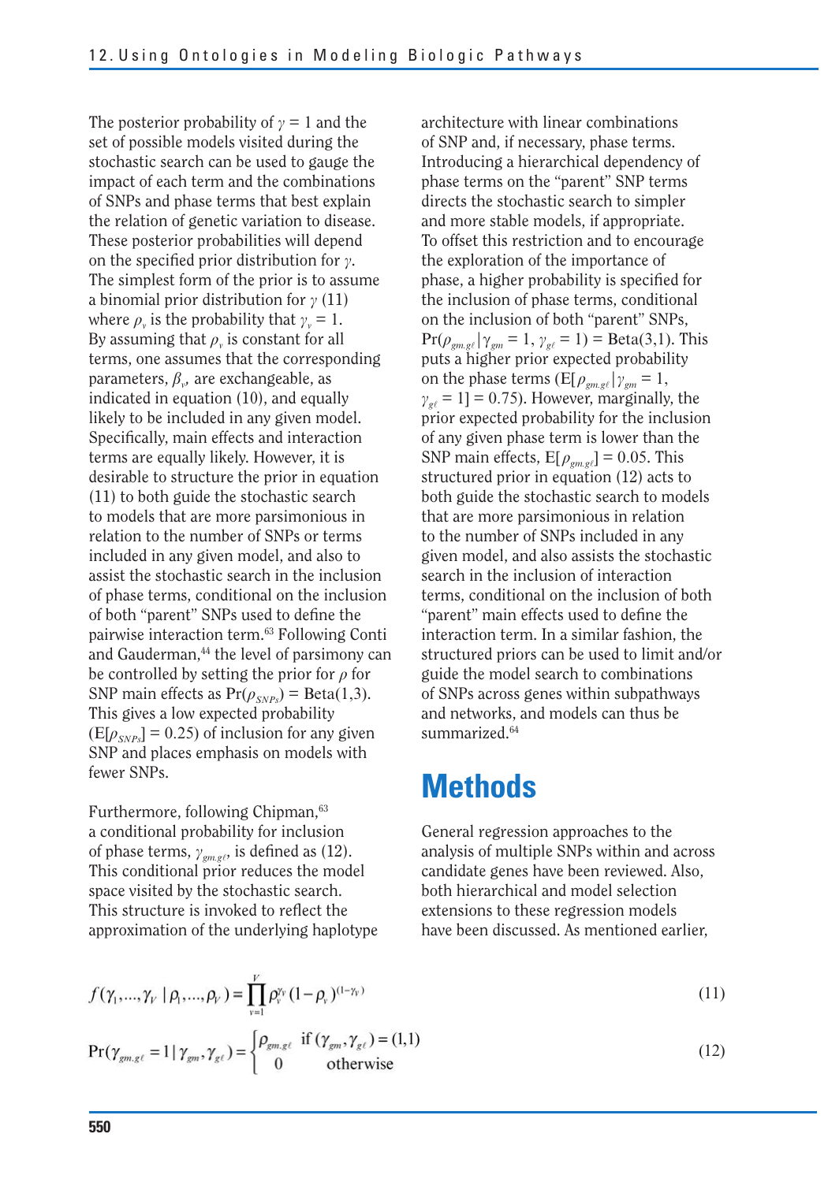The posterior probability of $\gamma = 1$ and the set of possible models visited during the stochastic search can be used to gauge the impact of each term and the combinations of SNPs and phase terms that best explain the relation of genetic variation to disease. These posterior probabilities will depend on the specified prior distribution for $\gamma$. The simplest form of the prior is to assume a binomial prior distribution for $\gamma$ (11) where $\rho_v$ is the probability that $\gamma_v = 1$. By assuming that $\rho_v$ is constant for all terms, one assumes that the corresponding parameters, $\beta_v$, are exchangeable, as indicated in equation (10), and equally likely to be included in any given model. Specifically, main effects and interaction terms are equally likely. However, it is desirable to structure the prior in equation (11) to both guide the stochastic search to models that are more parsimonious in relation to the number of SNPs or terms included in any given model, and also to assist the stochastic search in the inclusion of phase terms, conditional on the inclusion of both "parent" SNPs used to define the pairwise interaction term.[63] Following Conti and Gauderman,[44] the level of parsimony can be controlled by setting the prior for $\rho$ for SNP main effects as $\Pr(\rho_{SNPs}) = \text{Beta}(1,3)$. This gives a low expected probability ($E[\rho_{SNPs}] = 0.25$) of inclusion for any given SNP and places emphasis on models with fewer SNPs.

Furthermore, following Chipman,[63] a conditional probability for inclusion of phase terms, $\gamma_{gm.g\ell}$, is defined as (12). This conditional prior reduces the model space visited by the stochastic search. This structure is invoked to reflect the approximation of the underlying haplotype architecture with linear combinations of SNP and, if necessary, phase terms. Introducing a hierarchical dependency of phase terms on the "parent" SNP terms directs the stochastic search to simpler and more stable models, if appropriate. To offset this restriction and to encourage the exploration of the importance of phase, a higher probability is specified for the inclusion of phase terms, conditional on the inclusion of both "parent" SNPs, $\Pr(\rho_{gm.g\ell} | \gamma_{gm} = 1, \gamma_{g\ell} = 1) = \text{Beta}(3,1)$. This puts a higher prior expected probability on the phase terms ($E[\rho_{gm.g\ell} | \gamma_{gm} = 1, \gamma_{g\ell} = 1] = 0.75$). However, marginally, the prior expected probability for the inclusion of any given phase term is lower than the SNP main effects, $E[\rho_{gm.g\ell}] = 0.05$. This structured prior in equation (12) acts to both guide the stochastic search to models that are more parsimonious in relation to the number of SNPs included in any given model, and also assists the stochastic search in the inclusion of interaction terms, conditional on the inclusion of both "parent" main effects used to define the interaction term. In a similar fashion, the structured priors can be used to limit and/or guide the model search to combinations of SNPs across genes within subpathways and networks, and models can thus be summarized.[64]

# Methods

General regression approaches to the analysis of multiple SNPs within and across candidate genes have been reviewed. Also, both hierarchical and model selection extensions to these regression models have been discussed. As mentioned earlier,

$$f(\gamma_1, \ldots, \gamma_V \mid \rho_1, \ldots, \rho_V) = \prod_{v=1}^{V} \rho_v^{\gamma_v} (1 - \rho_v)^{(1-\gamma_v)} \tag{11}$$

$$\Pr(\gamma_{gm.g\ell} = 1 \mid \gamma_{gm}, \gamma_{g\ell}) = \begin{cases} \rho_{gm.g\ell} & \text{if } (\gamma_{gm}, \gamma_{g\ell}) = (1,1) \\ 0 & \text{otherwise} \end{cases} \tag{12}$$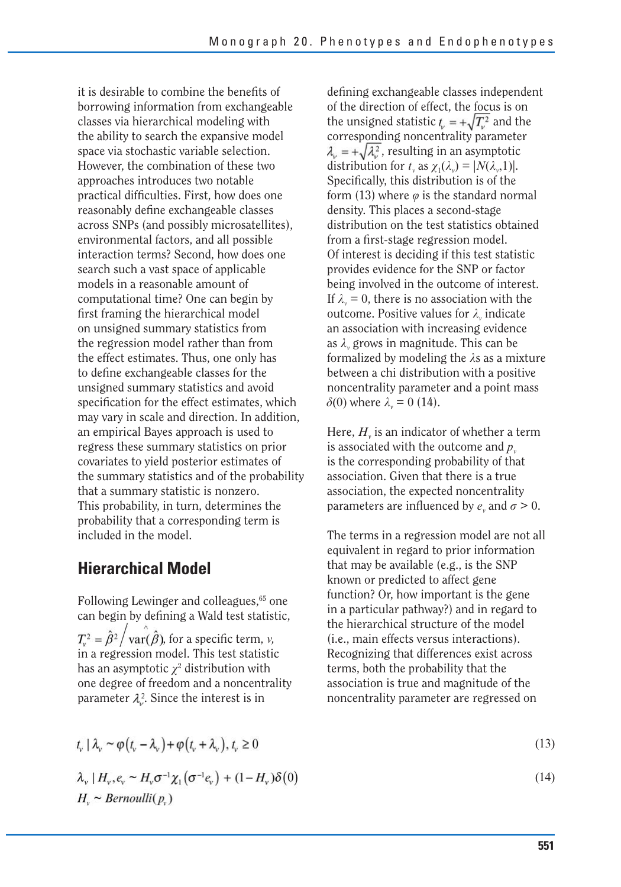it is desirable to combine the benefits of borrowing information from exchangeable classes via hierarchical modeling with the ability to search the expansive model space via stochastic variable selection. However, the combination of these two approaches introduces two notable practical difficulties. First, how does one reasonably define exchangeable classes across SNPs (and possibly microsatellites), environmental factors, and all possible interaction terms? Second, how does one search such a vast space of applicable models in a reasonable amount of computational time? One can begin by first framing the hierarchical model on unsigned summary statistics from the regression model rather than from the effect estimates. Thus, one only has to define exchangeable classes for the unsigned summary statistics and avoid specification for the effect estimates, which may vary in scale and direction. In addition, an empirical Bayes approach is used to regress these summary statistics on prior covariates to yield posterior estimates of the summary statistics and of the probability that a summary statistic is nonzero. This probability, in turn, determines the probability that a corresponding term is included in the model.

## Hierarchical Model

Following Lewinger and colleagues,[65] one can begin by defining a Wald test statistic, $T_v^2 = \hat{\beta}^2 / \widehat{\text{var}}(\hat{\beta})$, for a specific term, $v$, in a regression model. This test statistic has an asymptotic $\chi^2$ distribution with one degree of freedom and a noncentrality parameter $\lambda_v^2$. Since the interest is in defining exchangeable classes independent of the direction of effect, the focus is on the unsigned statistic $t_v = +\sqrt{T_v^2}$ and the corresponding noncentrality parameter $\lambda_v = +\sqrt{\lambda_v^2}$, resulting in an asymptotic distribution for $t_v$ as $\chi_1(\lambda_v) = |N(\lambda_v, 1)|$. Specifically, this distribution is of the form (13) where $\varphi$ is the standard normal density. This places a second-stage distribution on the test statistics obtained from a first-stage regression model. Of interest is deciding if this test statistic provides evidence for the SNP or factor being involved in the outcome of interest. If $\lambda_v = 0$, there is no association with the outcome. Positive values for $\lambda_v$ indicate an association with increasing evidence as $\lambda_v$ grows in magnitude. This can be formalized by modeling the $\lambda$s as a mixture between a chi distribution with a positive noncentrality parameter and a point mass $\delta(0)$ where $\lambda_v = 0$ (14).

Here, $H_v$ is an indicator of whether a term is associated with the outcome and $p_v$ is the corresponding probability of that association. Given that there is a true association, the expected noncentrality parameters are influenced by $e_v$ and $\sigma > 0$.

The terms in a regression model are not all equivalent in regard to prior information that may be available (e.g., is the SNP known or predicted to affect gene function? Or, how important is the gene in a particular pathway?) and in regard to the hierarchical structure of the model (i.e., main effects versus interactions). Recognizing that differences exist across terms, both the probability that the association is true and magnitude of the noncentrality parameter are regressed on

$$t_v \mid \lambda_v \sim \varphi(t_v - \lambda_v) + \varphi(t_v + \lambda_v),\ t_v \geq 0 \tag{13}$$

$$\lambda_v \mid H_v, e_v \sim H_v \sigma^{-1} \chi_1(\sigma^{-1} e_v) + (1 - H_v)\delta(0) \tag{14}$$
$$H_v \sim Bernoulli(p_v)$$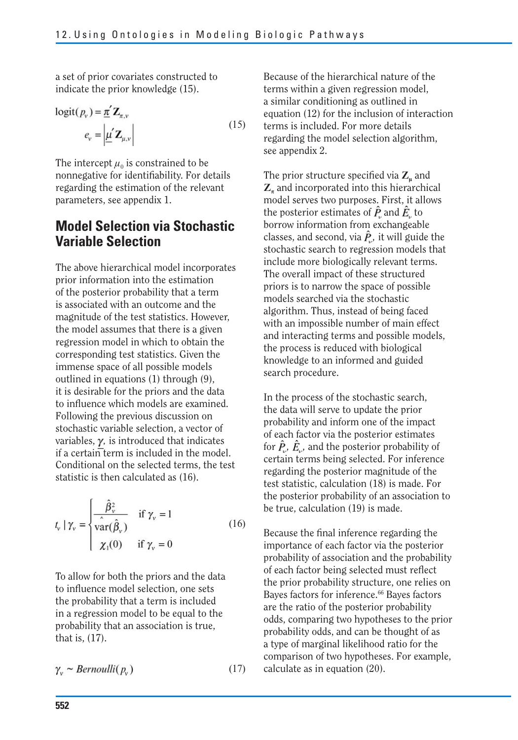a set of prior covariates constructed to indicate the prior knowledge (15).

$$\text{logit}(p_v) = \underline{\pi}' \mathbf{Z}_{\pi,v}$$
$$e_v = \left| \underline{\mu}' \mathbf{Z}_{\mu,v} \right| \tag{15}$$

The intercept $\mu_0$ is constrained to be nonnegative for identifiability. For details regarding the estimation of the relevant parameters, see appendix 1.

## Model Selection via Stochastic Variable Selection

The above hierarchical model incorporates prior information into the estimation of the posterior probability that a term is associated with an outcome and the magnitude of the test statistics. However, the model assumes that there is a given regression model in which to obtain the corresponding test statistics. Given the immense space of all possible models outlined in equations (1) through (9), it is desirable for the priors and the data to influence which models are examined. Following the previous discussion on stochastic variable selection, a vector of variables, $\underline{\gamma}$, is introduced that indicates if a certain term is included in the model. Conditional on the selected terms, the test statistic is then calculated as (16).

$$t_v \mid \gamma_v = \begin{cases} \dfrac{\hat{\beta}_v^2}{\hat{\text{var}}(\hat{\beta}_v)} & \text{if } \gamma_v = 1 \\ \chi_1(0) & \text{if } \gamma_v = 0 \end{cases} \tag{16}$$

To allow for both the priors and the data to influence model selection, one sets the probability that a term is included in a regression model to be equal to the probability that an association is true, that is, (17).

$$\gamma_v \sim Bernoulli(p_v) \tag{17}$$

Because of the hierarchical nature of the terms within a given regression model, a similar conditioning as outlined in equation (12) for the inclusion of interaction terms is included. For more details regarding the model selection algorithm, see appendix 2.

The prior structure specified via $\mathbf{Z}_\mu$ and $\mathbf{Z}_\pi$ and incorporated into this hierarchical model serves two purposes. First, it allows the posterior estimates of $\hat{P}_v$ and $\hat{E}_v$ to borrow information from exchangeable classes, and second, via $\hat{P}_v$, it will guide the stochastic search to regression models that include more biologically relevant terms. The overall impact of these structured priors is to narrow the space of possible models searched via the stochastic algorithm. Thus, instead of being faced with an impossible number of main effect and interacting terms and possible models, the process is reduced with biological knowledge to an informed and guided search procedure.

In the process of the stochastic search, the data will serve to update the prior probability and inform one of the impact of each factor via the posterior estimates for $\hat{P}_v$, $\hat{E}_v$, and the posterior probability of certain terms being selected. For inference regarding the posterior magnitude of the test statistic, calculation (18) is made. For the posterior probability of an association to be true, calculation (19) is made.

Because the final inference regarding the importance of each factor via the posterior probability of association and the probability of each factor being selected must reflect the prior probability structure, one relies on Bayes factors for inference.[66] Bayes factors are the ratio of the posterior probability odds, comparing two hypotheses to the prior probability odds, and can be thought of as a type of marginal likelihood ratio for the comparison of two hypotheses. For example, calculate as in equation (20).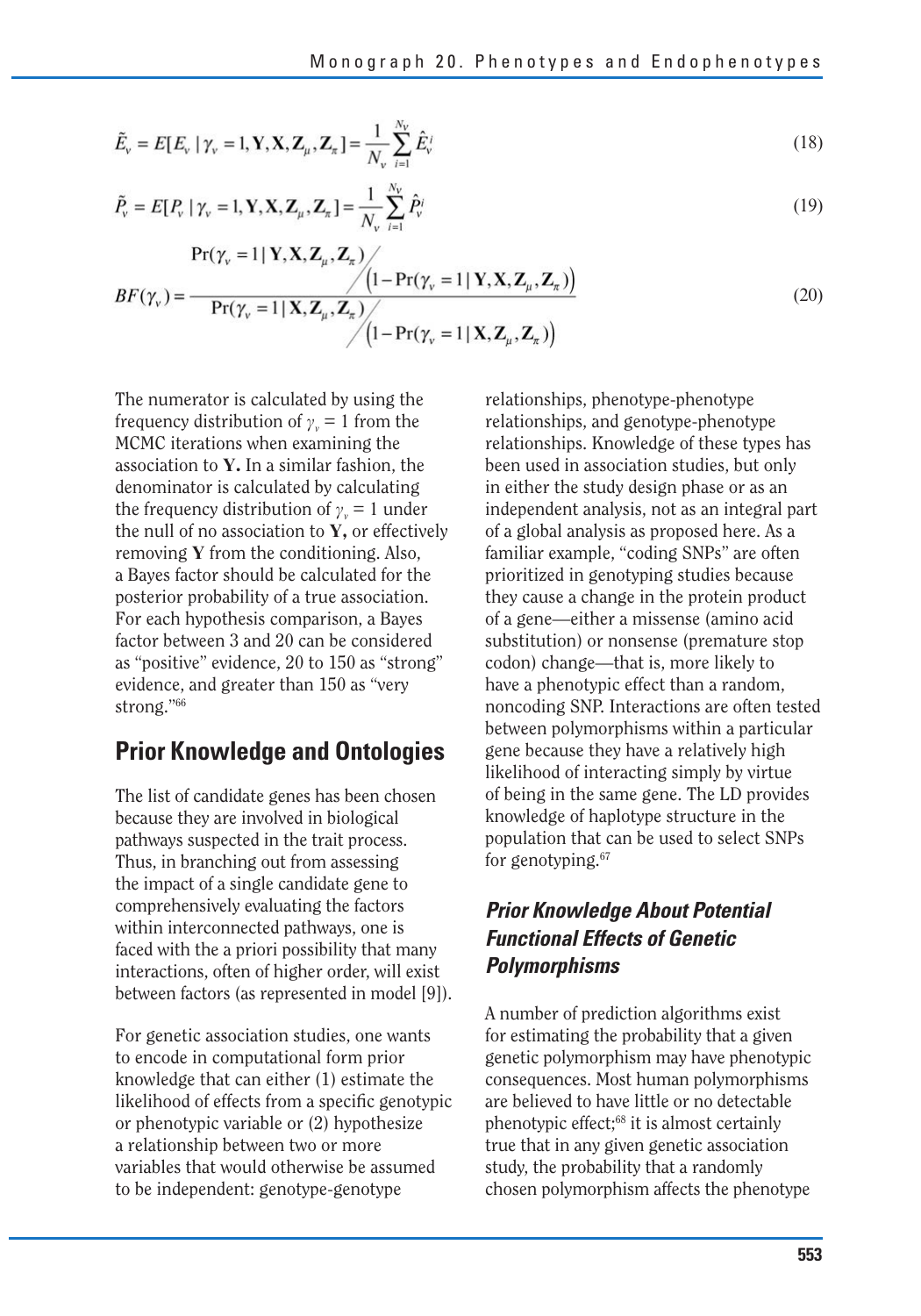$$\tilde{E}_v = E[E_v \mid \gamma_v = 1, \mathbf{Y}, \mathbf{X}, \mathbf{Z}_\mu, \mathbf{Z}_\pi] = \frac{1}{N_v} \sum_{i=1}^{N_v} \hat{E}_v^i \tag{18}$$

$$\tilde{P}_v = E[P_v \mid \gamma_v = 1, \mathbf{Y}, \mathbf{X}, \mathbf{Z}_\mu, \mathbf{Z}_\pi] = \frac{1}{N_v} \sum_{i=1}^{N_v} \hat{P}_v^i \tag{19}$$

$$BF(\gamma_v) = \frac{\Pr(\gamma_v = 1 \mid \mathbf{Y}, \mathbf{X}, \mathbf{Z}_\mu, \mathbf{Z}_\pi) \Big/ \left(1 - \Pr(\gamma_v = 1 \mid \mathbf{Y}, \mathbf{X}, \mathbf{Z}_\mu, \mathbf{Z}_\pi)\right)}{\Pr(\gamma_v = 1 \mid \mathbf{X}, \mathbf{Z}_\mu, \mathbf{Z}_\pi) \Big/ \left(1 - \Pr(\gamma_v = 1 \mid \mathbf{X}, \mathbf{Z}_\mu, \mathbf{Z}_\pi)\right)} \tag{20}$$

The numerator is calculated by using the frequency distribution of $\gamma_v = 1$ from the MCMC iterations when examining the association to **Y.** In a similar fashion, the denominator is calculated by calculating the frequency distribution of $\gamma_v = 1$ under the null of no association to **Y,** or effectively removing **Y** from the conditioning. Also, a Bayes factor should be calculated for the posterior probability of a true association. For each hypothesis comparison, a Bayes factor between 3 and 20 can be considered as "positive" evidence, 20 to 150 as "strong" evidence, and greater than 150 as "very strong."[66]

## Prior Knowledge and Ontologies

The list of candidate genes has been chosen because they are involved in biological pathways suspected in the trait process. Thus, in branching out from assessing the impact of a single candidate gene to comprehensively evaluating the factors within interconnected pathways, one is faced with the a priori possibility that many interactions, often of higher order, will exist between factors (as represented in model [9]).

For genetic association studies, one wants to encode in computational form prior knowledge that can either (1) estimate the likelihood of effects from a specific genotypic or phenotypic variable or (2) hypothesize a relationship between two or more variables that would otherwise be assumed to be independent: genotype-genotype relationships, phenotype-phenotype relationships, and genotype-phenotype relationships. Knowledge of these types has been used in association studies, but only in either the study design phase or as an independent analysis, not as an integral part of a global analysis as proposed here. As a familiar example, "coding SNPs" are often prioritized in genotyping studies because they cause a change in the protein product of a gene—either a missense (amino acid substitution) or nonsense (premature stop codon) change—that is, more likely to have a phenotypic effect than a random, noncoding SNP. Interactions are often tested between polymorphisms within a particular gene because they have a relatively high likelihood of interacting simply by virtue of being in the same gene. The LD provides knowledge of haplotype structure in the population that can be used to select SNPs for genotyping.[67]

### *Prior Knowledge About Potential Functional Effects of Genetic Polymorphisms*

A number of prediction algorithms exist for estimating the probability that a given genetic polymorphism may have phenotypic consequences. Most human polymorphisms are believed to have little or no detectable phenotypic effect;[68] it is almost certainly true that in any given genetic association study, the probability that a randomly chosen polymorphism affects the phenotype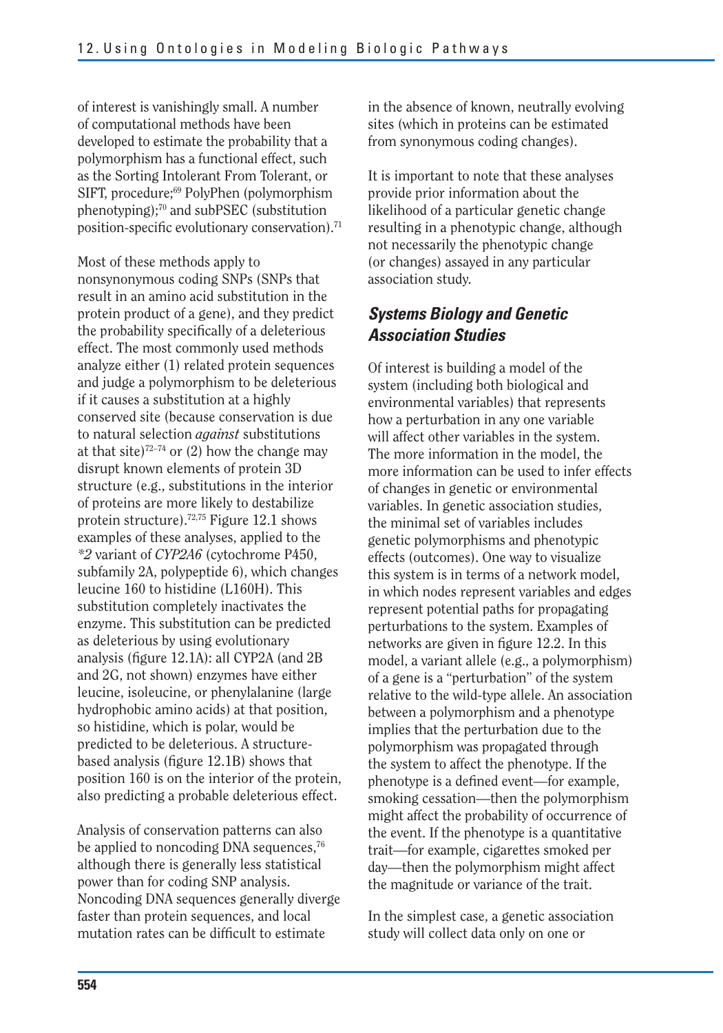of interest is vanishingly small. A number of computational methods have been developed to estimate the probability that a polymorphism has a functional effect, such as the Sorting Intolerant From Tolerant, or SIFT, procedure;[69] PolyPhen (polymorphism phenotyping);[70] and subPSEC (substitution position-specific evolutionary conservation).[71]

Most of these methods apply to nonsynonymous coding SNPs (SNPs that result in an amino acid substitution in the protein product of a gene), and they predict the probability specifically of a deleterious effect. The most commonly used methods analyze either (1) related protein sequences and judge a polymorphism to be deleterious if it causes a substitution at a highly conserved site (because conservation is due to natural selection *against* substitutions at that site)[72–74] or (2) how the change may disrupt known elements of protein 3D structure (e.g., substitutions in the interior of proteins are more likely to destabilize protein structure).[72,75] Figure 12.1 shows examples of these analyses, applied to the *\*2* variant of *CYP2A6* (cytochrome P450, subfamily 2A, polypeptide 6), which changes leucine 160 to histidine (L160H). This substitution completely inactivates the enzyme. This substitution can be predicted as deleterious by using evolutionary analysis (figure 12.1A): all CYP2A (and 2B and 2G, not shown) enzymes have either leucine, isoleucine, or phenylalanine (large hydrophobic amino acids) at that position, so histidine, which is polar, would be predicted to be deleterious. A structure-based analysis (figure 12.1B) shows that position 160 is on the interior of the protein, also predicting a probable deleterious effect.

Analysis of conservation patterns can also be applied to noncoding DNA sequences,[76] although there is generally less statistical power than for coding SNP analysis. Noncoding DNA sequences generally diverge faster than protein sequences, and local mutation rates can be difficult to estimate in the absence of known, neutrally evolving sites (which in proteins can be estimated from synonymous coding changes).

It is important to note that these analyses provide prior information about the likelihood of a particular genetic change resulting in a phenotypic change, although not necessarily the phenotypic change (or changes) assayed in any particular association study.

### Systems Biology and Genetic Association Studies

Of interest is building a model of the system (including both biological and environmental variables) that represents how a perturbation in any one variable will affect other variables in the system. The more information in the model, the more information can be used to infer effects of changes in genetic or environmental variables. In genetic association studies, the minimal set of variables includes genetic polymorphisms and phenotypic effects (outcomes). One way to visualize this system is in terms of a network model, in which nodes represent variables and edges represent potential paths for propagating perturbations to the system. Examples of networks are given in figure 12.2. In this model, a variant allele (e.g., a polymorphism) of a gene is a "perturbation" of the system relative to the wild-type allele. An association between a polymorphism and a phenotype implies that the perturbation due to the polymorphism was propagated through the system to affect the phenotype. If the phenotype is a defined event—for example, smoking cessation—then the polymorphism might affect the probability of occurrence of the event. If the phenotype is a quantitative trait—for example, cigarettes smoked per day—then the polymorphism might affect the magnitude or variance of the trait.

In the simplest case, a genetic association study will collect data only on one or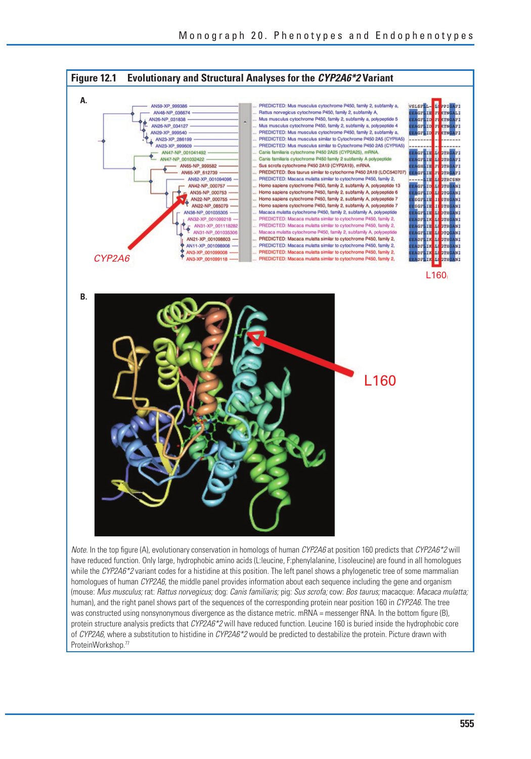**Figure 12.1 Evolutionary and Structural Analyses for the *CYP2A6\*2* Variant**

A.

B.

*Note.* In the top figure (A), evolutionary conservation in homologs of human *CYP2A6* at position 160 predicts that *CYP2A6\*2* will have reduced function. Only large, hydrophobic amino acids (L:leucine, F:phenylalanine, I:isoleucine) are found in all homologues while the *CYP2A6\*2* variant codes for a histidine at this position. The left panel shows a phylogenetic tree of some mammalian homologues of human *CYP2A6,* the middle panel provides information about each sequence including the gene and organism (mouse: *Mus musculus;* rat: *Rattus norvegicus;* dog: *Canis familiaris;* pig: *Sus scrofa;* cow: *Bos taurus;* macacque: *Macaca mulatta;* human), and the right panel shows part of the sequences of the corresponding protein near position 160 in *CYP2A6.* The tree was constructed using nonsynonymous divergence as the distance metric. mRNA = messenger RNA. In the bottom figure (B), protein structure analysis predicts that *CYP2A6\*2* will have reduced function. Leucine 160 is buried inside the hydrophobic core of *CYP2A6,* where a substitution to histidine in *CYP2A6\*2* would be predicted to destabilize the protein. Picture drawn with ProteinWorkshop.[77]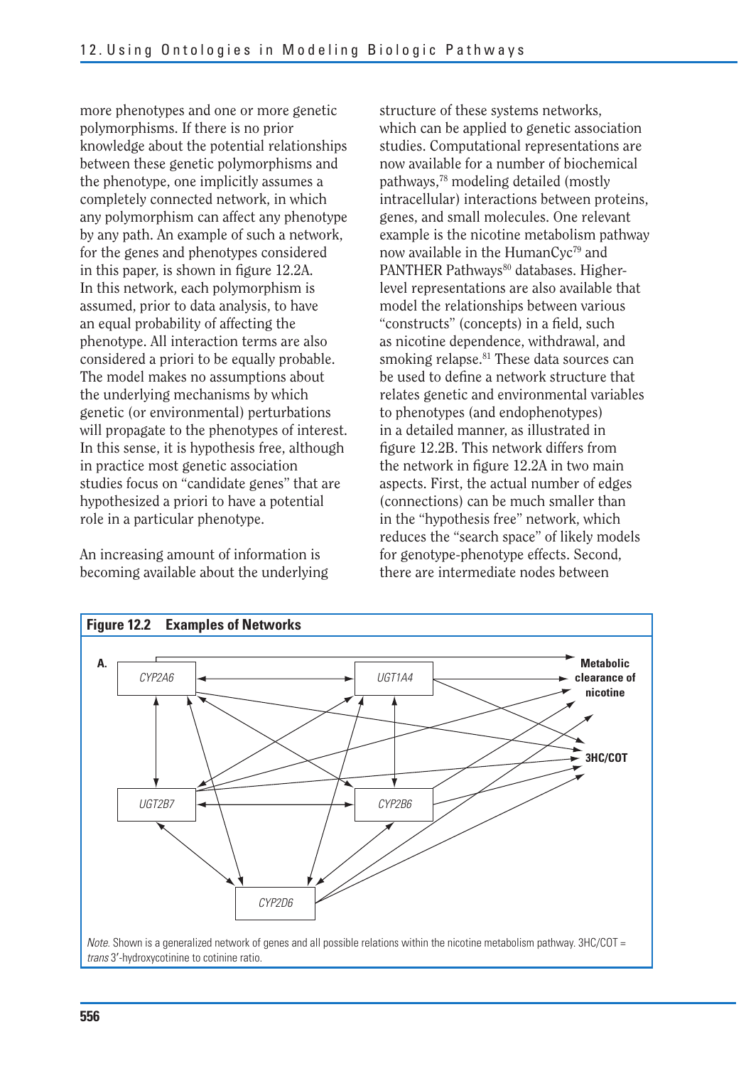more phenotypes and one or more genetic polymorphisms. If there is no prior knowledge about the potential relationships between these genetic polymorphisms and the phenotype, one implicitly assumes a completely connected network, in which any polymorphism can affect any phenotype by any path. An example of such a network, for the genes and phenotypes considered in this paper, is shown in figure 12.2A. In this network, each polymorphism is assumed, prior to data analysis, to have an equal probability of affecting the phenotype. All interaction terms are also considered a priori to be equally probable. The model makes no assumptions about the underlying mechanisms by which genetic (or environmental) perturbations will propagate to the phenotypes of interest. In this sense, it is hypothesis free, although in practice most genetic association studies focus on "candidate genes" that are hypothesized a priori to have a potential role in a particular phenotype.

An increasing amount of information is becoming available about the underlying structure of these systems networks, which can be applied to genetic association studies. Computational representations are now available for a number of biochemical pathways,[78] modeling detailed (mostly intracellular) interactions between proteins, genes, and small molecules. One relevant example is the nicotine metabolism pathway now available in the HumanCyc[79] and PANTHER Pathways[80] databases. Higher-level representations are also available that model the relationships between various "constructs" (concepts) in a field, such as nicotine dependence, withdrawal, and smoking relapse.[81] These data sources can be used to define a network structure that relates genetic and environmental variables to phenotypes (and endophenotypes) in a detailed manner, as illustrated in figure 12.2B. This network differs from the network in figure 12.2A in two main aspects. First, the actual number of edges (connections) can be much smaller than in the "hypothesis free" network, which reduces the "search space" of likely models for genotype-phenotype effects. Second, there are intermediate nodes between

**Figure 12.2 Examples of Networks**

A. *CYP2A6*, *UGT1A4*, *UGT2B7*, *CYP2B6*, *CYP2D6* → Metabolic clearance of nicotine; 3HC/COT

*Note.* Shown is a generalized network of genes and all possible relations within the nicotine metabolism pathway. 3HC/COT = *trans* 3′-hydroxycotinine to cotinine ratio.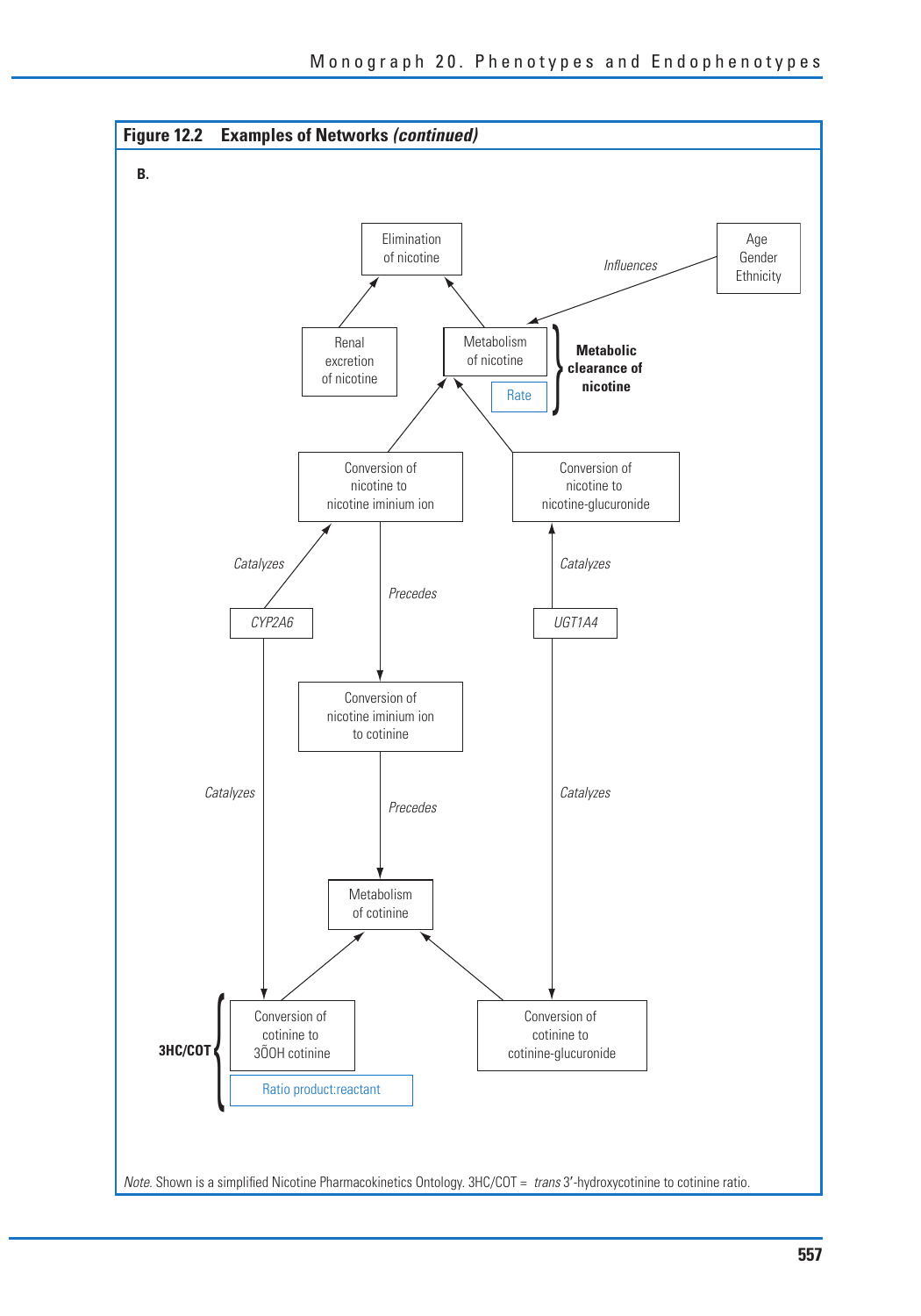**Figure 12.2 Examples of Networks *(continued)***

**B.**

Elimination of nicotine

Age
Gender
Ethnicity

*Influences*

Renal excretion of nicotine

Metabolism of nicotine

Rate

**Metabolic clearance of nicotine**

Conversion of nicotine to nicotine iminium ion

Conversion of nicotine to nicotine-glucuronide

*Catalyzes*

*Precedes*

*Catalyzes*

*CYP2A6*

*UGT1A4*

Conversion of nicotine iminium ion to cotinine

*Catalyzes*

*Precedes*

*Catalyzes*

Metabolism of cotinine

**3HC/COT**

Conversion of cotinine to 3ÕOH cotinine

Ratio product:reactant

Conversion of cotinine to cotinine-glucuronide

*Note.* Shown is a simplified Nicotine Pharmacokinetics Ontology. 3HC/COT = *trans* 3′-hydroxycotinine to cotinine ratio.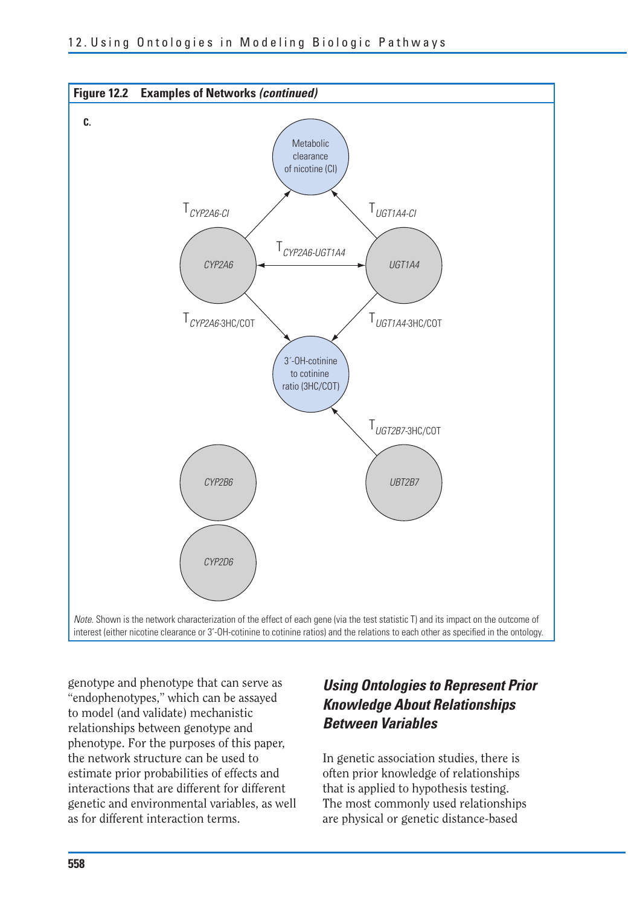**Figure 12.2 Examples of Networks *(continued)***

**C.**

Metabolic clearance of nicotine (Cl)

$T_{CYP2A6\text{-}Cl}$

$T_{UGT1A4\text{-}Cl}$

$T_{CYP2A6\text{-}UGT1A4}$

*CYP2A6*

*UGT1A4*

$T_{CYP2A6\text{-}3HC/COT}$

$T_{UGT1A4\text{-}3HC/COT}$

3′-OH-cotinine to cotinine ratio (3HC/COT)

$T_{UGT2B7\text{-}3HC/COT}$

*CYP2B6*

*UBT2B7*

*CYP2D6*

*Note.* Shown is the network characterization of the effect of each gene (via the test statistic T) and its impact on the outcome of interest (either nicotine clearance or 3′-OH-cotinine to cotinine ratios) and the relations to each other as specified in the ontology.

genotype and phenotype that can serve as "endophenotypes," which can be assayed to model (and validate) mechanistic relationships between genotype and phenotype. For the purposes of this paper, the network structure can be used to estimate prior probabilities of effects and interactions that are different for different genetic and environmental variables, as well as for different interaction terms.

## *Using Ontologies to Represent Prior Knowledge About Relationships Between Variables*

In genetic association studies, there is often prior knowledge of relationships that is applied to hypothesis testing. The most commonly used relationships are physical or genetic distance-based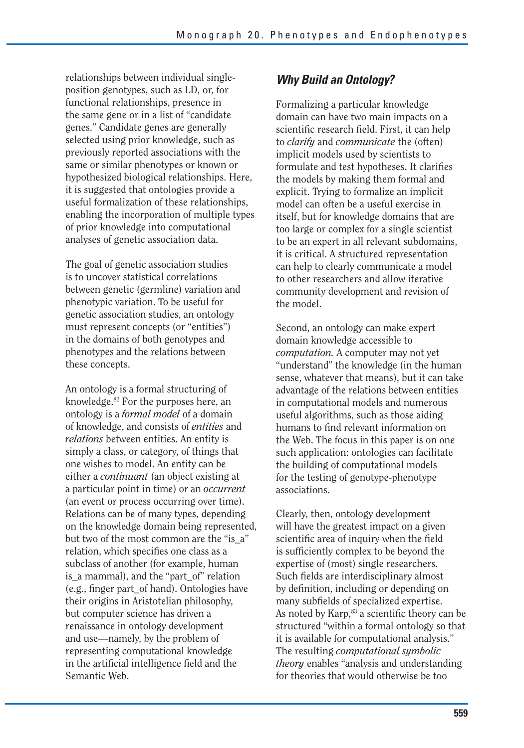relationships between individual single-position genotypes, such as LD, or, for functional relationships, presence in the same gene or in a list of "candidate genes." Candidate genes are generally selected using prior knowledge, such as previously reported associations with the same or similar phenotypes or known or hypothesized biological relationships. Here, it is suggested that ontologies provide a useful formalization of these relationships, enabling the incorporation of multiple types of prior knowledge into computational analyses of genetic association data.

The goal of genetic association studies is to uncover statistical correlations between genetic (germline) variation and phenotypic variation. To be useful for genetic association studies, an ontology must represent concepts (or "entities") in the domains of both genotypes and phenotypes and the relations between these concepts.

An ontology is a formal structuring of knowledge.[82] For the purposes here, an ontology is a *formal model* of a domain of knowledge, and consists of *entities* and *relations* between entities. An entity is simply a class, or category, of things that one wishes to model. An entity can be either a *continuant* (an object existing at a particular point in time) or an *occurrent* (an event or process occurring over time). Relations can be of many types, depending on the knowledge domain being represented, but two of the most common are the "is_a" relation, which specifies one class as a subclass of another (for example, human is_a mammal), and the "part_of" relation (e.g., finger part_of hand). Ontologies have their origins in Aristotelian philosophy, but computer science has driven a renaissance in ontology development and use—namely, by the problem of representing computational knowledge in the artificial intelligence field and the Semantic Web.

### *Why Build an Ontology?*

Formalizing a particular knowledge domain can have two main impacts on a scientific research field. First, it can help to *clarify* and *communicate* the (often) implicit models used by scientists to formulate and test hypotheses. It clarifies the models by making them formal and explicit. Trying to formalize an implicit model can often be a useful exercise in itself, but for knowledge domains that are too large or complex for a single scientist to be an expert in all relevant subdomains, it is critical. A structured representation can help to clearly communicate a model to other researchers and allow iterative community development and revision of the model.

Second, an ontology can make expert domain knowledge accessible to *computation.* A computer may not yet "understand" the knowledge (in the human sense, whatever that means), but it can take advantage of the relations between entities in computational models and numerous useful algorithms, such as those aiding humans to find relevant information on the Web. The focus in this paper is on one such application: ontologies can facilitate the building of computational models for the testing of genotype-phenotype associations.

Clearly, then, ontology development will have the greatest impact on a given scientific area of inquiry when the field is sufficiently complex to be beyond the expertise of (most) single researchers. Such fields are interdisciplinary almost by definition, including or depending on many subfields of specialized expertise. As noted by Karp,[83] a scientific theory can be structured "within a formal ontology so that it is available for computational analysis." The resulting *computational symbolic theory* enables "analysis and understanding for theories that would otherwise be too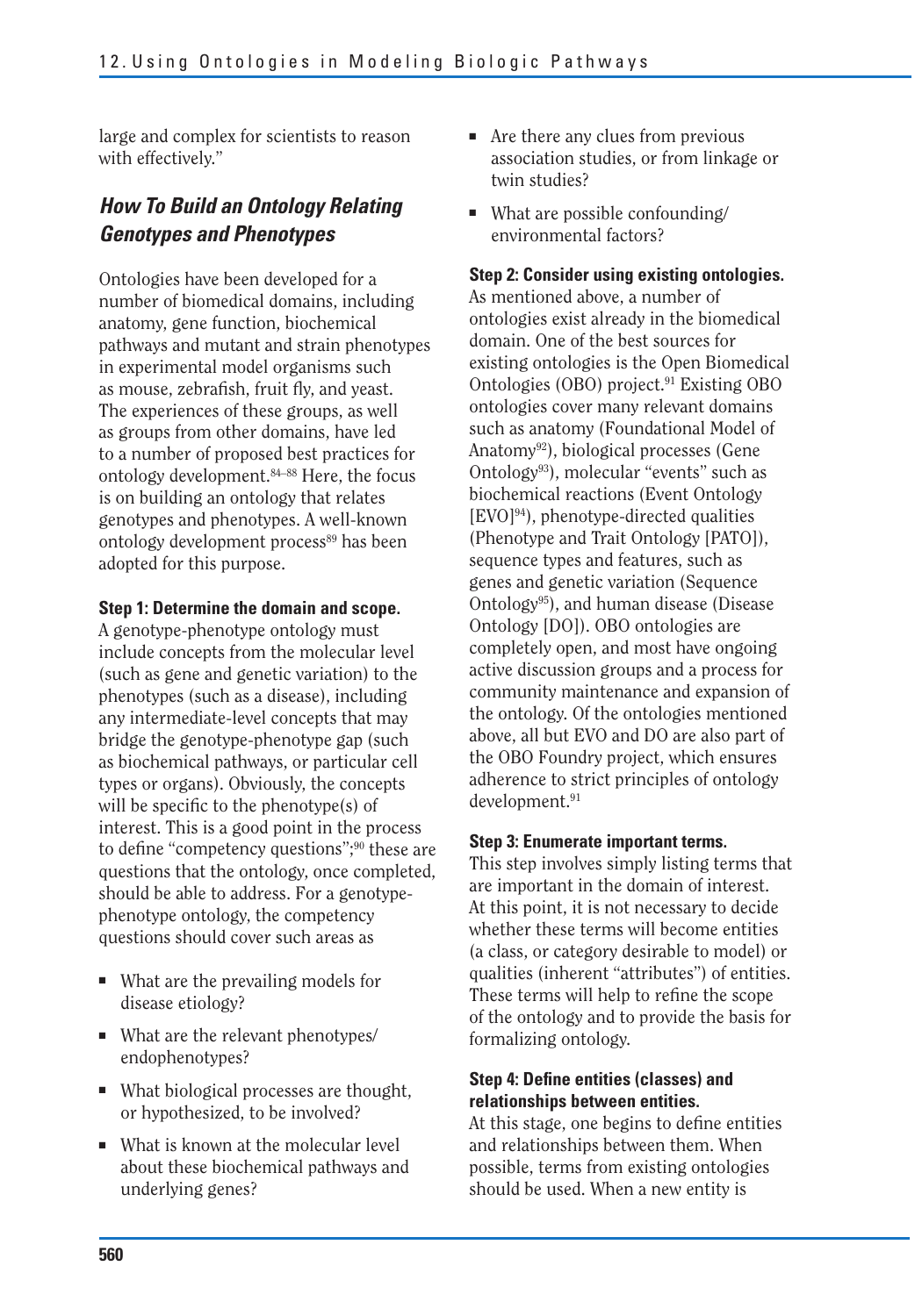large and complex for scientists to reason with effectively."

### *How To Build an Ontology Relating Genotypes and Phenotypes*

Ontologies have been developed for a number of biomedical domains, including anatomy, gene function, biochemical pathways and mutant and strain phenotypes in experimental model organisms such as mouse, zebrafish, fruit fly, and yeast. The experiences of these groups, as well as groups from other domains, have led to a number of proposed best practices for ontology development.[84–88] Here, the focus is on building an ontology that relates genotypes and phenotypes. A well-known ontology development process[89] has been adopted for this purpose.

**Step 1: Determine the domain and scope.** A genotype-phenotype ontology must include concepts from the molecular level (such as gene and genetic variation) to the phenotypes (such as a disease), including any intermediate-level concepts that may bridge the genotype-phenotype gap (such as biochemical pathways, or particular cell types or organs). Obviously, the concepts will be specific to the phenotype(s) of interest. This is a good point in the process to define "competency questions";[90] these are questions that the ontology, once completed, should be able to address. For a genotype-phenotype ontology, the competency questions should cover such areas as

- What are the prevailing models for disease etiology?
- What are the relevant phenotypes/endophenotypes?
- What biological processes are thought, or hypothesized, to be involved?
- What is known at the molecular level about these biochemical pathways and underlying genes?
- Are there any clues from previous association studies, or from linkage or twin studies?
- What are possible confounding/environmental factors?

**Step 2: Consider using existing ontologies.** As mentioned above, a number of ontologies exist already in the biomedical domain. One of the best sources for existing ontologies is the Open Biomedical Ontologies (OBO) project.[91] Existing OBO ontologies cover many relevant domains such as anatomy (Foundational Model of Anatomy[92]), biological processes (Gene Ontology[93]), molecular "events" such as biochemical reactions (Event Ontology [EVO][94]), phenotype-directed qualities (Phenotype and Trait Ontology [PATO]), sequence types and features, such as genes and genetic variation (Sequence Ontology[95]), and human disease (Disease Ontology [DO]). OBO ontologies are completely open, and most have ongoing active discussion groups and a process for community maintenance and expansion of the ontology. Of the ontologies mentioned above, all but EVO and DO are also part of the OBO Foundry project, which ensures adherence to strict principles of ontology development.[91]

**Step 3: Enumerate important terms.** This step involves simply listing terms that are important in the domain of interest. At this point, it is not necessary to decide whether these terms will become entities (a class, or category desirable to model) or qualities (inherent "attributes") of entities. These terms will help to refine the scope of the ontology and to provide the basis for formalizing ontology.

**Step 4: Define entities (classes) and relationships between entities.** At this stage, one begins to define entities and relationships between them. When possible, terms from existing ontologies should be used. When a new entity is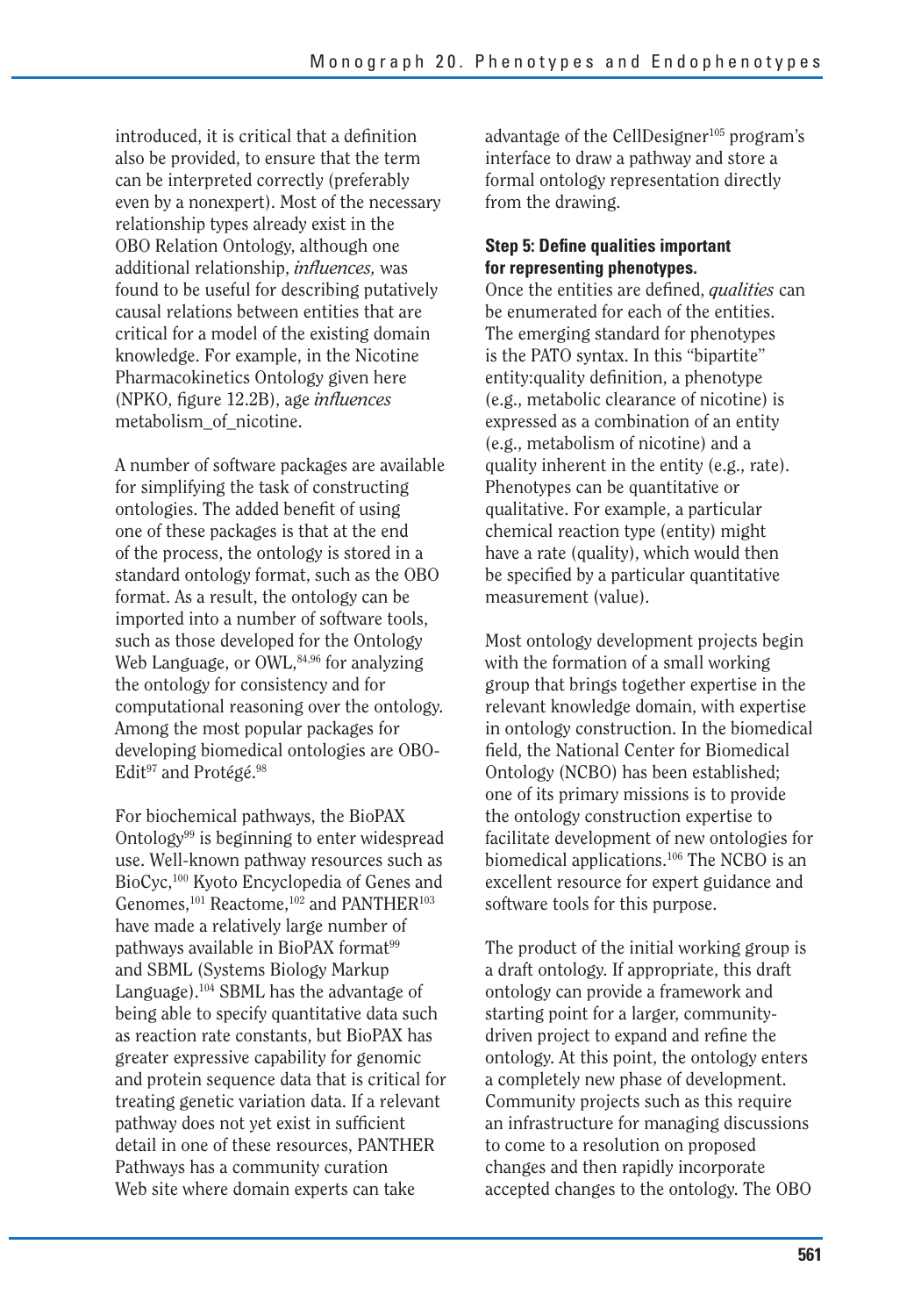introduced, it is critical that a definition also be provided, to ensure that the term can be interpreted correctly (preferably even by a nonexpert). Most of the necessary relationship types already exist in the OBO Relation Ontology, although one additional relationship, *influences,* was found to be useful for describing putatively causal relations between entities that are critical for a model of the existing domain knowledge. For example, in the Nicotine Pharmacokinetics Ontology given here (NPKO, figure 12.2B), age *influences* metabolism_of_nicotine.

A number of software packages are available for simplifying the task of constructing ontologies. The added benefit of using one of these packages is that at the end of the process, the ontology is stored in a standard ontology format, such as the OBO format. As a result, the ontology can be imported into a number of software tools, such as those developed for the Ontology Web Language, or OWL,[84,96] for analyzing the ontology for consistency and for computational reasoning over the ontology. Among the most popular packages for developing biomedical ontologies are OBO-Edit[97] and Protégé.[98]

For biochemical pathways, the BioPAX Ontology[99] is beginning to enter widespread use. Well-known pathway resources such as BioCyc,[100] Kyoto Encyclopedia of Genes and Genomes,[101] Reactome,[102] and PANTHER[103] have made a relatively large number of pathways available in BioPAX format[99] and SBML (Systems Biology Markup Language).[104] SBML has the advantage of being able to specify quantitative data such as reaction rate constants, but BioPAX has greater expressive capability for genomic and protein sequence data that is critical for treating genetic variation data. If a relevant pathway does not yet exist in sufficient detail in one of these resources, PANTHER Pathways has a community curation Web site where domain experts can take advantage of the CellDesigner[105] program's interface to draw a pathway and store a formal ontology representation directly from the drawing.

**Step 5: Define qualities important for representing phenotypes.**

Once the entities are defined, *qualities* can be enumerated for each of the entities. The emerging standard for phenotypes is the PATO syntax. In this "bipartite" entity:quality definition, a phenotype (e.g., metabolic clearance of nicotine) is expressed as a combination of an entity (e.g., metabolism of nicotine) and a quality inherent in the entity (e.g., rate). Phenotypes can be quantitative or qualitative. For example, a particular chemical reaction type (entity) might have a rate (quality), which would then be specified by a particular quantitative measurement (value).

Most ontology development projects begin with the formation of a small working group that brings together expertise in the relevant knowledge domain, with expertise in ontology construction. In the biomedical field, the National Center for Biomedical Ontology (NCBO) has been established; one of its primary missions is to provide the ontology construction expertise to facilitate development of new ontologies for biomedical applications.[106] The NCBO is an excellent resource for expert guidance and software tools for this purpose.

The product of the initial working group is a draft ontology. If appropriate, this draft ontology can provide a framework and starting point for a larger, community-driven project to expand and refine the ontology. At this point, the ontology enters a completely new phase of development. Community projects such as this require an infrastructure for managing discussions to come to a resolution on proposed changes and then rapidly incorporate accepted changes to the ontology. The OBO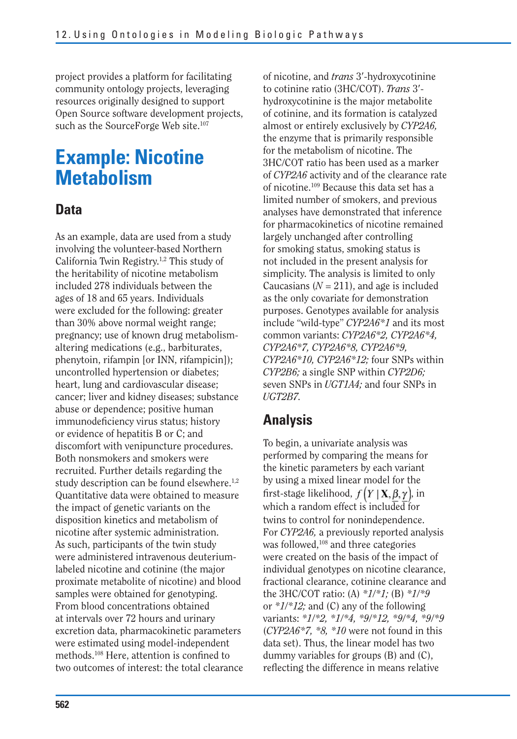project provides a platform for facilitating community ontology projects, leveraging resources originally designed to support Open Source software development projects, such as the SourceForge Web site.[107]

# Example: Nicotine Metabolism

## Data

As an example, data are used from a study involving the volunteer-based Northern California Twin Registry.[1,2] This study of the heritability of nicotine metabolism included 278 individuals between the ages of 18 and 65 years. Individuals were excluded for the following: greater than 30% above normal weight range; pregnancy; use of known drug metabolism-altering medications (e.g., barbiturates, phenytoin, rifampin [or INN, rifampicin]); uncontrolled hypertension or diabetes; heart, lung and cardiovascular disease; cancer; liver and kidney diseases; substance abuse or dependence; positive human immunodeficiency virus status; history or evidence of hepatitis B or C; and discomfort with venipuncture procedures. Both nonsmokers and smokers were recruited. Further details regarding the study description can be found elsewhere.[1,2] Quantitative data were obtained to measure the impact of genetic variants on the disposition kinetics and metabolism of nicotine after systemic administration. As such, participants of the twin study were administered intravenous deuterium-labeled nicotine and cotinine (the major proximate metabolite of nicotine) and blood samples were obtained for genotyping. From blood concentrations obtained at intervals over 72 hours and urinary excretion data, pharmacokinetic parameters were estimated using model-independent methods.[108] Here, attention is confined to two outcomes of interest: the total clearance of nicotine, and *trans* 3′-hydroxycotinine to cotinine ratio (3HC/COT). *Trans* 3′-hydroxycotinine is the major metabolite of cotinine, and its formation is catalyzed almost or entirely exclusively by *CYP2A6,* the enzyme that is primarily responsible for the metabolism of nicotine. The 3HC/COT ratio has been used as a marker of *CYP2A6* activity and of the clearance rate of nicotine.[109] Because this data set has a limited number of smokers, and previous analyses have demonstrated that inference for pharmacokinetics of nicotine remained largely unchanged after controlling for smoking status, smoking status is not included in the present analysis for simplicity. The analysis is limited to only Caucasians ($N = 211$), and age is included as the only covariate for demonstration purposes. Genotypes available for analysis include "wild-type" *CYP2A6\*1* and its most common variants: *CYP2A6\*2, CYP2A6\*4, CYP2A6\*7, CYP2A6\*8, CYP2A6\*9, CYP2A6\*10, CYP2A6\*12;* four SNPs within *CYP2B6;* a single SNP within *CYP2D6;* seven SNPs in *UGT1A4;* and four SNPs in *UGT2B7*.

## Analysis

To begin, a univariate analysis was performed by comparing the means for the kinetic parameters by each variant by using a mixed linear model for the first-stage likelihood, $f\left(Y \mid \mathbf{X}, \underline{\beta}, \underline{\gamma}\right)$, in which a random effect is included for twins to control for nonindependence. For *CYP2A6,* a previously reported analysis was followed,[108] and three categories were created on the basis of the impact of individual genotypes on nicotine clearance, fractional clearance, cotinine clearance and the 3HC/COT ratio: (A) *\*1/\*1;* (B) *\*1/\*9* or *\*1/\*12;* and (C) any of the following variants: *\*1/\*2, \*1/\*4, \*9/\*12, \*9/\*4, \*9/\*9* (*CYP2A6\*7, \*8, \*10* were not found in this data set). Thus, the linear model has two dummy variables for groups (B) and (C), reflecting the difference in means relative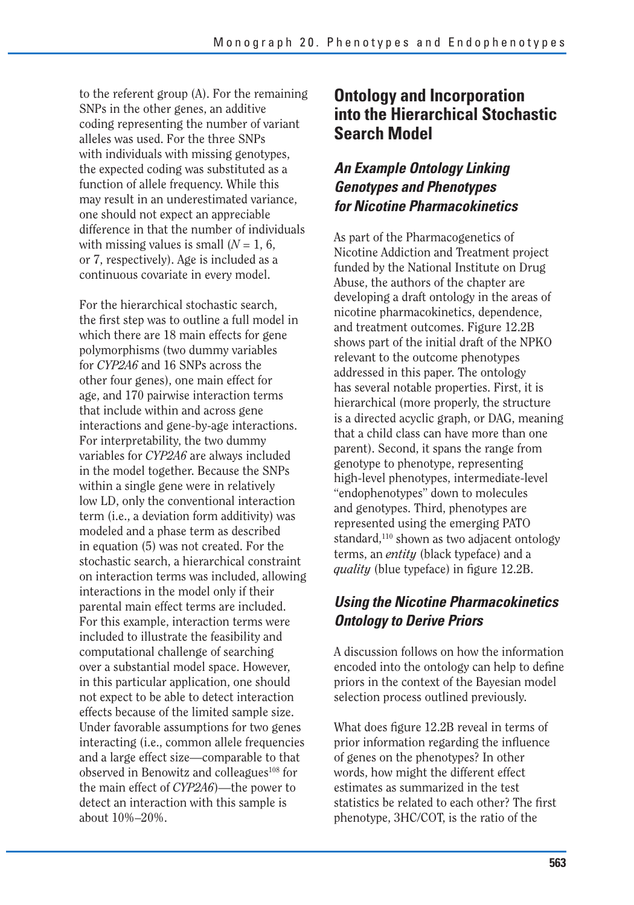to the referent group (A). For the remaining SNPs in the other genes, an additive coding representing the number of variant alleles was used. For the three SNPs with individuals with missing genotypes, the expected coding was substituted as a function of allele frequency. While this may result in an underestimated variance, one should not expect an appreciable difference in that the number of individuals with missing values is small ($N = 1$, 6, or 7, respectively). Age is included as a continuous covariate in every model.

For the hierarchical stochastic search, the first step was to outline a full model in which there are 18 main effects for gene polymorphisms (two dummy variables for *CYP2A6* and 16 SNPs across the other four genes), one main effect for age, and 170 pairwise interaction terms that include within and across gene interactions and gene-by-age interactions. For interpretability, the two dummy variables for *CYP2A6* are always included in the model together. Because the SNPs within a single gene were in relatively low LD, only the conventional interaction term (i.e., a deviation form additivity) was modeled and a phase term as described in equation (5) was not created. For the stochastic search, a hierarchical constraint on interaction terms was included, allowing interactions in the model only if their parental main effect terms are included. For this example, interaction terms were included to illustrate the feasibility and computational challenge of searching over a substantial model space. However, in this particular application, one should not expect to be able to detect interaction effects because of the limited sample size. Under favorable assumptions for two genes interacting (i.e., common allele frequencies and a large effect size—comparable to that observed in Benowitz and colleagues[108] for the main effect of *CYP2A6*)—the power to detect an interaction with this sample is about 10%–20%.

## Ontology and Incorporation into the Hierarchical Stochastic Search Model

### *An Example Ontology Linking Genotypes and Phenotypes for Nicotine Pharmacokinetics*

As part of the Pharmacogenetics of Nicotine Addiction and Treatment project funded by the National Institute on Drug Abuse, the authors of the chapter are developing a draft ontology in the areas of nicotine pharmacokinetics, dependence, and treatment outcomes. Figure 12.2B shows part of the initial draft of the NPKO relevant to the outcome phenotypes addressed in this paper. The ontology has several notable properties. First, it is hierarchical (more properly, the structure is a directed acyclic graph, or DAG, meaning that a child class can have more than one parent). Second, it spans the range from genotype to phenotype, representing high-level phenotypes, intermediate-level "endophenotypes" down to molecules and genotypes. Third, phenotypes are represented using the emerging PATO standard,[110] shown as two adjacent ontology terms, an *entity* (black typeface) and a *quality* (blue typeface) in figure 12.2B.

### *Using the Nicotine Pharmacokinetics Ontology to Derive Priors*

A discussion follows on how the information encoded into the ontology can help to define priors in the context of the Bayesian model selection process outlined previously.

What does figure 12.2B reveal in terms of prior information regarding the influence of genes on the phenotypes? In other words, how might the different effect estimates as summarized in the test statistics be related to each other? The first phenotype, 3HC/COT, is the ratio of the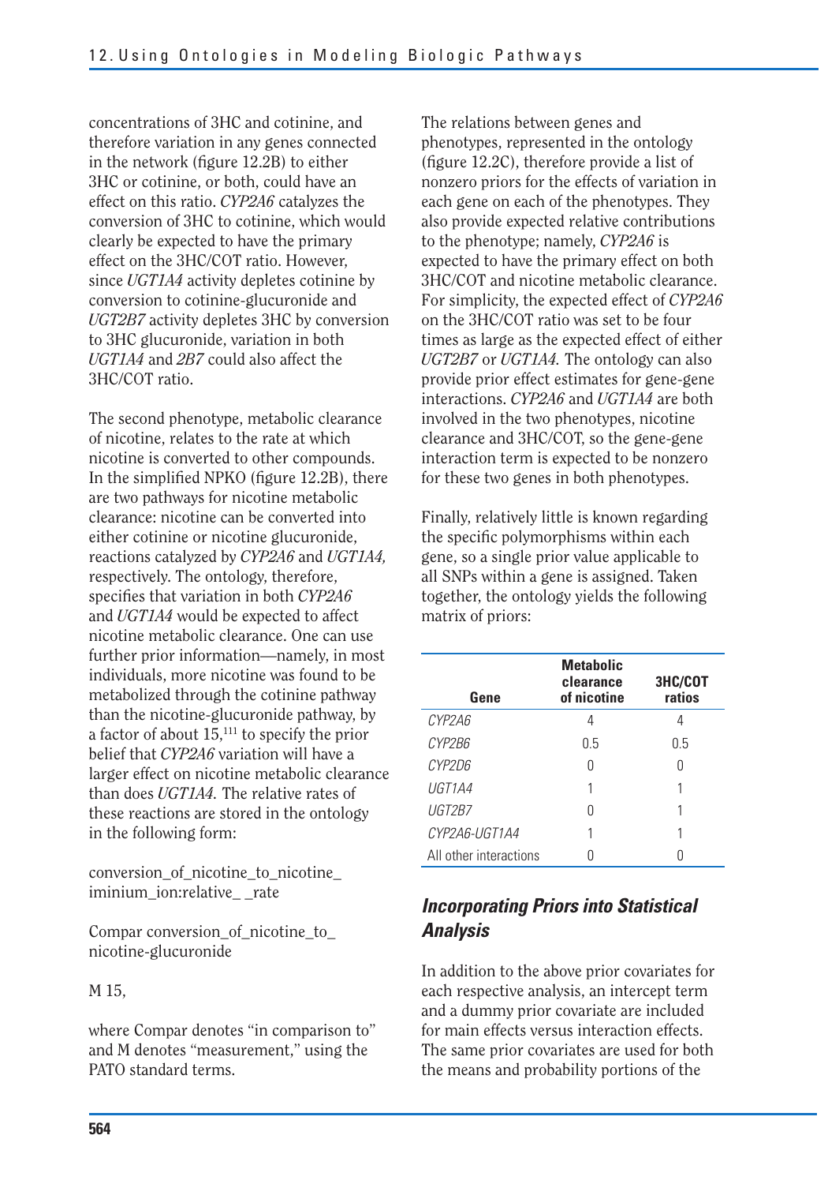concentrations of 3HC and cotinine, and therefore variation in any genes connected in the network (figure 12.2B) to either 3HC or cotinine, or both, could have an effect on this ratio. *CYP2A6* catalyzes the conversion of 3HC to cotinine, which would clearly be expected to have the primary effect on the 3HC/COT ratio. However, since *UGT1A4* activity depletes cotinine by conversion to cotinine-glucuronide and *UGT2B7* activity depletes 3HC by conversion to 3HC glucuronide, variation in both *UGT1A4* and *2B7* could also affect the 3HC/COT ratio.

The second phenotype, metabolic clearance of nicotine, relates to the rate at which nicotine is converted to other compounds. In the simplified NPKO (figure 12.2B), there are two pathways for nicotine metabolic clearance: nicotine can be converted into either cotinine or nicotine glucuronide, reactions catalyzed by *CYP2A6* and *UGT1A4,* respectively. The ontology, therefore, specifies that variation in both *CYP2A6* and *UGT1A4* would be expected to affect nicotine metabolic clearance. One can use further prior information—namely, in most individuals, more nicotine was found to be metabolized through the cotinine pathway than the nicotine-glucuronide pathway, by a factor of about 15,[111] to specify the prior belief that *CYP2A6* variation will have a larger effect on nicotine metabolic clearance than does *UGT1A4.* The relative rates of these reactions are stored in the ontology in the following form:

conversion_of_nicotine_to_nicotine_iminium_ion:relative_ _rate

Compar conversion_of_nicotine_to_nicotine-glucuronide

M 15,

where Compar denotes "in comparison to" and M denotes "measurement," using the PATO standard terms.

The relations between genes and phenotypes, represented in the ontology (figure 12.2C), therefore provide a list of nonzero priors for the effects of variation in each gene on each of the phenotypes. They also provide expected relative contributions to the phenotype; namely, *CYP2A6* is expected to have the primary effect on both 3HC/COT and nicotine metabolic clearance. For simplicity, the expected effect of *CYP2A6* on the 3HC/COT ratio was set to be four times as large as the expected effect of either *UGT2B7* or *UGT1A4.* The ontology can also provide prior effect estimates for gene-gene interactions. *CYP2A6* and *UGT1A4* are both involved in the two phenotypes, nicotine clearance and 3HC/COT, so the gene-gene interaction term is expected to be nonzero for these two genes in both phenotypes.

Finally, relatively little is known regarding the specific polymorphisms within each gene, so a single prior value applicable to all SNPs within a gene is assigned. Taken together, the ontology yields the following matrix of priors:

| Gene | Metabolic clearance of nicotine | 3HC/COT ratios |
|---|---|---|
| *CYP2A6* | 4 | 4 |
| *CYP2B6* | 0.5 | 0.5 |
| *CYP2D6* | 0 | 0 |
| *UGT1A4* | 1 | 1 |
| *UGT2B7* | 0 | 1 |
| *CYP2A6-UGT1A4* | 1 | 1 |
| All other interactions | 0 | 0 |

### *Incorporating Priors into Statistical Analysis*

In addition to the above prior covariates for each respective analysis, an intercept term and a dummy prior covariate are included for main effects versus interaction effects. The same prior covariates are used for both the means and probability portions of the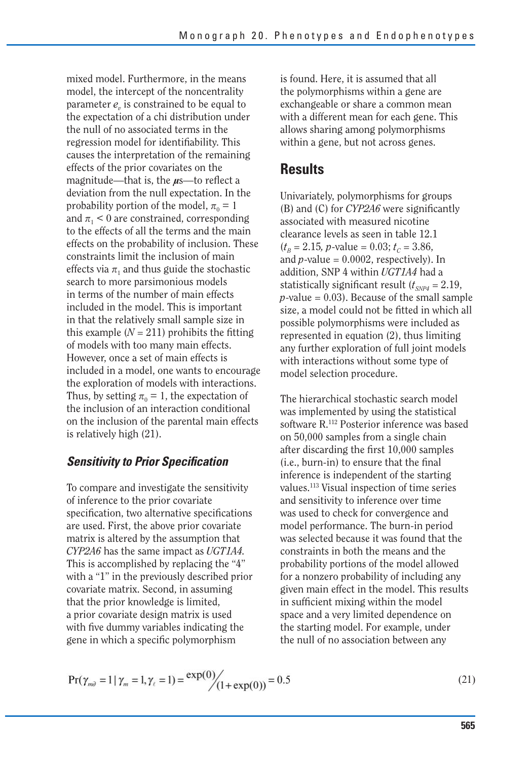mixed model. Furthermore, in the means model, the intercept of the noncentrality parameter $e_v$ is constrained to be equal to the expectation of a chi distribution under the null of no associated terms in the regression model for identifiability. This causes the interpretation of the remaining effects of the prior covariates on the magnitude—that is, the $\boldsymbol{\mu}$s—to reflect a deviation from the null expectation. In the probability portion of the model, $\pi_0 = 1$ and $\pi_1 < 0$ are constrained, corresponding to the effects of all the terms and the main effects on the probability of inclusion. These constraints limit the inclusion of main effects via $\pi_1$ and thus guide the stochastic search to more parsimonious models in terms of the number of main effects included in the model. This is important in that the relatively small sample size in this example ($N = 211$) prohibits the fitting of models with too many main effects. However, once a set of main effects is included in a model, one wants to encourage the exploration of models with interactions. Thus, by setting $\pi_0 = 1$, the expectation of the inclusion of an interaction conditional on the inclusion of the parental main effects is relatively high (21).

### Sensitivity to Prior Specification

To compare and investigate the sensitivity of inference to the prior covariate specification, two alternative specifications are used. First, the above prior covariate matrix is altered by the assumption that *CYP2A6* has the same impact as *UGT1A4*. This is accomplished by replacing the "4" with a "1" in the previously described prior covariate matrix. Second, in assuming that the prior knowledge is limited, a prior covariate design matrix is used with five dummy variables indicating the gene in which a specific polymorphism is found. Here, it is assumed that all the polymorphisms within a gene are exchangeable or share a common mean with a different mean for each gene. This allows sharing among polymorphisms within a gene, but not across genes.

## Results

Univariately, polymorphisms for groups (B) and (C) for *CYP2A6* were significantly associated with measured nicotine clearance levels as seen in table 12.1 ($t_B = 2.15$, $p$-value = 0.03; $t_C = 3.86$, and $p$-value = 0.0002, respectively). In addition, SNP 4 within *UGT1A4* had a statistically significant result ($t_{SNP4} = 2.19$, $p$-value = 0.03). Because of the small sample size, a model could not be fitted in which all possible polymorphisms were included as represented in equation (2), thus limiting any further exploration of full joint models with interactions without some type of model selection procedure.

The hierarchical stochastic search model was implemented by using the statistical software R.[112] Posterior inference was based on 50,000 samples from a single chain after discarding the first 10,000 samples (i.e., burn-in) to ensure that the final inference is independent of the starting values.[113] Visual inspection of time series and sensitivity to inference over time was used to check for convergence and model performance. The burn-in period was selected because it was found that the constraints in both the means and the probability portions of the model allowed for a nonzero probability of including any given main effect in the model. This results in sufficient mixing within the model space and a very limited dependence on the starting model. For example, under the null of no association between any

$$\Pr(\gamma_{m\partial} = 1 \mid \gamma_m = 1, \gamma_\ell = 1) = \frac{\exp(0)}{(1+\exp(0))} = 0.5 \tag{21}$$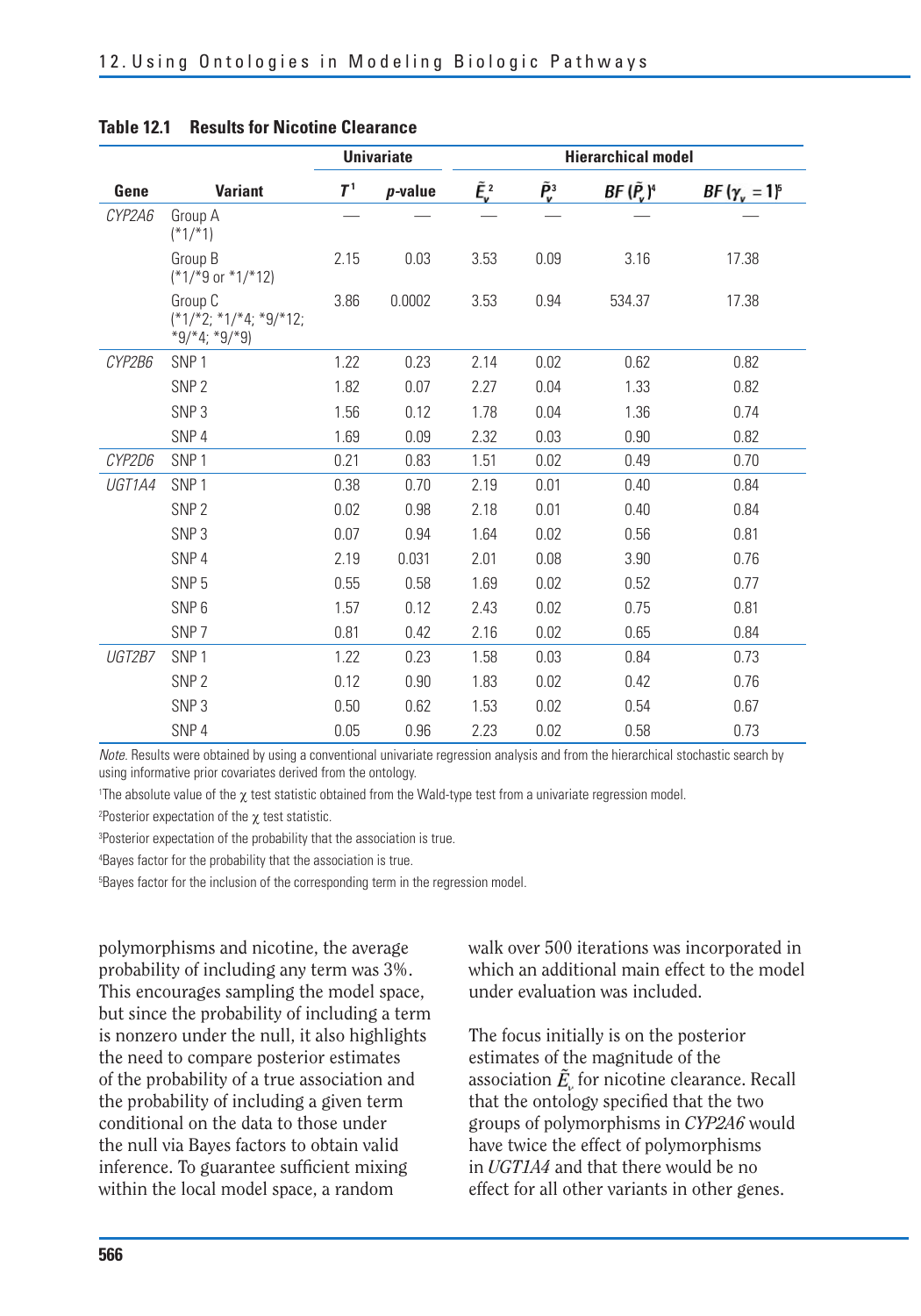**Table 12.1 Results for Nicotine Clearance**

| | | Univariate | | Hierarchical model | | | |
|---|---|---|---|---|---|---|---|
| Gene | Variant | $T^1$ | *p*-value | $\tilde{E}_v{}^2$ | $\tilde{P}_v{}^3$ | $BF(\tilde{P}_v)^4$ | $BF(\gamma_v = 1)^5$ |
| *CYP2A6* | Group A (*1/*1) | — | — | — | — | — | — |
| | Group B (*1/*9 or *1/*12) | 2.15 | 0.03 | 3.53 | 0.09 | 3.16 | 17.38 |
| | Group C (*1/*2; *1/*4; *9/*12; *9/*4; *9/*9) | 3.86 | 0.0002 | 3.53 | 0.94 | 534.37 | 17.38 |
| *CYP2B6* | SNP 1 | 1.22 | 0.23 | 2.14 | 0.02 | 0.62 | 0.82 |
| | SNP 2 | 1.82 | 0.07 | 2.27 | 0.04 | 1.33 | 0.82 |
| | SNP 3 | 1.56 | 0.12 | 1.78 | 0.04 | 1.36 | 0.74 |
| | SNP 4 | 1.69 | 0.09 | 2.32 | 0.03 | 0.90 | 0.82 |
| *CYP2D6* | SNP 1 | 0.21 | 0.83 | 1.51 | 0.02 | 0.49 | 0.70 |
| *UGT1A4* | SNP 1 | 0.38 | 0.70 | 2.19 | 0.01 | 0.40 | 0.84 |
| | SNP 2 | 0.02 | 0.98 | 2.18 | 0.01 | 0.40 | 0.84 |
| | SNP 3 | 0.07 | 0.94 | 1.64 | 0.02 | 0.56 | 0.81 |
| | SNP 4 | 2.19 | 0.031 | 2.01 | 0.08 | 3.90 | 0.76 |
| | SNP 5 | 0.55 | 0.58 | 1.69 | 0.02 | 0.52 | 0.77 |
| | SNP 6 | 1.57 | 0.12 | 2.43 | 0.02 | 0.75 | 0.81 |
| | SNP 7 | 0.81 | 0.42 | 2.16 | 0.02 | 0.65 | 0.84 |
| *UGT2B7* | SNP 1 | 1.22 | 0.23 | 1.58 | 0.03 | 0.84 | 0.73 |
| | SNP 2 | 0.12 | 0.90 | 1.83 | 0.02 | 0.42 | 0.76 |
| | SNP 3 | 0.50 | 0.62 | 1.53 | 0.02 | 0.54 | 0.67 |
| | SNP 4 | 0.05 | 0.96 | 2.23 | 0.02 | 0.58 | 0.73 |

*Note.* Results were obtained by using a conventional univariate regression analysis and from the hierarchical stochastic search by using informative prior covariates derived from the ontology.

[1]The absolute value of the $\chi$ test statistic obtained from the Wald-type test from a univariate regression model.

[2]Posterior expectation of the $\chi$ test statistic.

[3]Posterior expectation of the probability that the association is true.

[4]Bayes factor for the probability that the association is true.

[5]Bayes factor for the inclusion of the corresponding term in the regression model.

polymorphisms and nicotine, the average probability of including any term was 3%. This encourages sampling the model space, but since the probability of including a term is nonzero under the null, it also highlights the need to compare posterior estimates of the probability of a true association and the probability of including a given term conditional on the data to those under the null via Bayes factors to obtain valid inference. To guarantee sufficient mixing within the local model space, a random walk over 500 iterations was incorporated in which an additional main effect to the model under evaluation was included.

The focus initially is on the posterior estimates of the magnitude of the association $\tilde{E}_v$ for nicotine clearance. Recall that the ontology specified that the two groups of polymorphisms in *CYP2A6* would have twice the effect of polymorphisms in *UGT1A4* and that there would be no effect for all other variants in other genes.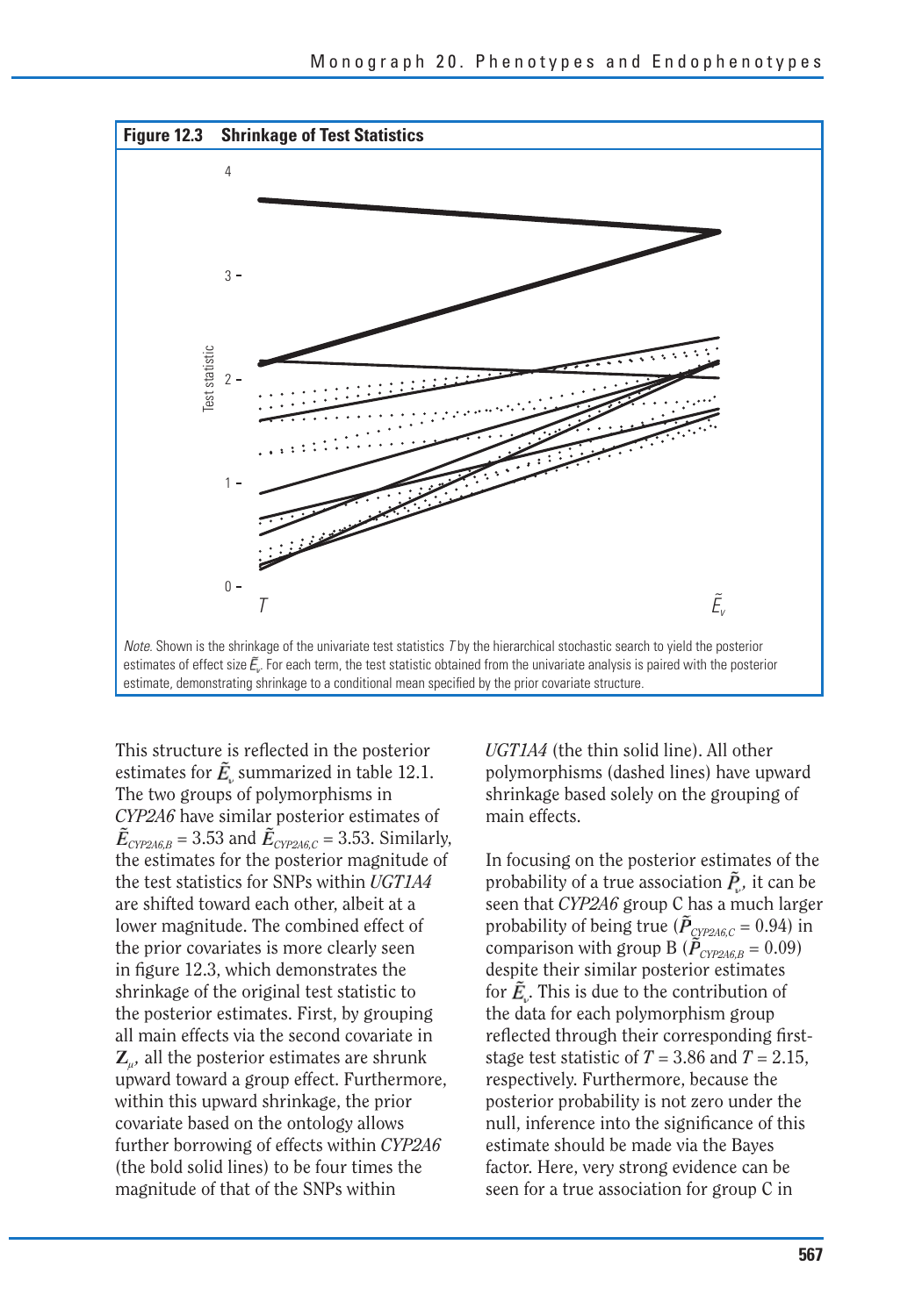**Figure 12.3 Shrinkage of Test Statistics**

*Note.* Shown is the shrinkage of the univariate test statistics $T$ by the hierarchical stochastic search to yield the posterior estimates of effect size $\tilde{E}_v$. For each term, the test statistic obtained from the univariate analysis is paired with the posterior estimate, demonstrating shrinkage to a conditional mean specified by the prior covariate structure.

This structure is reflected in the posterior estimates for $\tilde{E}_v$ summarized in table 12.1. The two groups of polymorphisms in *CYP2A6* have similar posterior estimates of $\tilde{E}_{CYP2A6,B} = 3.53$ and $\tilde{E}_{CYP2A6,C} = 3.53$. Similarly, the estimates for the posterior magnitude of the test statistics for SNPs within *UGT1A4* are shifted toward each other, albeit at a lower magnitude. The combined effect of the prior covariates is more clearly seen in figure 12.3, which demonstrates the shrinkage of the original test statistic to the posterior estimates. First, by grouping all main effects via the second covariate in $\mathbf{Z}_\mu$, all the posterior estimates are shrunk upward toward a group effect. Furthermore, within this upward shrinkage, the prior covariate based on the ontology allows further borrowing of effects within *CYP2A6* (the bold solid lines) to be four times the magnitude of that of the SNPs within *UGT1A4* (the thin solid line). All other polymorphisms (dashed lines) have upward shrinkage based solely on the grouping of main effects.

In focusing on the posterior estimates of the probability of a true association $\tilde{P}_v$, it can be seen that *CYP2A6* group C has a much larger probability of being true ($\tilde{P}_{CYP2A6,C} = 0.94$) in comparison with group B ($\tilde{P}_{CYP2A6,B} = 0.09$) despite their similar posterior estimates for $\tilde{E}_v$. This is due to the contribution of the data for each polymorphism group reflected through their corresponding first-stage test statistic of $T = 3.86$ and $T = 2.15$, respectively. Furthermore, because the posterior probability is not zero under the null, inference into the significance of this estimate should be made via the Bayes factor. Here, very strong evidence can be seen for a true association for group C in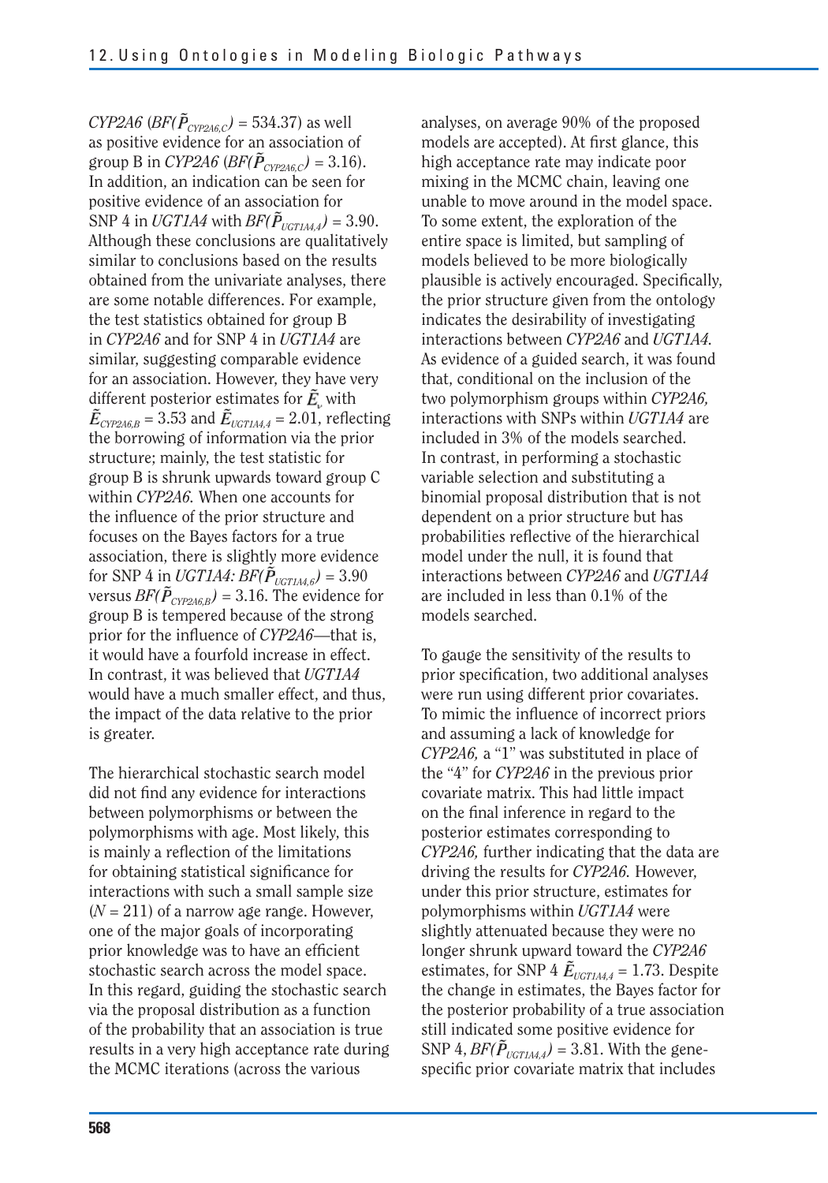*CYP2A6* ($BF(\tilde{P}_{CYP2A6,C}) = 534.37$) as well as positive evidence for an association of group B in *CYP2A6* ($BF(\tilde{P}_{CYP2A6,C}) = 3.16$). In addition, an indication can be seen for positive evidence of an association for SNP 4 in *UGT1A4* with $BF(\tilde{P}_{UGT1A4,4}) = 3.90$. Although these conclusions are qualitatively similar to conclusions based on the results obtained from the univariate analyses, there are some notable differences. For example, the test statistics obtained for group B in *CYP2A6* and for SNP 4 in *UGT1A4* are similar, suggesting comparable evidence for an association. However, they have very different posterior estimates for $\tilde{E}_v$ with $\tilde{E}_{CYP2A6,B} = 3.53$ and $\tilde{E}_{UGT1A4,4} = 2.01$, reflecting the borrowing of information via the prior structure; mainly, the test statistic for group B is shrunk upwards toward group C within *CYP2A6*. When one accounts for the influence of the prior structure and focuses on the Bayes factors for a true association, there is slightly more evidence for SNP 4 in *UGT1A4*: $BF(\tilde{P}_{UGT1A4,6}) = 3.90$ versus $BF(\tilde{P}_{CYP2A6,B}) = 3.16$. The evidence for group B is tempered because of the strong prior for the influence of *CYP2A6*—that is, it would have a fourfold increase in effect. In contrast, it was believed that *UGT1A4* would have a much smaller effect, and thus, the impact of the data relative to the prior is greater.

The hierarchical stochastic search model did not find any evidence for interactions between polymorphisms or between the polymorphisms with age. Most likely, this is mainly a reflection of the limitations for obtaining statistical significance for interactions with such a small sample size ($N = 211$) of a narrow age range. However, one of the major goals of incorporating prior knowledge was to have an efficient stochastic search across the model space. In this regard, guiding the stochastic search via the proposal distribution as a function of the probability that an association is true results in a very high acceptance rate during the MCMC iterations (across the various analyses, on average 90% of the proposed models are accepted). At first glance, this high acceptance rate may indicate poor mixing in the MCMC chain, leaving one unable to move around in the model space. To some extent, the exploration of the entire space is limited, but sampling of models believed to be more biologically plausible is actively encouraged. Specifically, the prior structure given from the ontology indicates the desirability of investigating interactions between *CYP2A6* and *UGT1A4*. As evidence of a guided search, it was found that, conditional on the inclusion of the two polymorphism groups within *CYP2A6*, interactions with SNPs within *UGT1A4* are included in 3% of the models searched. In contrast, in performing a stochastic variable selection and substituting a binomial proposal distribution that is not dependent on a prior structure but has probabilities reflective of the hierarchical model under the null, it is found that interactions between *CYP2A6* and *UGT1A4* are included in less than 0.1% of the models searched.

To gauge the sensitivity of the results to prior specification, two additional analyses were run using different prior covariates. To mimic the influence of incorrect priors and assuming a lack of knowledge for *CYP2A6*, a "1" was substituted in place of the "4" for *CYP2A6* in the previous prior covariate matrix. This had little impact on the final inference in regard to the posterior estimates corresponding to *CYP2A6*, further indicating that the data are driving the results for *CYP2A6*. However, under this prior structure, estimates for polymorphisms within *UGT1A4* were slightly attenuated because they were no longer shrunk upward toward the *CYP2A6* estimates, for SNP 4 $\tilde{E}_{UGT1A4,4} = 1.73$. Despite the change in estimates, the Bayes factor for the posterior probability of a true association still indicated some positive evidence for SNP 4, $BF(\tilde{P}_{UGT1A4,4}) = 3.81$. With the gene-specific prior covariate matrix that includes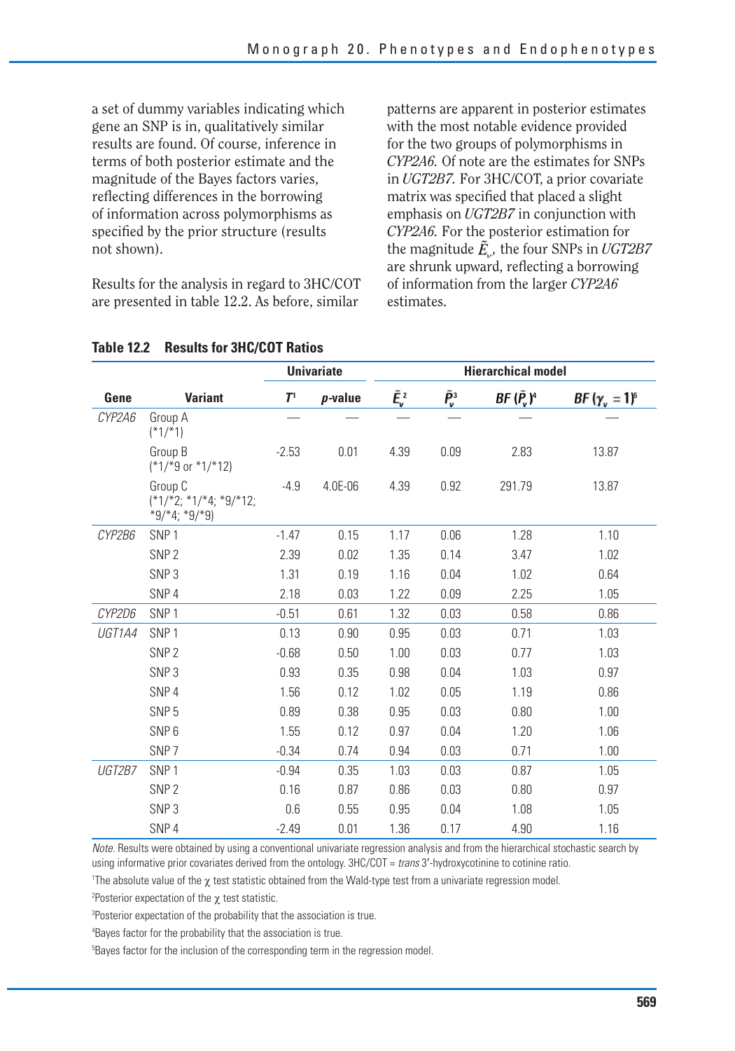a set of dummy variables indicating which gene an SNP is in, qualitatively similar results are found. Of course, inference in terms of both posterior estimate and the magnitude of the Bayes factors varies, reflecting differences in the borrowing of information across polymorphisms as specified by the prior structure (results not shown).

Results for the analysis in regard to 3HC/COT are presented in table 12.2. As before, similar patterns are apparent in posterior estimates with the most notable evidence provided for the two groups of polymorphisms in *CYP2A6*. Of note are the estimates for SNPs in *UGT2B7*. For 3HC/COT, a prior covariate matrix was specified that placed a slight emphasis on *UGT2B7* in conjunction with *CYP2A6*. For the posterior estimation for the magnitude $\tilde{E}_v$, the four SNPs in *UGT2B7* are shrunk upward, reflecting a borrowing of information from the larger *CYP2A6* estimates.

**Table 12.2 Results for 3HC/COT Ratios**

| | | Univariate | | Hierarchical model | | | |
|---|---|---|---|---|---|---|---|
| **Gene** | **Variant** | $T$[1] | ***p*-value** | $\tilde{E}_v$[2] | $\tilde{P}_v$[3] | $BF(\tilde{P}_v)$[4] | $BF(\gamma_v = 1)$[5] |
| *CYP2A6* | Group A (*1/*1) | — | — | — | — | — | — |
| | Group B (*1/*9 or *1/*12) | -2.53 | 0.01 | 4.39 | 0.09 | 2.83 | 13.87 |
| | Group C (*1/*2; *1/*4; *9/*12; *9/*4; *9/*9) | -4.9 | 4.0E-06 | 4.39 | 0.92 | 291.79 | 13.87 |
| *CYP2B6* | SNP 1 | -1.47 | 0.15 | 1.17 | 0.06 | 1.28 | 1.10 |
| | SNP 2 | 2.39 | 0.02 | 1.35 | 0.14 | 3.47 | 1.02 |
| | SNP 3 | 1.31 | 0.19 | 1.16 | 0.04 | 1.02 | 0.64 |
| | SNP 4 | 2.18 | 0.03 | 1.22 | 0.09 | 2.25 | 1.05 |
| *CYP2D6* | SNP 1 | -0.51 | 0.61 | 1.32 | 0.03 | 0.58 | 0.86 |
| *UGT1A4* | SNP 1 | 0.13 | 0.90 | 0.95 | 0.03 | 0.71 | 1.03 |
| | SNP 2 | -0.68 | 0.50 | 1.00 | 0.03 | 0.77 | 1.03 |
| | SNP 3 | 0.93 | 0.35 | 0.98 | 0.04 | 1.03 | 0.97 |
| | SNP 4 | 1.56 | 0.12 | 1.02 | 0.05 | 1.19 | 0.86 |
| | SNP 5 | 0.89 | 0.38 | 0.95 | 0.03 | 0.80 | 1.00 |
| | SNP 6 | 1.55 | 0.12 | 0.97 | 0.04 | 1.20 | 1.06 |
| | SNP 7 | -0.34 | 0.74 | 0.94 | 0.03 | 0.71 | 1.00 |
| *UGT2B7* | SNP 1 | -0.94 | 0.35 | 1.03 | 0.03 | 0.87 | 1.05 |
| | SNP 2 | 0.16 | 0.87 | 0.86 | 0.03 | 0.80 | 0.97 |
| | SNP 3 | 0.6 | 0.55 | 0.95 | 0.04 | 1.08 | 1.05 |
| | SNP 4 | -2.49 | 0.01 | 1.36 | 0.17 | 4.90 | 1.16 |

*Note.* Results were obtained by using a conventional univariate regression analysis and from the hierarchical stochastic search by using informative prior covariates derived from the ontology. 3HC/COT = *trans* 3′-hydroxycotinine to cotinine ratio.

[1]The absolute value of the $\chi$ test statistic obtained from the Wald-type test from a univariate regression model.

[2]Posterior expectation of the $\chi$ test statistic.

[3]Posterior expectation of the probability that the association is true.

[4]Bayes factor for the probability that the association is true.

[5]Bayes factor for the inclusion of the corresponding term in the regression model.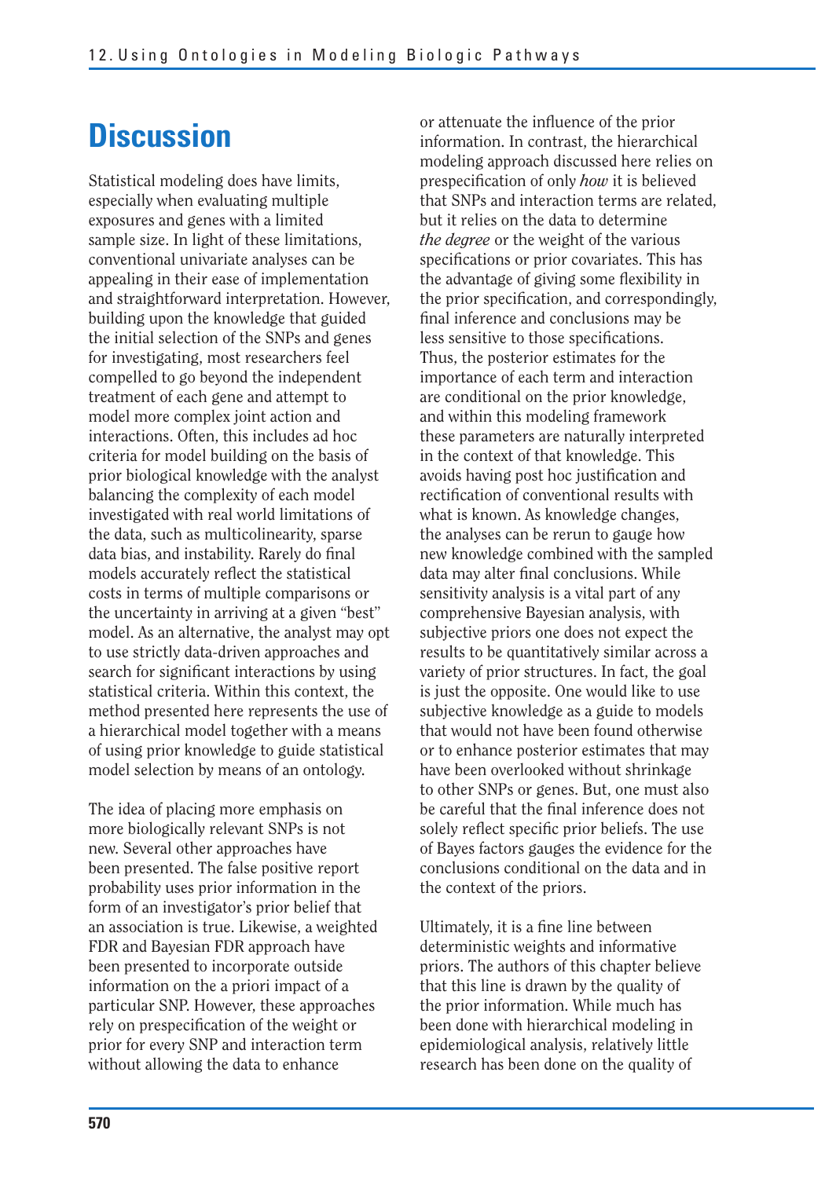## Discussion

Statistical modeling does have limits, especially when evaluating multiple exposures and genes with a limited sample size. In light of these limitations, conventional univariate analyses can be appealing in their ease of implementation and straightforward interpretation. However, building upon the knowledge that guided the initial selection of the SNPs and genes for investigating, most researchers feel compelled to go beyond the independent treatment of each gene and attempt to model more complex joint action and interactions. Often, this includes ad hoc criteria for model building on the basis of prior biological knowledge with the analyst balancing the complexity of each model investigated with real world limitations of the data, such as multicolinearity, sparse data bias, and instability. Rarely do final models accurately reflect the statistical costs in terms of multiple comparisons or the uncertainty in arriving at a given "best" model. As an alternative, the analyst may opt to use strictly data-driven approaches and search for significant interactions by using statistical criteria. Within this context, the method presented here represents the use of a hierarchical model together with a means of using prior knowledge to guide statistical model selection by means of an ontology.

The idea of placing more emphasis on more biologically relevant SNPs is not new. Several other approaches have been presented. The false positive report probability uses prior information in the form of an investigator's prior belief that an association is true. Likewise, a weighted FDR and Bayesian FDR approach have been presented to incorporate outside information on the a priori impact of a particular SNP. However, these approaches rely on prespecification of the weight or prior for every SNP and interaction term without allowing the data to enhance or attenuate the influence of the prior information. In contrast, the hierarchical modeling approach discussed here relies on prespecification of only *how* it is believed that SNPs and interaction terms are related, but it relies on the data to determine *the degree* or the weight of the various specifications or prior covariates. This has the advantage of giving some flexibility in the prior specification, and correspondingly, final inference and conclusions may be less sensitive to those specifications. Thus, the posterior estimates for the importance of each term and interaction are conditional on the prior knowledge, and within this modeling framework these parameters are naturally interpreted in the context of that knowledge. This avoids having post hoc justification and rectification of conventional results with what is known. As knowledge changes, the analyses can be rerun to gauge how new knowledge combined with the sampled data may alter final conclusions. While sensitivity analysis is a vital part of any comprehensive Bayesian analysis, with subjective priors one does not expect the results to be quantitatively similar across a variety of prior structures. In fact, the goal is just the opposite. One would like to use subjective knowledge as a guide to models that would not have been found otherwise or to enhance posterior estimates that may have been overlooked without shrinkage to other SNPs or genes. But, one must also be careful that the final inference does not solely reflect specific prior beliefs. The use of Bayes factors gauges the evidence for the conclusions conditional on the data and in the context of the priors.

Ultimately, it is a fine line between deterministic weights and informative priors. The authors of this chapter believe that this line is drawn by the quality of the prior information. While much has been done with hierarchical modeling in epidemiological analysis, relatively little research has been done on the quality of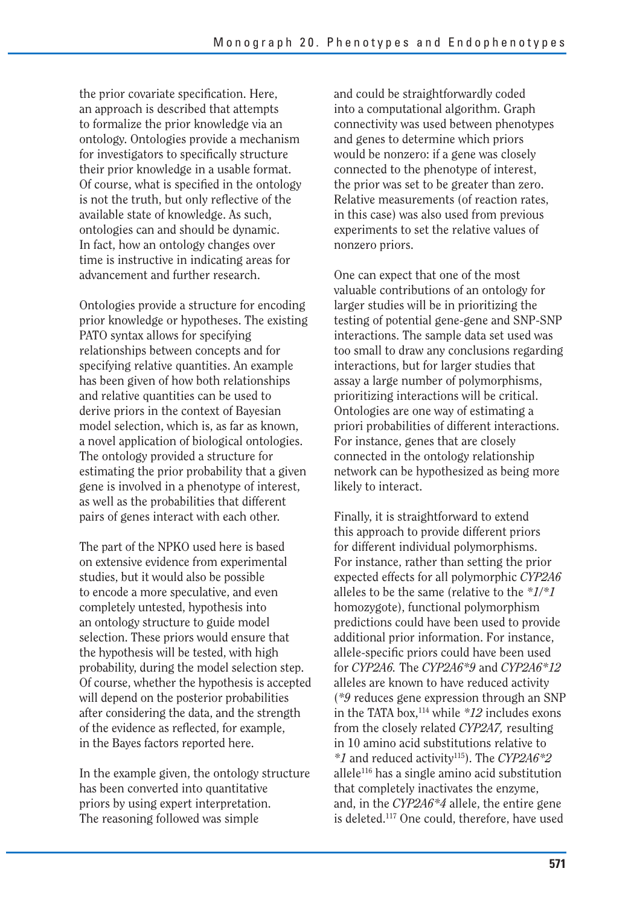the prior covariate specification. Here, an approach is described that attempts to formalize the prior knowledge via an ontology. Ontologies provide a mechanism for investigators to specifically structure their prior knowledge in a usable format. Of course, what is specified in the ontology is not the truth, but only reflective of the available state of knowledge. As such, ontologies can and should be dynamic. In fact, how an ontology changes over time is instructive in indicating areas for advancement and further research.

Ontologies provide a structure for encoding prior knowledge or hypotheses. The existing PATO syntax allows for specifying relationships between concepts and for specifying relative quantities. An example has been given of how both relationships and relative quantities can be used to derive priors in the context of Bayesian model selection, which is, as far as known, a novel application of biological ontologies. The ontology provided a structure for estimating the prior probability that a given gene is involved in a phenotype of interest, as well as the probabilities that different pairs of genes interact with each other.

The part of the NPKO used here is based on extensive evidence from experimental studies, but it would also be possible to encode a more speculative, and even completely untested, hypothesis into an ontology structure to guide model selection. These priors would ensure that the hypothesis will be tested, with high probability, during the model selection step. Of course, whether the hypothesis is accepted will depend on the posterior probabilities after considering the data, and the strength of the evidence as reflected, for example, in the Bayes factors reported here.

In the example given, the ontology structure has been converted into quantitative priors by using expert interpretation. The reasoning followed was simple and could be straightforwardly coded into a computational algorithm. Graph connectivity was used between phenotypes and genes to determine which priors would be nonzero: if a gene was closely connected to the phenotype of interest, the prior was set to be greater than zero. Relative measurements (of reaction rates, in this case) was also used from previous experiments to set the relative values of nonzero priors.

One can expect that one of the most valuable contributions of an ontology for larger studies will be in prioritizing the testing of potential gene-gene and SNP-SNP interactions. The sample data set used was too small to draw any conclusions regarding interactions, but for larger studies that assay a large number of polymorphisms, prioritizing interactions will be critical. Ontologies are one way of estimating a priori probabilities of different interactions. For instance, genes that are closely connected in the ontology relationship network can be hypothesized as being more likely to interact.

Finally, it is straightforward to extend this approach to provide different priors for different individual polymorphisms. For instance, rather than setting the prior expected effects for all polymorphic *CYP2A6* alleles to be the same (relative to the **1/*1* homozygote), functional polymorphism predictions could have been used to provide additional prior information. For instance, allele-specific priors could have been used for *CYP2A6.* The *CYP2A6*9* and *CYP2A6*12* alleles are known to have reduced activity (**9* reduces gene expression through an SNP in the TATA box,[114] while **12* includes exons from the closely related *CYP2A7,* resulting in 10 amino acid substitutions relative to **1* and reduced activity[115]). The *CYP2A6*2* allele[116] has a single amino acid substitution that completely inactivates the enzyme, and, in the *CYP2A6*4* allele, the entire gene is deleted.[117] One could, therefore, have used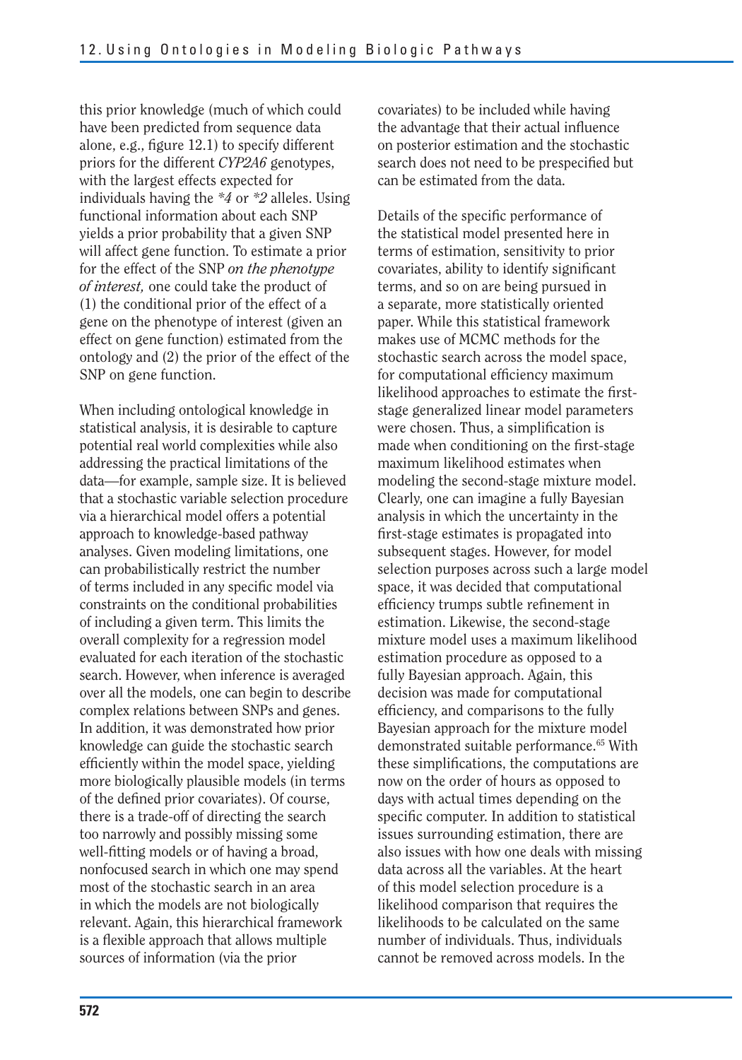this prior knowledge (much of which could have been predicted from sequence data alone, e.g., figure 12.1) to specify different priors for the different *CYP2A6* genotypes, with the largest effects expected for individuals having the *\*4* or *\*2* alleles. Using functional information about each SNP yields a prior probability that a given SNP will affect gene function. To estimate a prior for the effect of the SNP *on the phenotype of interest,* one could take the product of (1) the conditional prior of the effect of a gene on the phenotype of interest (given an effect on gene function) estimated from the ontology and (2) the prior of the effect of the SNP on gene function.

When including ontological knowledge in statistical analysis, it is desirable to capture potential real world complexities while also addressing the practical limitations of the data—for example, sample size. It is believed that a stochastic variable selection procedure via a hierarchical model offers a potential approach to knowledge-based pathway analyses. Given modeling limitations, one can probabilistically restrict the number of terms included in any specific model via constraints on the conditional probabilities of including a given term. This limits the overall complexity for a regression model evaluated for each iteration of the stochastic search. However, when inference is averaged over all the models, one can begin to describe complex relations between SNPs and genes. In addition, it was demonstrated how prior knowledge can guide the stochastic search efficiently within the model space, yielding more biologically plausible models (in terms of the defined prior covariates). Of course, there is a trade-off of directing the search too narrowly and possibly missing some well-fitting models or of having a broad, nonfocused search in which one may spend most of the stochastic search in an area in which the models are not biologically relevant. Again, this hierarchical framework is a flexible approach that allows multiple sources of information (via the prior covariates) to be included while having the advantage that their actual influence on posterior estimation and the stochastic search does not need to be prespecified but can be estimated from the data.

Details of the specific performance of the statistical model presented here in terms of estimation, sensitivity to prior covariates, ability to identify significant terms, and so on are being pursued in a separate, more statistically oriented paper. While this statistical framework makes use of MCMC methods for the stochastic search across the model space, for computational efficiency maximum likelihood approaches to estimate the first-stage generalized linear model parameters were chosen. Thus, a simplification is made when conditioning on the first-stage maximum likelihood estimates when modeling the second-stage mixture model. Clearly, one can imagine a fully Bayesian analysis in which the uncertainty in the first-stage estimates is propagated into subsequent stages. However, for model selection purposes across such a large model space, it was decided that computational efficiency trumps subtle refinement in estimation. Likewise, the second-stage mixture model uses a maximum likelihood estimation procedure as opposed to a fully Bayesian approach. Again, this decision was made for computational efficiency, and comparisons to the fully Bayesian approach for the mixture model demonstrated suitable performance.[65] With these simplifications, the computations are now on the order of hours as opposed to days with actual times depending on the specific computer. In addition to statistical issues surrounding estimation, there are also issues with how one deals with missing data across all the variables. At the heart of this model selection procedure is a likelihood comparison that requires the likelihoods to be calculated on the same number of individuals. Thus, individuals cannot be removed across models. In the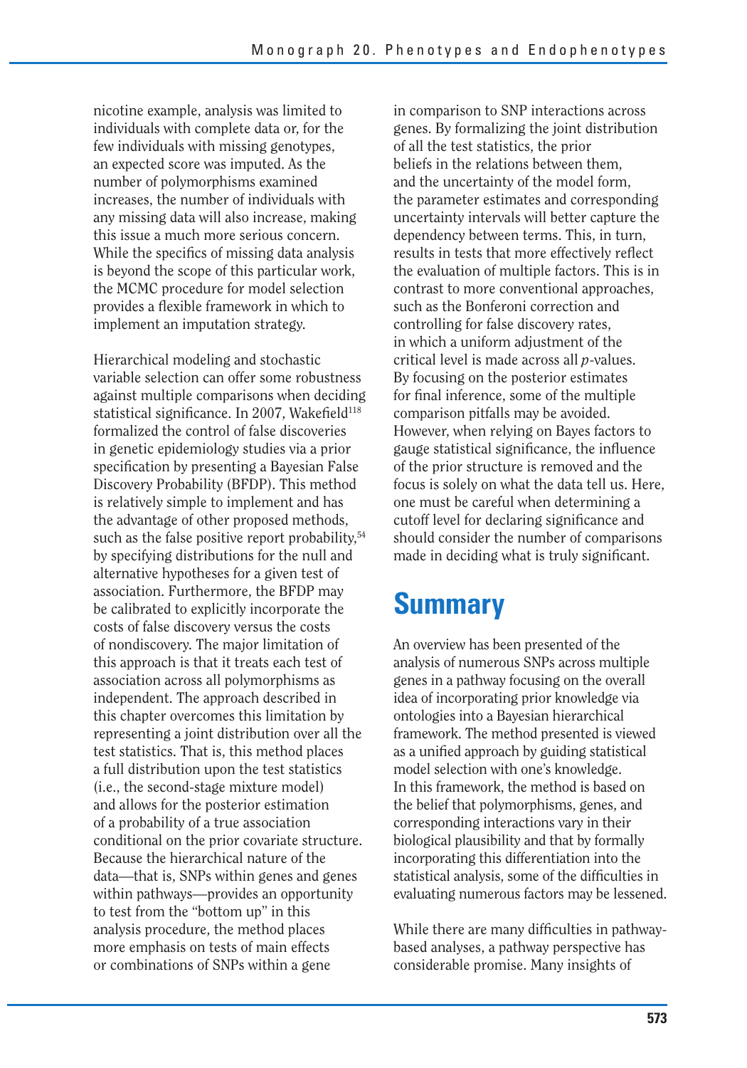nicotine example, analysis was limited to individuals with complete data or, for the few individuals with missing genotypes, an expected score was imputed. As the number of polymorphisms examined increases, the number of individuals with any missing data will also increase, making this issue a much more serious concern. While the specifics of missing data analysis is beyond the scope of this particular work, the MCMC procedure for model selection provides a flexible framework in which to implement an imputation strategy.

Hierarchical modeling and stochastic variable selection can offer some robustness against multiple comparisons when deciding statistical significance. In 2007, Wakefield[118] formalized the control of false discoveries in genetic epidemiology studies via a prior specification by presenting a Bayesian False Discovery Probability (BFDP). This method is relatively simple to implement and has the advantage of other proposed methods, such as the false positive report probability,[54] by specifying distributions for the null and alternative hypotheses for a given test of association. Furthermore, the BFDP may be calibrated to explicitly incorporate the costs of false discovery versus the costs of nondiscovery. The major limitation of this approach is that it treats each test of association across all polymorphisms as independent. The approach described in this chapter overcomes this limitation by representing a joint distribution over all the test statistics. That is, this method places a full distribution upon the test statistics (i.e., the second-stage mixture model) and allows for the posterior estimation of a probability of a true association conditional on the prior covariate structure. Because the hierarchical nature of the data—that is, SNPs within genes and genes within pathways—provides an opportunity to test from the "bottom up" in this analysis procedure, the method places more emphasis on tests of main effects or combinations of SNPs within a gene in comparison to SNP interactions across genes. By formalizing the joint distribution of all the test statistics, the prior beliefs in the relations between them, and the uncertainty of the model form, the parameter estimates and corresponding uncertainty intervals will better capture the dependency between terms. This, in turn, results in tests that more effectively reflect the evaluation of multiple factors. This is in contrast to more conventional approaches, such as the Bonferoni correction and controlling for false discovery rates, in which a uniform adjustment of the critical level is made across all *p*-values. By focusing on the posterior estimates for final inference, some of the multiple comparison pitfalls may be avoided. However, when relying on Bayes factors to gauge statistical significance, the influence of the prior structure is removed and the focus is solely on what the data tell us. Here, one must be careful when determining a cutoff level for declaring significance and should consider the number of comparisons made in deciding what is truly significant.

# Summary

An overview has been presented of the analysis of numerous SNPs across multiple genes in a pathway focusing on the overall idea of incorporating prior knowledge via ontologies into a Bayesian hierarchical framework. The method presented is viewed as a unified approach by guiding statistical model selection with one's knowledge. In this framework, the method is based on the belief that polymorphisms, genes, and corresponding interactions vary in their biological plausibility and that by formally incorporating this differentiation into the statistical analysis, some of the difficulties in evaluating numerous factors may be lessened.

While there are many difficulties in pathway-based analyses, a pathway perspective has considerable promise. Many insights of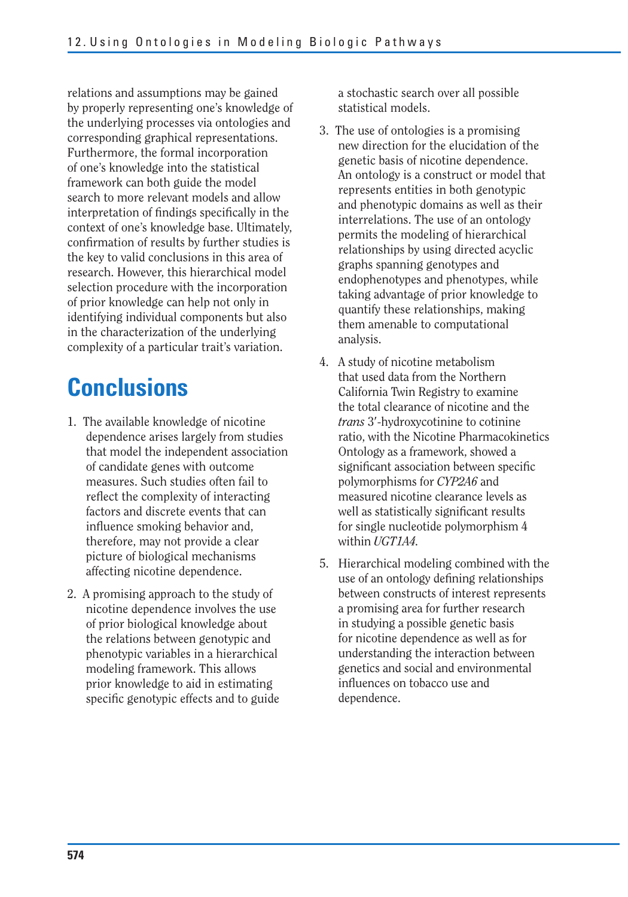relations and assumptions may be gained by properly representing one's knowledge of the underlying processes via ontologies and corresponding graphical representations. Furthermore, the formal incorporation of one's knowledge into the statistical framework can both guide the model search to more relevant models and allow interpretation of findings specifically in the context of one's knowledge base. Ultimately, confirmation of results by further studies is the key to valid conclusions in this area of research. However, this hierarchical model selection procedure with the incorporation of prior knowledge can help not only in identifying individual components but also in the characterization of the underlying complexity of a particular trait's variation.

# Conclusions

1. The available knowledge of nicotine dependence arises largely from studies that model the independent association of candidate genes with outcome measures. Such studies often fail to reflect the complexity of interacting factors and discrete events that can influence smoking behavior and, therefore, may not provide a clear picture of biological mechanisms affecting nicotine dependence.

2. A promising approach to the study of nicotine dependence involves the use of prior biological knowledge about the relations between genotypic and phenotypic variables in a hierarchical modeling framework. This allows prior knowledge to aid in estimating specific genotypic effects and to guide a stochastic search over all possible statistical models.

3. The use of ontologies is a promising new direction for the elucidation of the genetic basis of nicotine dependence. An ontology is a construct or model that represents entities in both genotypic and phenotypic domains as well as their interrelations. The use of an ontology permits the modeling of hierarchical relationships by using directed acyclic graphs spanning genotypes and endophenotypes and phenotypes, while taking advantage of prior knowledge to quantify these relationships, making them amenable to computational analysis.

4. A study of nicotine metabolism that used data from the Northern California Twin Registry to examine the total clearance of nicotine and the *trans* 3′-hydroxycotinine to cotinine ratio, with the Nicotine Pharmacokinetics Ontology as a framework, showed a significant association between specific polymorphisms for *CYP2A6* and measured nicotine clearance levels as well as statistically significant results for single nucleotide polymorphism 4 within *UGT1A4*.

5. Hierarchical modeling combined with the use of an ontology defining relationships between constructs of interest represents a promising area for further research in studying a possible genetic basis for nicotine dependence as well as for understanding the interaction between genetics and social and environmental influences on tobacco use and dependence.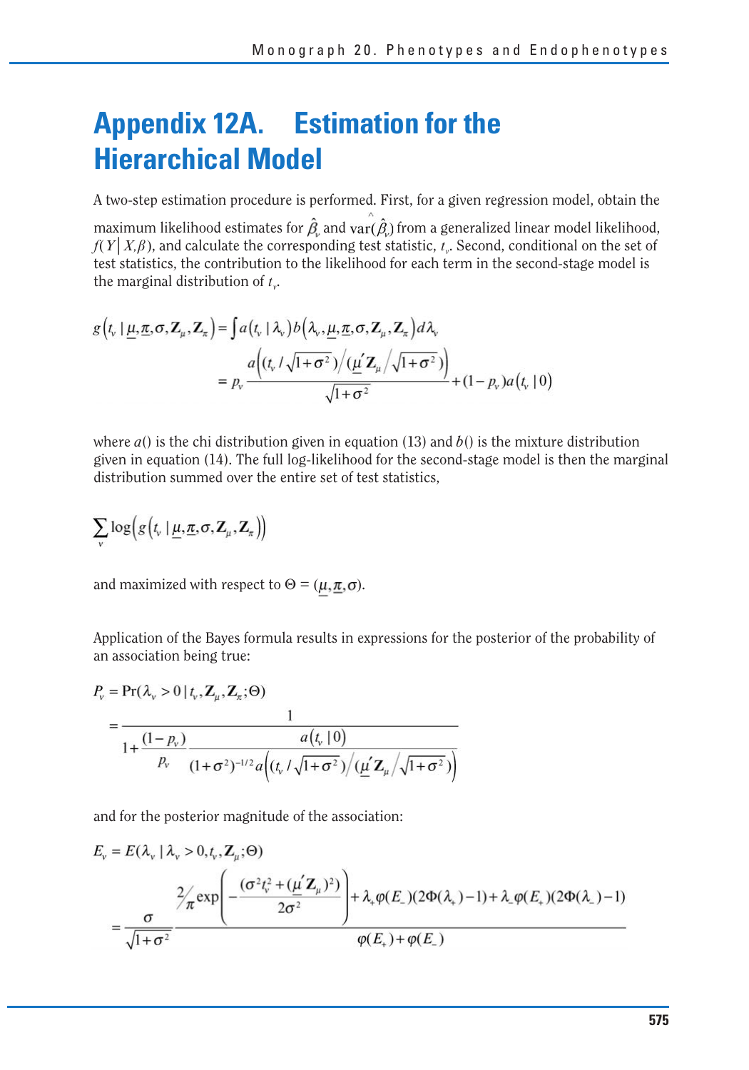# Appendix 12A. Estimation for the Hierarchical Model

A two-step estimation procedure is performed. First, for a given regression model, obtain the maximum likelihood estimates for $\hat{\beta}_v$ and $\widehat{\text{var}}(\hat{\beta}_v)$ from a generalized linear model likelihood, $f(Y|X,\beta)$, and calculate the corresponding test statistic, $t_v$. Second, conditional on the set of test statistics, the contribution to the likelihood for each term in the second-stage model is the marginal distribution of $t_v$.

$$
\begin{aligned}
g\left(t_v \mid \underline{\mu}, \underline{\pi}, \sigma, \mathbf{Z}_\mu, \mathbf{Z}_\pi\right) &= \int a\left(t_v \mid \lambda_v\right) b\left(\lambda_v, \underline{\mu}, \underline{\pi}, \sigma, \mathbf{Z}_\mu, \mathbf{Z}_\pi\right) d\lambda_v \\
&= p_v \frac{a\left(\left(t_v / \sqrt{1+\sigma^2}\right) \Big/ \left(\underline{\mu}' \mathbf{Z}_\mu \Big/ \sqrt{1+\sigma^2}\right)\right)}{\sqrt{1+\sigma^2}} + (1-p_v) a\left(t_v \mid 0\right)
\end{aligned}
$$

where $a()$ is the chi distribution given in equation (13) and $b()$ is the mixture distribution given in equation (14). The full log-likelihood for the second-stage model is then the marginal distribution summed over the entire set of test statistics,

$$
\sum_v \log\left(g\left(t_v \mid \underline{\mu}, \underline{\pi}, \sigma, \mathbf{Z}_\mu, \mathbf{Z}_\pi\right)\right)
$$

and maximized with respect to $\Theta = (\underline{\mu}, \underline{\pi}, \sigma)$.

Application of the Bayes formula results in expressions for the posterior of the probability of an association being true:

$$
\begin{aligned}
P_v &= \Pr(\lambda_v > 0 \mid t_v, \mathbf{Z}_\mu, \mathbf{Z}_\pi; \Theta) \\
&= \cfrac{1}{1 + \cfrac{(1-p_v)}{p_v} \cfrac{a\left(t_v \mid 0\right)}{(1+\sigma^2)^{-1/2} a\left(\left(t_v / \sqrt{1+\sigma^2}\right) \Big/ \left(\underline{\mu}' \mathbf{Z}_\mu \Big/ \sqrt{1+\sigma^2}\right)\right)}}
\end{aligned}
$$

and for the posterior magnitude of the association:

$$
\begin{aligned}
E_v &= E(\lambda_v \mid \lambda_v > 0, t_v, \mathbf{Z}_\mu; \Theta) \\
&= \frac{\sigma}{\sqrt{1+\sigma^2}} \frac{\sqrt[2]{\pi} \exp\left(-\dfrac{(\sigma^2 t_v^2 + (\underline{\mu}' \mathbf{Z}_\mu)^2)}{2\sigma^2}\right) + \lambda_+ \varphi(E_-)(2\Phi(\lambda_+) - 1) + \lambda_- \varphi(E_+)(2\Phi(\lambda_-) - 1)}{\varphi(E_+) + \varphi(E_-)}
\end{aligned}
$$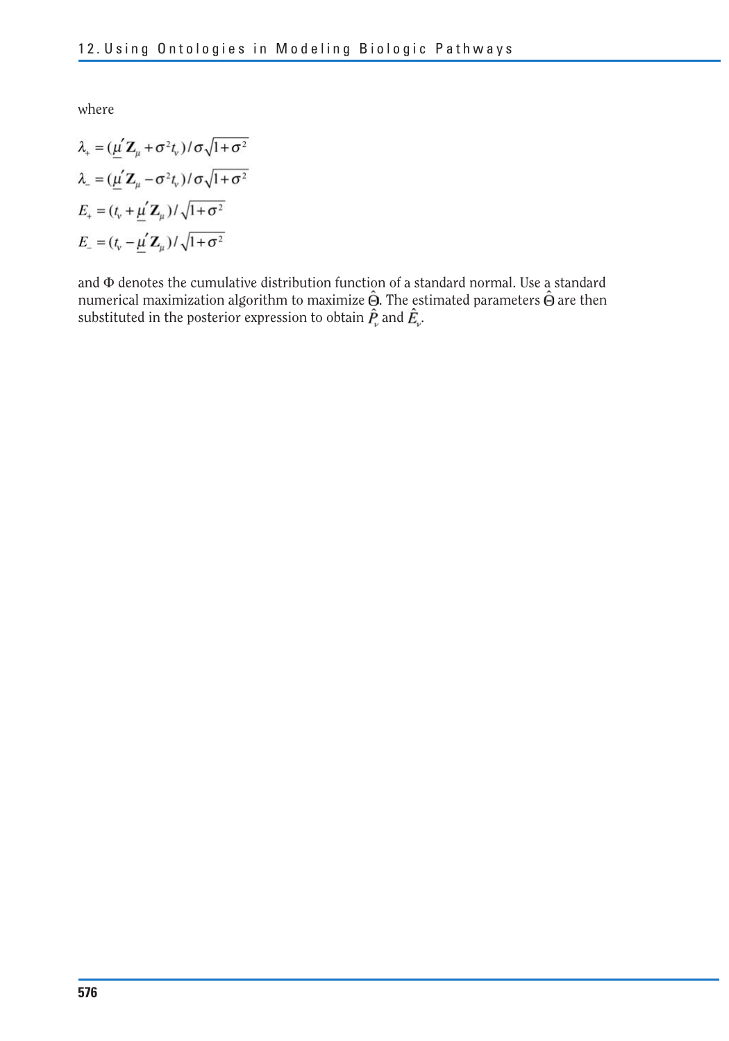where

$$\lambda_+ = (\underline{\mu}'\mathbf{Z}_\mu + \sigma^2 t_\nu)/\sigma\sqrt{1+\sigma^2}$$

$$\lambda_- = (\underline{\mu}'\mathbf{Z}_\mu - \sigma^2 t_\nu)/\sigma\sqrt{1+\sigma^2}$$

$$E_+ = (t_\nu + \underline{\mu}'\mathbf{Z}_\mu)/\sqrt{1+\sigma^2}$$

$$E_- = (t_\nu - \underline{\mu}'\mathbf{Z}_\mu)/\sqrt{1+\sigma^2}$$

and $\Phi$ denotes the cumulative distribution function of a standard normal. Use a standard numerical maximization algorithm to maximize $\hat{\Theta}$. The estimated parameters $\hat{\Theta}$ are then substituted in the posterior expression to obtain $\hat{P}_\nu$ and $\hat{E}_\nu$.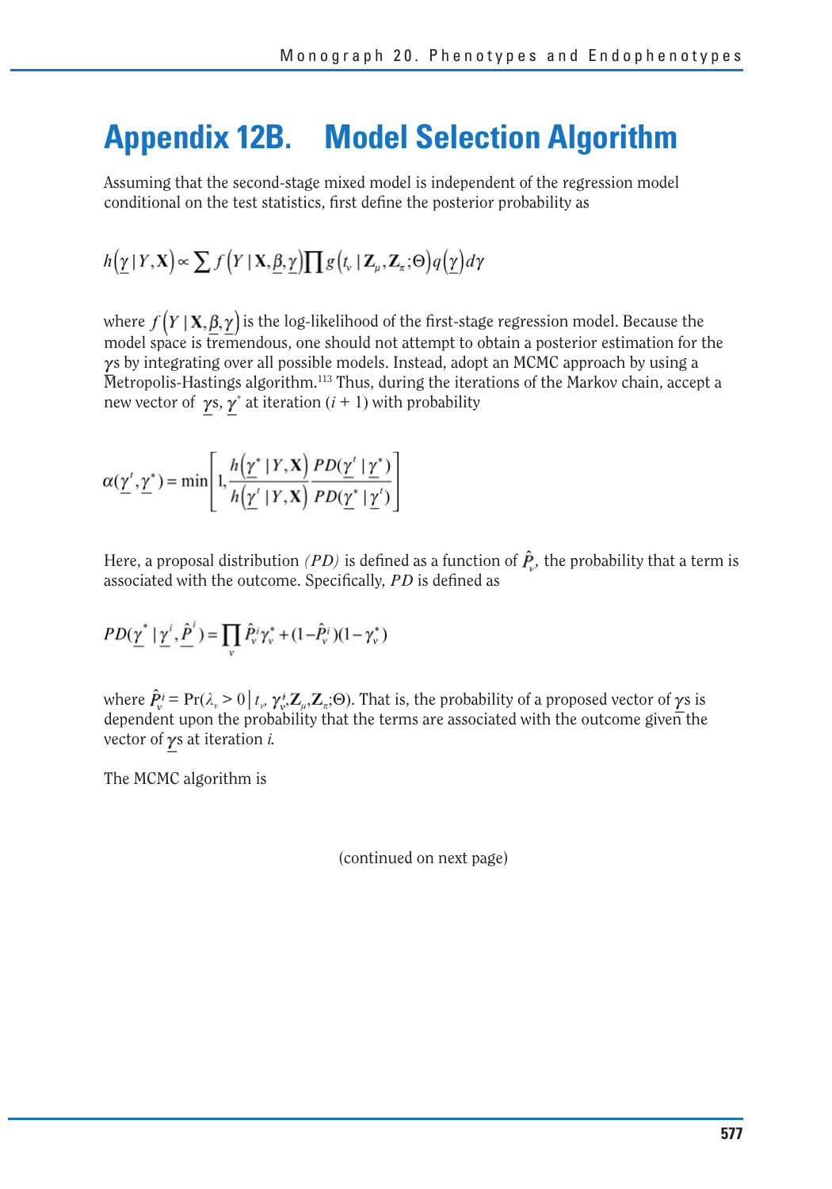# Appendix 12B. Model Selection Algorithm

Assuming that the second-stage mixed model is independent of the regression model conditional on the test statistics, first define the posterior probability as

$$h\left(\underline{\gamma} \mid Y, \mathbf{X}\right) \propto \sum f\left(Y \mid \mathbf{X}, \underline{\beta}, \underline{\gamma}\right) \prod g\left(t_v \mid \mathbf{Z}_\mu, \mathbf{Z}_\pi; \Theta\right) q\left(\underline{\gamma}\right) d\gamma$$

where $f\left(Y \mid \mathbf{X}, \underline{\beta}, \underline{\gamma}\right)$ is the log-likelihood of the first-stage regression model. Because the model space is tremendous, one should not attempt to obtain a posterior estimation for the $\underline{\gamma}$s by integrating over all possible models. Instead, adopt an MCMC approach by using a Metropolis-Hastings algorithm.[113] Thus, during the iterations of the Markov chain, accept a new vector of $\underline{\gamma}$s, $\underline{\gamma}^*$ at iteration $(i + 1)$ with probability

$$\alpha(\underline{\gamma}^i, \underline{\gamma}^*) = \min\left[1, \frac{h\left(\underline{\gamma}^* \mid Y, \mathbf{X}\right)}{h\left(\underline{\gamma}^i \mid Y, \mathbf{X}\right)} \frac{PD(\underline{\gamma}^i \mid \underline{\gamma}^*)}{PD(\underline{\gamma}^* \mid \underline{\gamma}^i)}\right]$$

Here, a proposal distribution *(PD)* is defined as a function of $\hat{P}_v$, the probability that a term is associated with the outcome. Specifically, *PD* is defined as

$$PD(\underline{\gamma}^* \mid \underline{\gamma}^i, \underline{\hat{P}}^i) = \prod_v \hat{P}_v^i \gamma_v^* + (1 - \hat{P}_v^i)(1 - \gamma_v^*)$$

where $\hat{P}_v^i = \Pr(\lambda_v > 0 \mid t_v, \gamma_v^i, \mathbf{Z}_\mu, \mathbf{Z}_\pi; \Theta)$. That is, the probability of a proposed vector of $\underline{\gamma}$s is dependent upon the probability that the terms are associated with the outcome given the vector of $\underline{\gamma}$s at iteration $i$.

The MCMC algorithm is

(continued on next page)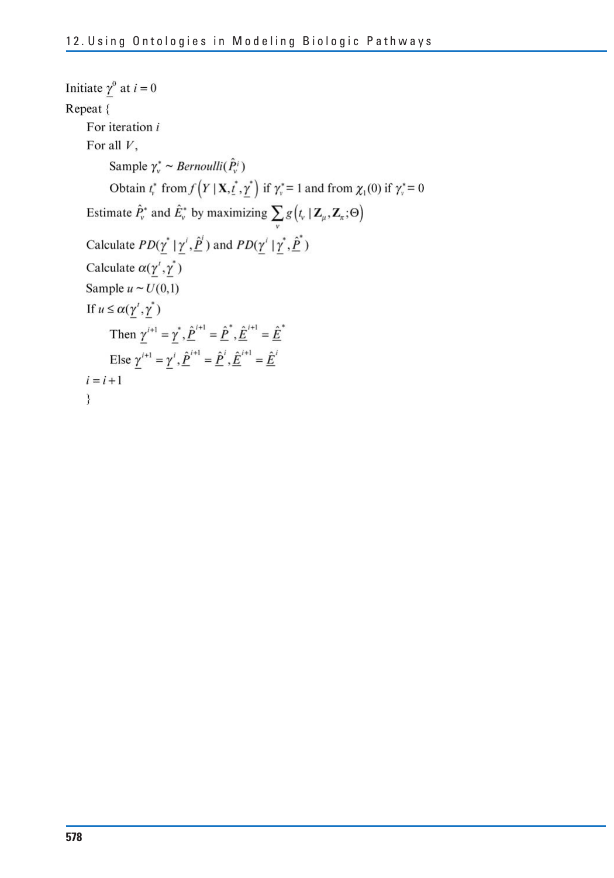```
Initiate γ⁰ at i = 0
Repeat {
    For iteration i
    For all V,
        Sample γ*_v ~ Bernoulli(P̂^i_v)
        Obtain t*_v from f(Y | X, t*, γ*) if γ*_v = 1 and from χ_1(0) if γ*_v = 0
    Estimate P̂*_v and Ê*_v by maximizing Σ_v g(t_v | Z_μ, Z_π; Θ)
    Calculate PD(γ* | γ^i, P̂^i) and PD(γ^i | γ*, P̂*)
    Calculate α(γ', γ*)
    Sample u ~ U(0,1)
    If u ≤ α(γ', γ*)
        Then γ^{i+1} = γ*, P̂^{i+1} = P̂*, Ê^{i+1} = Ê*
        Else γ^{i+1} = γ^i, P̂^{i+1} = P̂^i, Ê^{i+1} = Ê^i
    i = i + 1
    }
```

Initiate $\underline{\gamma}^0$ at $i = 0$

Repeat {

For iteration $i$

For all $V$,

Sample $\gamma_v^* \sim Bernoulli(\hat{P}_v^i)$

Obtain $t_v^*$ from $f\left(Y \mid \mathbf{X}, \underline{t}^*, \underline{\gamma}^*\right)$ if $\gamma_v^* = 1$ and from $\chi_1(0)$ if $\gamma_v^* = 0$

Estimate $\hat{P}_v^*$ and $\hat{E}_v^*$ by maximizing $\sum_v g\left(t_v \mid \mathbf{Z}_\mu, \mathbf{Z}_\pi; \Theta\right)$

Calculate $PD(\underline{\gamma}^* \mid \underline{\gamma}^i, \underline{\hat{P}}^i)$ and $PD(\underline{\gamma}^i \mid \underline{\gamma}^*, \underline{\hat{P}}^*)$

Calculate $\alpha(\underline{\gamma}', \underline{\gamma}^*)$

Sample $u \sim U(0,1)$

If $u \leq \alpha(\underline{\gamma}', \underline{\gamma}^*)$

Then $\underline{\gamma}^{i+1} = \underline{\gamma}^*, \underline{\hat{P}}^{i+1} = \underline{\hat{P}}^*, \underline{\hat{E}}^{i+1} = \underline{\hat{E}}^*$

Else $\underline{\gamma}^{i+1} = \underline{\gamma}^i, \underline{\hat{P}}^{i+1} = \underline{\hat{P}}^i, \underline{\hat{E}}^{i+1} = \underline{\hat{E}}^i$

$i = i + 1$

}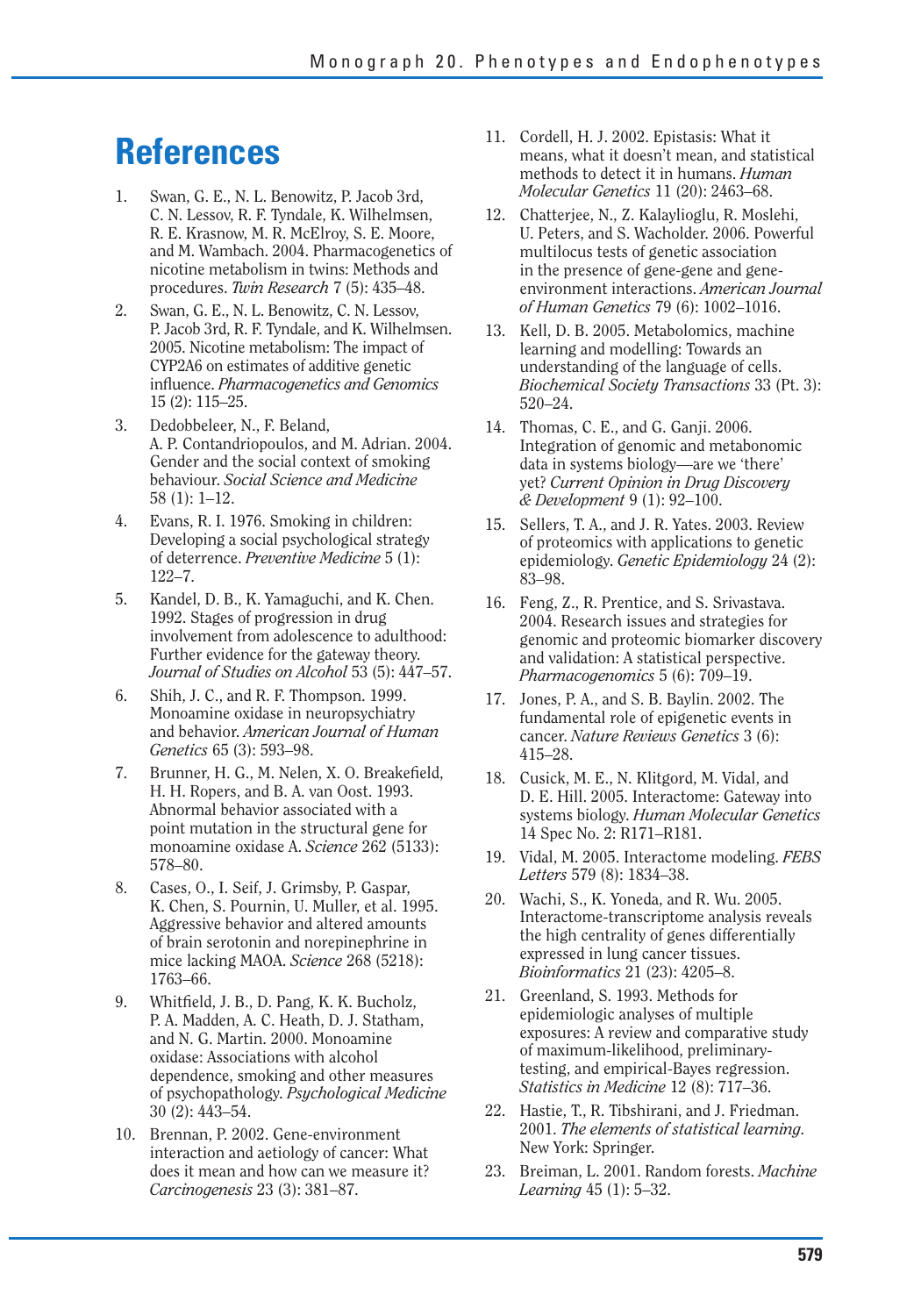# References

1. Swan, G. E., N. L. Benowitz, P. Jacob 3rd, C. N. Lessov, R. F. Tyndale, K. Wilhelmsen, R. E. Krasnow, M. R. McElroy, S. E. Moore, and M. Wambach. 2004. Pharmacogenetics of nicotine metabolism in twins: Methods and procedures. *Twin Research* 7 (5): 435–48.
2. Swan, G. E., N. L. Benowitz, C. N. Lessov, P. Jacob 3rd, R. F. Tyndale, and K. Wilhelmsen. 2005. Nicotine metabolism: The impact of CYP2A6 on estimates of additive genetic influence. *Pharmacogenetics and Genomics* 15 (2): 115–25.
3. Dedobbeleer, N., F. Beland, A. P. Contandriopoulos, and M. Adrian. 2004. Gender and the social context of smoking behaviour. *Social Science and Medicine* 58 (1): 1–12.
4. Evans, R. I. 1976. Smoking in children: Developing a social psychological strategy of deterrence. *Preventive Medicine* 5 (1): 122–7.
5. Kandel, D. B., K. Yamaguchi, and K. Chen. 1992. Stages of progression in drug involvement from adolescence to adulthood: Further evidence for the gateway theory. *Journal of Studies on Alcohol* 53 (5): 447–57.
6. Shih, J. C., and R. F. Thompson. 1999. Monoamine oxidase in neuropsychiatry and behavior. *American Journal of Human Genetics* 65 (3): 593–98.
7. Brunner, H. G., M. Nelen, X. O. Breakefield, H. H. Ropers, and B. A. van Oost. 1993. Abnormal behavior associated with a point mutation in the structural gene for monoamine oxidase A. *Science* 262 (5133): 578–80.
8. Cases, O., I. Seif, J. Grimsby, P. Gaspar, K. Chen, S. Pournin, U. Muller, et al. 1995. Aggressive behavior and altered amounts of brain serotonin and norepinephrine in mice lacking MAOA. *Science* 268 (5218): 1763–66.
9. Whitfield, J. B., D. Pang, K. K. Bucholz, P. A. Madden, A. C. Heath, D. J. Statham, and N. G. Martin. 2000. Monoamine oxidase: Associations with alcohol dependence, smoking and other measures of psychopathology. *Psychological Medicine* 30 (2): 443–54.
10. Brennan, P. 2002. Gene-environment interaction and aetiology of cancer: What does it mean and how can we measure it? *Carcinogenesis* 23 (3): 381–87.
11. Cordell, H. J. 2002. Epistasis: What it means, what it doesn't mean, and statistical methods to detect it in humans. *Human Molecular Genetics* 11 (20): 2463–68.
12. Chatterjee, N., Z. Kalaylioglu, R. Moslehi, U. Peters, and S. Wacholder. 2006. Powerful multilocus tests of genetic association in the presence of gene-gene and gene-environment interactions. *American Journal of Human Genetics* 79 (6): 1002–1016.
13. Kell, D. B. 2005. Metabolomics, machine learning and modelling: Towards an understanding of the language of cells. *Biochemical Society Transactions* 33 (Pt. 3): 520–24.
14. Thomas, C. E., and G. Ganji. 2006. Integration of genomic and metabonomic data in systems biology—are we 'there' yet? *Current Opinion in Drug Discovery & Development* 9 (1): 92–100.
15. Sellers, T. A., and J. R. Yates. 2003. Review of proteomics with applications to genetic epidemiology. *Genetic Epidemiology* 24 (2): 83–98.
16. Feng, Z., R. Prentice, and S. Srivastava. 2004. Research issues and strategies for genomic and proteomic biomarker discovery and validation: A statistical perspective. *Pharmacogenomics* 5 (6): 709–19.
17. Jones, P. A., and S. B. Baylin. 2002. The fundamental role of epigenetic events in cancer. *Nature Reviews Genetics* 3 (6): 415–28.
18. Cusick, M. E., N. Klitgord, M. Vidal, and D. E. Hill. 2005. Interactome: Gateway into systems biology. *Human Molecular Genetics* 14 Spec No. 2: R171–R181.
19. Vidal, M. 2005. Interactome modeling. *FEBS Letters* 579 (8): 1834–38.
20. Wachi, S., K. Yoneda, and R. Wu. 2005. Interactome-transcriptome analysis reveals the high centrality of genes differentially expressed in lung cancer tissues. *Bioinformatics* 21 (23): 4205–8.
21. Greenland, S. 1993. Methods for epidemiologic analyses of multiple exposures: A review and comparative study of maximum-likelihood, preliminary-testing, and empirical-Bayes regression. *Statistics in Medicine* 12 (8): 717–36.
22. Hastie, T., R. Tibshirani, and J. Friedman. 2001. *The elements of statistical learning.* New York: Springer.
23. Breiman, L. 2001. Random forests. *Machine Learning* 45 (1): 5–32.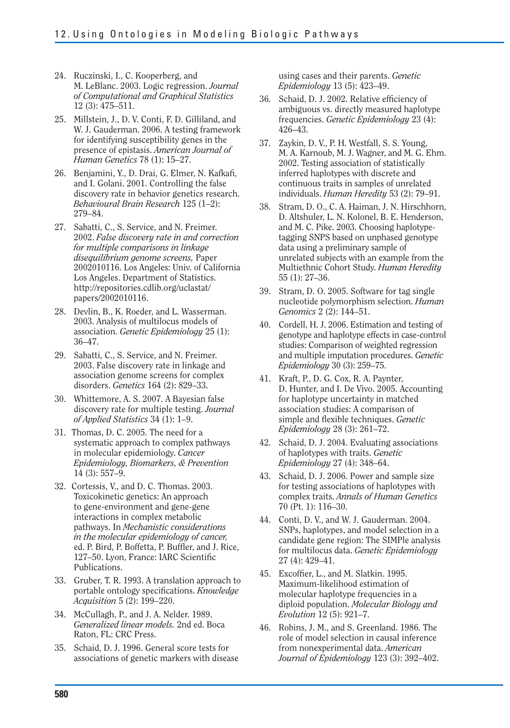24. Ruczinski, I., C. Kooperberg, and M. LeBlanc. 2003. Logic regression. *Journal of Computational and Graphical Statistics* 12 (3): 475–511.
25. Millstein, J., D. V. Conti, F. D. Gilliland, and W. J. Gauderman. 2006. A testing framework for identifying susceptibility genes in the presence of epistasis. *American Journal of Human Genetics* 78 (1): 15–27.
26. Benjamini, Y., D. Drai, G. Elmer, N. Kafkafi, and I. Golani. 2001. Controlling the false discovery rate in behavior genetics research. *Behavioural Brain Research* 125 (1–2): 279–84.
27. Sabatti, C., S. Service, and N. Freimer. 2002. *False discovery rate in and correction for multiple comparisons in linkage disequilibrium genome screens,* Paper 2002010116. Los Angeles: Univ. of California Los Angeles. Department of Statistics. http://repositories.cdlib.org/uclastat/papers/2002010116.
28. Devlin, B., K. Roeder, and L. Wasserman. 2003. Analysis of multilocus models of association. *Genetic Epidemiology* 25 (1): 36–47.
29. Sabatti, C., S. Service, and N. Freimer. 2003. False discovery rate in linkage and association genome screens for complex disorders. *Genetics* 164 (2): 829–33.
30. Whittemore, A. S. 2007. A Bayesian false discovery rate for multiple testing. *Journal of Applied Statistics* 34 (1): 1–9.
31. Thomas, D. C. 2005. The need for a systematic approach to complex pathways in molecular epidemiology. *Cancer Epidemiology, Biomarkers, & Prevention* 14 (3): 557–9.
32. Cortessis, V., and D. C. Thomas. 2003. Toxicokinetic genetics: An approach to gene-environment and gene-gene interactions in complex metabolic pathways. In *Mechanistic considerations in the molecular epidemiology of cancer,* ed. P. Bird, P. Boffetta, P. Buffler, and J. Rice, 127–50. Lyon, France: IARC Scientific Publications.
33. Gruber, T. R. 1993. A translation approach to portable ontology specifications. *Knowledge Acquisition* 5 (2): 199–220.
34. McCullagh, P., and J. A. Nelder. 1989. *Generalized linear models.* 2nd ed. Boca Raton, FL: CRC Press.
35. Schaid, D. J. 1996. General score tests for associations of genetic markers with disease using cases and their parents. *Genetic Epidemiology* 13 (5): 423–49.
36. Schaid, D. J. 2002. Relative efficiency of ambiguous vs. directly measured haplotype frequencies. *Genetic Epidemiology* 23 (4): 426–43.
37. Zaykin, D. V., P. H. Westfall, S. S. Young, M. A. Karnoub, M. J. Wagner, and M. G. Ehm. 2002. Testing association of statistically inferred haplotypes with discrete and continuous traits in samples of unrelated individuals. *Human Heredity* 53 (2): 79–91.
38. Stram, D. O., C. A. Haiman, J. N. Hirschhorn, D. Altshuler, L. N. Kolonel, B. E. Henderson, and M. C. Pike. 2003. Choosing haplotype-tagging SNPS based on unphased genotype data using a preliminary sample of unrelated subjects with an example from the Multiethnic Cohort Study. *Human Heredity* 55 (1): 27–36.
39. Stram, D. O. 2005. Software for tag single nucleotide polymorphism selection. *Human Genomics* 2 (2): 144–51.
40. Cordell, H. J. 2006. Estimation and testing of genotype and haplotype effects in case-control studies: Comparison of weighted regression and multiple imputation procedures. *Genetic Epidemiology* 30 (3): 259–75.
41. Kraft, P., D. G. Cox, R. A. Paynter, D. Hunter, and I. De Vivo. 2005. Accounting for haplotype uncertainty in matched association studies: A comparison of simple and flexible techniques. *Genetic Epidemiology* 28 (3): 261–72.
42. Schaid, D. J. 2004. Evaluating associations of haplotypes with traits. *Genetic Epidemiology* 27 (4): 348–64.
43. Schaid, D. J. 2006. Power and sample size for testing associations of haplotypes with complex traits. *Annals of Human Genetics* 70 (Pt. 1): 116–30.
44. Conti, D. V., and W. J. Gauderman. 2004. SNPs, haplotypes, and model selection in a candidate gene region: The SIMPle analysis for multilocus data. *Genetic Epidemiology* 27 (4): 429–41.
45. Excoffier, L., and M. Slatkin. 1995. Maximum-likelihood estimation of molecular haplotype frequencies in a diploid population. *Molecular Biology and Evolution* 12 (5): 921–7.
46. Robins, J. M., and S. Greenland. 1986. The role of model selection in causal inference from nonexperimental data. *American Journal of Epidemiology* 123 (3): 392–402.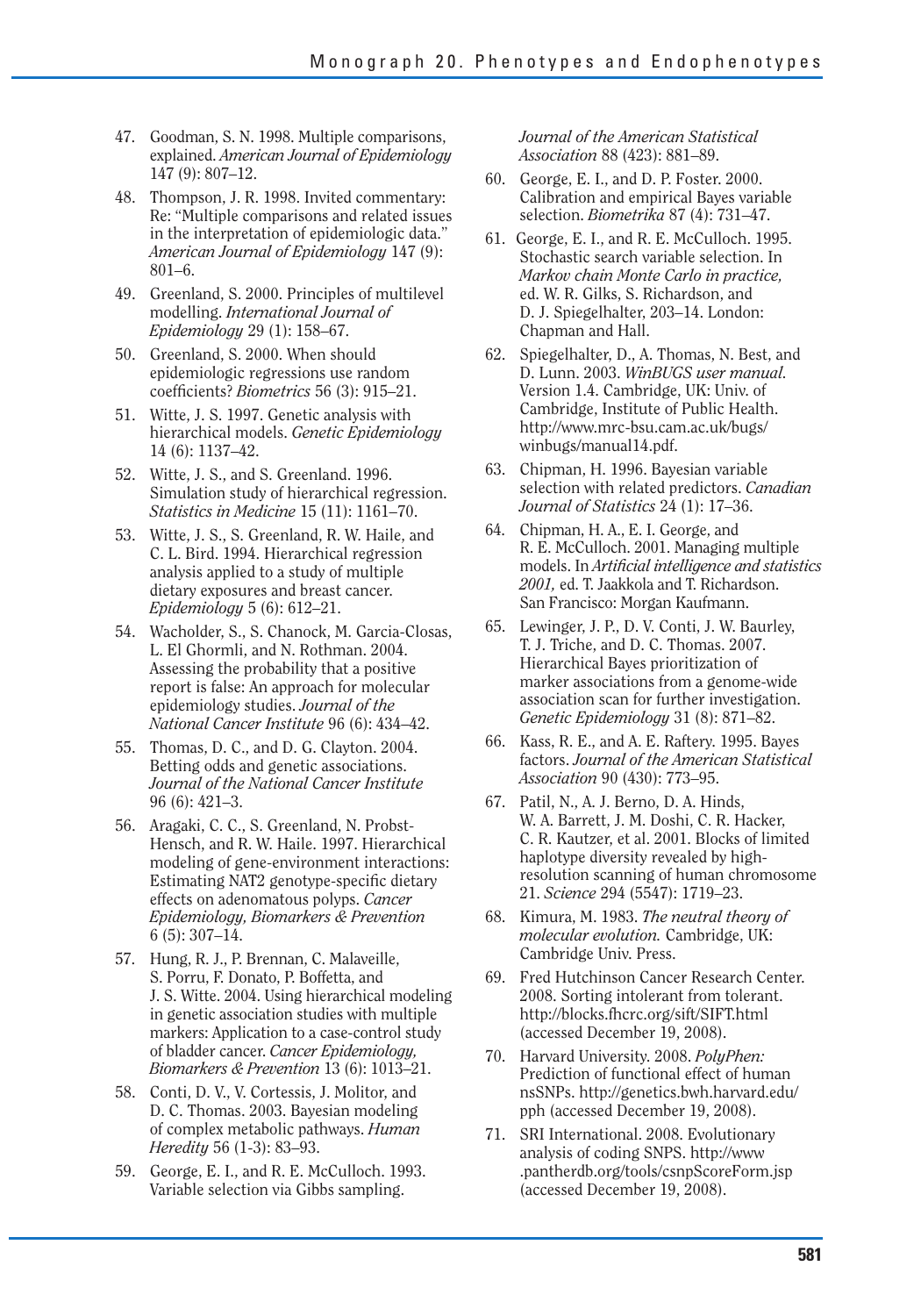47. Goodman, S. N. 1998. Multiple comparisons, explained. *American Journal of Epidemiology* 147 (9): 807–12.

48. Thompson, J. R. 1998. Invited commentary: Re: "Multiple comparisons and related issues in the interpretation of epidemiologic data." *American Journal of Epidemiology* 147 (9): 801–6.

49. Greenland, S. 2000. Principles of multilevel modelling. *International Journal of Epidemiology* 29 (1): 158–67.

50. Greenland, S. 2000. When should epidemiologic regressions use random coefficients? *Biometrics* 56 (3): 915–21.

51. Witte, J. S. 1997. Genetic analysis with hierarchical models. *Genetic Epidemiology* 14 (6): 1137–42.

52. Witte, J. S., and S. Greenland. 1996. Simulation study of hierarchical regression. *Statistics in Medicine* 15 (11): 1161–70.

53. Witte, J. S., S. Greenland, R. W. Haile, and C. L. Bird. 1994. Hierarchical regression analysis applied to a study of multiple dietary exposures and breast cancer. *Epidemiology* 5 (6): 612–21.

54. Wacholder, S., S. Chanock, M. Garcia-Closas, L. El Ghormli, and N. Rothman. 2004. Assessing the probability that a positive report is false: An approach for molecular epidemiology studies. *Journal of the National Cancer Institute* 96 (6): 434–42.

55. Thomas, D. C., and D. G. Clayton. 2004. Betting odds and genetic associations. *Journal of the National Cancer Institute* 96 (6): 421–3.

56. Aragaki, C. C., S. Greenland, N. Probst-Hensch, and R. W. Haile. 1997. Hierarchical modeling of gene-environment interactions: Estimating NAT2 genotype-specific dietary effects on adenomatous polyps. *Cancer Epidemiology, Biomarkers & Prevention* 6 (5): 307–14.

57. Hung, R. J., P. Brennan, C. Malaveille, S. Porru, F. Donato, P. Boffetta, and J. S. Witte. 2004. Using hierarchical modeling in genetic association studies with multiple markers: Application to a case-control study of bladder cancer. *Cancer Epidemiology, Biomarkers & Prevention* 13 (6): 1013–21.

58. Conti, D. V., V. Cortessis, J. Molitor, and D. C. Thomas. 2003. Bayesian modeling of complex metabolic pathways. *Human Heredity* 56 (1-3): 83–93.

59. George, E. I., and R. E. McCulloch. 1993. Variable selection via Gibbs sampling. *Journal of the American Statistical Association* 88 (423): 881–89.

60. George, E. I., and D. P. Foster. 2000. Calibration and empirical Bayes variable selection. *Biometrika* 87 (4): 731–47.

61. George, E. I., and R. E. McCulloch. 1995. Stochastic search variable selection. In *Markov chain Monte Carlo in practice,* ed. W. R. Gilks, S. Richardson, and D. J. Spiegelhalter, 203–14. London: Chapman and Hall.

62. Spiegelhalter, D., A. Thomas, N. Best, and D. Lunn. 2003. *WinBUGS user manual.* Version 1.4. Cambridge, UK: Univ. of Cambridge, Institute of Public Health. http://www.mrc-bsu.cam.ac.uk/bugs/winbugs/manual14.pdf.

63. Chipman, H. 1996. Bayesian variable selection with related predictors. *Canadian Journal of Statistics* 24 (1): 17–36.

64. Chipman, H. A., E. I. George, and R. E. McCulloch. 2001. Managing multiple models. In *Artificial intelligence and statistics 2001,* ed. T. Jaakkola and T. Richardson. San Francisco: Morgan Kaufmann.

65. Lewinger, J. P., D. V. Conti, J. W. Baurley, T. J. Triche, and D. C. Thomas. 2007. Hierarchical Bayes prioritization of marker associations from a genome-wide association scan for further investigation. *Genetic Epidemiology* 31 (8): 871–82.

66. Kass, R. E., and A. E. Raftery. 1995. Bayes factors. *Journal of the American Statistical Association* 90 (430): 773–95.

67. Patil, N., A. J. Berno, D. A. Hinds, W. A. Barrett, J. M. Doshi, C. R. Hacker, C. R. Kautzer, et al. 2001. Blocks of limited haplotype diversity revealed by high-resolution scanning of human chromosome 21. *Science* 294 (5547): 1719–23.

68. Kimura, M. 1983. *The neutral theory of molecular evolution.* Cambridge, UK: Cambridge Univ. Press.

69. Fred Hutchinson Cancer Research Center. 2008. Sorting intolerant from tolerant. http://blocks.fhcrc.org/sift/SIFT.html (accessed December 19, 2008).

70. Harvard University. 2008. *PolyPhen:* Prediction of functional effect of human nsSNPs. http://genetics.bwh.harvard.edu/pph (accessed December 19, 2008).

71. SRI International. 2008. Evolutionary analysis of coding SNPS. http://www.pantherdb.org/tools/csnpScoreForm.jsp (accessed December 19, 2008).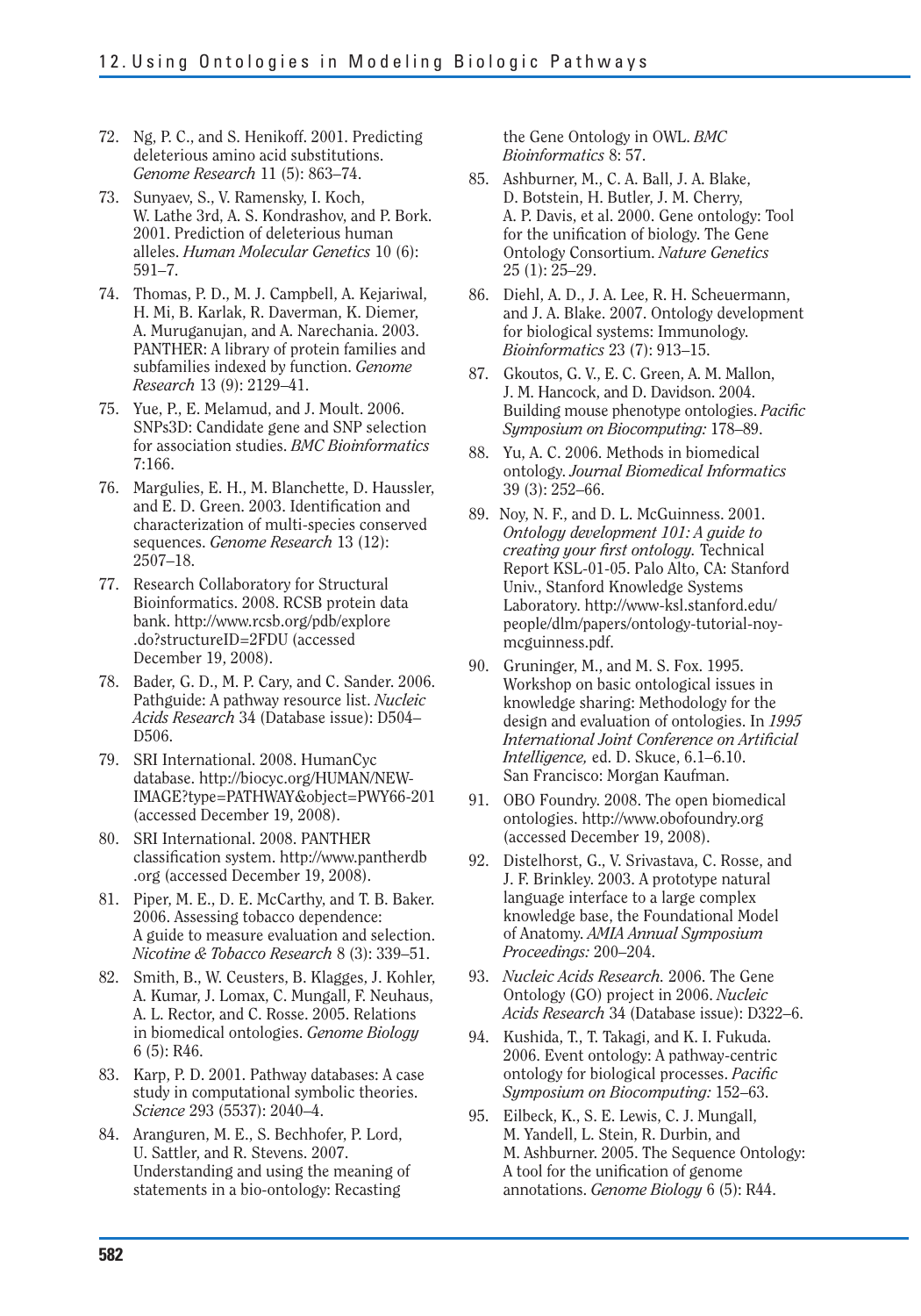72. Ng, P. C., and S. Henikoff. 2001. Predicting deleterious amino acid substitutions. *Genome Research* 11 (5): 863–74.

73. Sunyaev, S., V. Ramensky, I. Koch, W. Lathe 3rd, A. S. Kondrashov, and P. Bork. 2001. Prediction of deleterious human alleles. *Human Molecular Genetics* 10 (6): 591–7.

74. Thomas, P. D., M. J. Campbell, A. Kejariwal, H. Mi, B. Karlak, R. Daverman, K. Diemer, A. Muruganujan, and A. Narechania. 2003. PANTHER: A library of protein families and subfamilies indexed by function. *Genome Research* 13 (9): 2129–41.

75. Yue, P., E. Melamud, and J. Moult. 2006. SNPs3D: Candidate gene and SNP selection for association studies. *BMC Bioinformatics* 7:166.

76. Margulies, E. H., M. Blanchette, D. Haussler, and E. D. Green. 2003. Identification and characterization of multi-species conserved sequences. *Genome Research* 13 (12): 2507–18.

77. Research Collaboratory for Structural Bioinformatics. 2008. RCSB protein data bank. http://www.rcsb.org/pdb/explore.do?structureID=2FDU (accessed December 19, 2008).

78. Bader, G. D., M. P. Cary, and C. Sander. 2006. Pathguide: A pathway resource list. *Nucleic Acids Research* 34 (Database issue): D504–D506.

79. SRI International. 2008. HumanCyc database. http://biocyc.org/HUMAN/NEW-IMAGE?type=PATHWAY&object=PWY66-201 (accessed December 19, 2008).

80. SRI International. 2008. PANTHER classification system. http://www.pantherdb.org (accessed December 19, 2008).

81. Piper, M. E., D. E. McCarthy, and T. B. Baker. 2006. Assessing tobacco dependence: A guide to measure evaluation and selection. *Nicotine & Tobacco Research* 8 (3): 339–51.

82. Smith, B., W. Ceusters, B. Klagges, J. Kohler, A. Kumar, J. Lomax, C. Mungall, F. Neuhaus, A. L. Rector, and C. Rosse. 2005. Relations in biomedical ontologies. *Genome Biology* 6 (5): R46.

83. Karp, P. D. 2001. Pathway databases: A case study in computational symbolic theories. *Science* 293 (5537): 2040–4.

84. Aranguren, M. E., S. Bechhofer, P. Lord, U. Sattler, and R. Stevens. 2007. Understanding and using the meaning of statements in a bio-ontology: Recasting the Gene Ontology in OWL. *BMC Bioinformatics* 8: 57.

85. Ashburner, M., C. A. Ball, J. A. Blake, D. Botstein, H. Butler, J. M. Cherry, A. P. Davis, et al. 2000. Gene ontology: Tool for the unification of biology. The Gene Ontology Consortium. *Nature Genetics* 25 (1): 25–29.

86. Diehl, A. D., J. A. Lee, R. H. Scheuermann, and J. A. Blake. 2007. Ontology development for biological systems: Immunology. *Bioinformatics* 23 (7): 913–15.

87. Gkoutos, G. V., E. C. Green, A. M. Mallon, J. M. Hancock, and D. Davidson. 2004. Building mouse phenotype ontologies. *Pacific Symposium on Biocomputing:* 178–89.

88. Yu, A. C. 2006. Methods in biomedical ontology. *Journal Biomedical Informatics* 39 (3): 252–66.

89. Noy, N. F., and D. L. McGuinness. 2001. *Ontology development 101: A guide to creating your first ontology.* Technical Report KSL-01-05. Palo Alto, CA: Stanford Univ., Stanford Knowledge Systems Laboratory. http://www-ksl.stanford.edu/people/dlm/papers/ontology-tutorial-noy-mcguinness.pdf.

90. Gruninger, M., and M. S. Fox. 1995. Workshop on basic ontological issues in knowledge sharing: Methodology for the design and evaluation of ontologies. In *1995 International Joint Conference on Artificial Intelligence,* ed. D. Skuce, 6.1–6.10. San Francisco: Morgan Kaufman.

91. OBO Foundry. 2008. The open biomedical ontologies. http://www.obofoundry.org (accessed December 19, 2008).

92. Distelhorst, G., V. Srivastava, C. Rosse, and J. F. Brinkley. 2003. A prototype natural language interface to a large complex knowledge base, the Foundational Model of Anatomy. *AMIA Annual Symposium Proceedings:* 200–204.

93. *Nucleic Acids Research.* 2006. The Gene Ontology (GO) project in 2006. *Nucleic Acids Research* 34 (Database issue): D322–6.

94. Kushida, T., T. Takagi, and K. I. Fukuda. 2006. Event ontology: A pathway-centric ontology for biological processes. *Pacific Symposium on Biocomputing:* 152–63.

95. Eilbeck, K., S. E. Lewis, C. J. Mungall, M. Yandell, L. Stein, R. Durbin, and M. Ashburner. 2005. The Sequence Ontology: A tool for the unification of genome annotations. *Genome Biology* 6 (5): R44.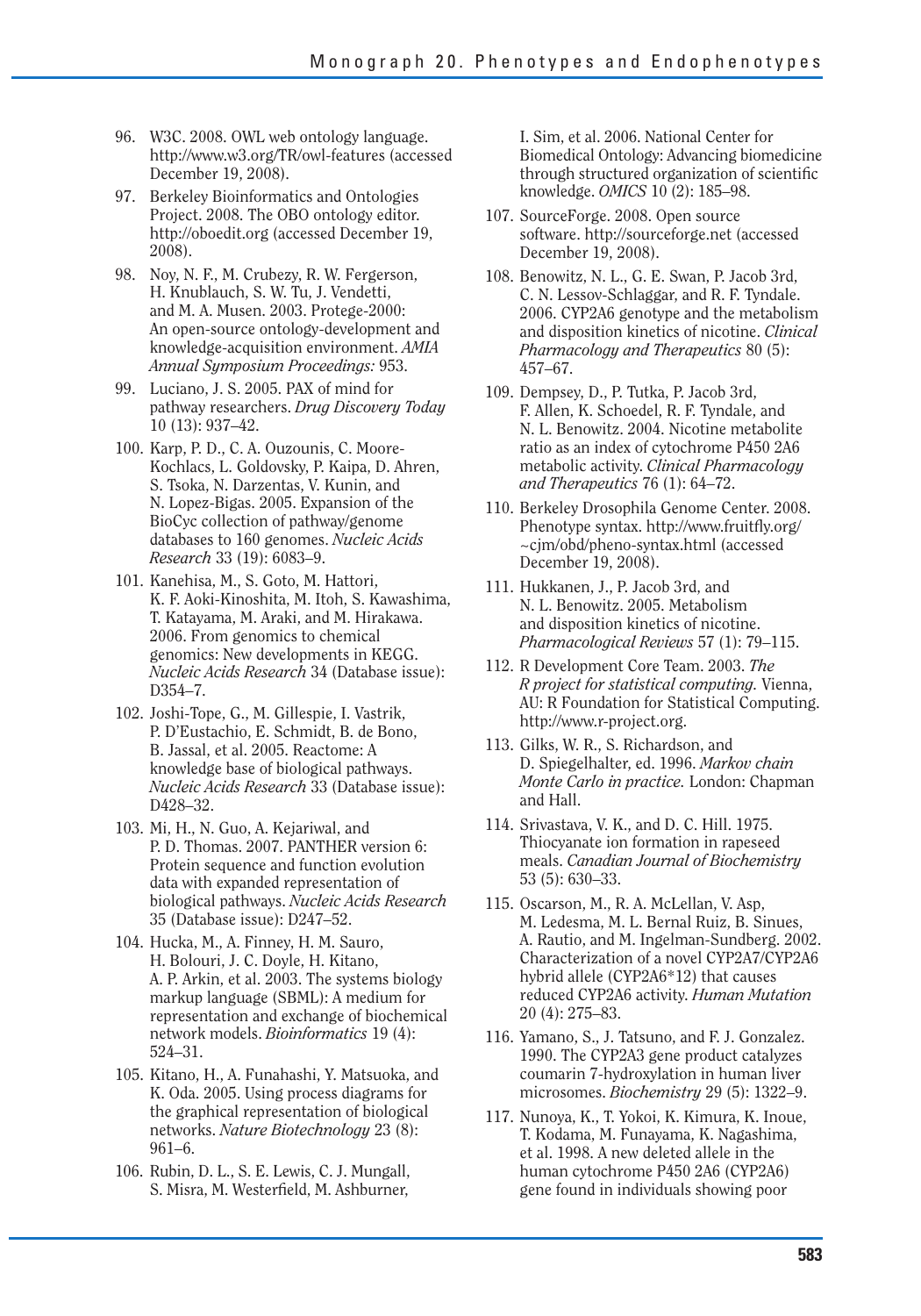96. W3C. 2008. OWL web ontology language. http://www.w3.org/TR/owl-features (accessed December 19, 2008).

97. Berkeley Bioinformatics and Ontologies Project. 2008. The OBO ontology editor. http://oboedit.org (accessed December 19, 2008).

98. Noy, N. F., M. Crubezy, R. W. Fergerson, H. Knublauch, S. W. Tu, J. Vendetti, and M. A. Musen. 2003. Protege-2000: An open-source ontology-development and knowledge-acquisition environment. *AMIA Annual Symposium Proceedings:* 953.

99. Luciano, J. S. 2005. PAX of mind for pathway researchers. *Drug Discovery Today* 10 (13): 937–42.

100. Karp, P. D., C. A. Ouzounis, C. Moore-Kochlacs, L. Goldovsky, P. Kaipa, D. Ahren, S. Tsoka, N. Darzentas, V. Kunin, and N. Lopez-Bigas. 2005. Expansion of the BioCyc collection of pathway/genome databases to 160 genomes. *Nucleic Acids Research* 33 (19): 6083–9.

101. Kanehisa, M., S. Goto, M. Hattori, K. F. Aoki-Kinoshita, M. Itoh, S. Kawashima, T. Katayama, M. Araki, and M. Hirakawa. 2006. From genomics to chemical genomics: New developments in KEGG. *Nucleic Acids Research* 34 (Database issue): D354–7.

102. Joshi-Tope, G., M. Gillespie, I. Vastrik, P. D'Eustachio, E. Schmidt, B. de Bono, B. Jassal, et al. 2005. Reactome: A knowledge base of biological pathways. *Nucleic Acids Research* 33 (Database issue): D428–32.

103. Mi, H., N. Guo, A. Kejariwal, and P. D. Thomas. 2007. PANTHER version 6: Protein sequence and function evolution data with expanded representation of biological pathways. *Nucleic Acids Research* 35 (Database issue): D247–52.

104. Hucka, M., A. Finney, H. M. Sauro, H. Bolouri, J. C. Doyle, H. Kitano, A. P. Arkin, et al. 2003. The systems biology markup language (SBML): A medium for representation and exchange of biochemical network models. *Bioinformatics* 19 (4): 524–31.

105. Kitano, H., A. Funahashi, Y. Matsuoka, and K. Oda. 2005. Using process diagrams for the graphical representation of biological networks. *Nature Biotechnology* 23 (8): 961–6.

106. Rubin, D. L., S. E. Lewis, C. J. Mungall, S. Misra, M. Westerfield, M. Ashburner, I. Sim, et al. 2006. National Center for Biomedical Ontology: Advancing biomedicine through structured organization of scientific knowledge. *OMICS* 10 (2): 185–98.

107. SourceForge. 2008. Open source software. http://sourceforge.net (accessed December 19, 2008).

108. Benowitz, N. L., G. E. Swan, P. Jacob 3rd, C. N. Lessov-Schlaggar, and R. F. Tyndale. 2006. CYP2A6 genotype and the metabolism and disposition kinetics of nicotine. *Clinical Pharmacology and Therapeutics* 80 (5): 457–67.

109. Dempsey, D., P. Tutka, P. Jacob 3rd, F. Allen, K. Schoedel, R. F. Tyndale, and N. L. Benowitz. 2004. Nicotine metabolite ratio as an index of cytochrome P450 2A6 metabolic activity. *Clinical Pharmacology and Therapeutics* 76 (1): 64–72.

110. Berkeley Drosophila Genome Center. 2008. Phenotype syntax. http://www.fruitfly.org/~cjm/obd/pheno-syntax.html (accessed December 19, 2008).

111. Hukkanen, J., P. Jacob 3rd, and N. L. Benowitz. 2005. Metabolism and disposition kinetics of nicotine. *Pharmacological Reviews* 57 (1): 79–115.

112. R Development Core Team. 2003. *The R project for statistical computing.* Vienna, AU: R Foundation for Statistical Computing. http://www.r-project.org.

113. Gilks, W. R., S. Richardson, and D. Spiegelhalter, ed. 1996. *Markov chain Monte Carlo in practice.* London: Chapman and Hall.

114. Srivastava, V. K., and D. C. Hill. 1975. Thiocyanate ion formation in rapeseed meals. *Canadian Journal of Biochemistry* 53 (5): 630–33.

115. Oscarson, M., R. A. McLellan, V. Asp, M. Ledesma, M. L. Bernal Ruiz, B. Sinues, A. Rautio, and M. Ingelman-Sundberg. 2002. Characterization of a novel CYP2A7/CYP2A6 hybrid allele (CYP2A6*12) that causes reduced CYP2A6 activity. *Human Mutation* 20 (4): 275–83.

116. Yamano, S., J. Tatsuno, and F. J. Gonzalez. 1990. The CYP2A3 gene product catalyzes coumarin 7-hydroxylation in human liver microsomes. *Biochemistry* 29 (5): 1322–9.

117. Nunoya, K., T. Yokoi, K. Kimura, K. Inoue, T. Kodama, M. Funayama, K. Nagashima, et al. 1998. A new deleted allele in the human cytochrome P450 2A6 (CYP2A6) gene found in individuals showing poor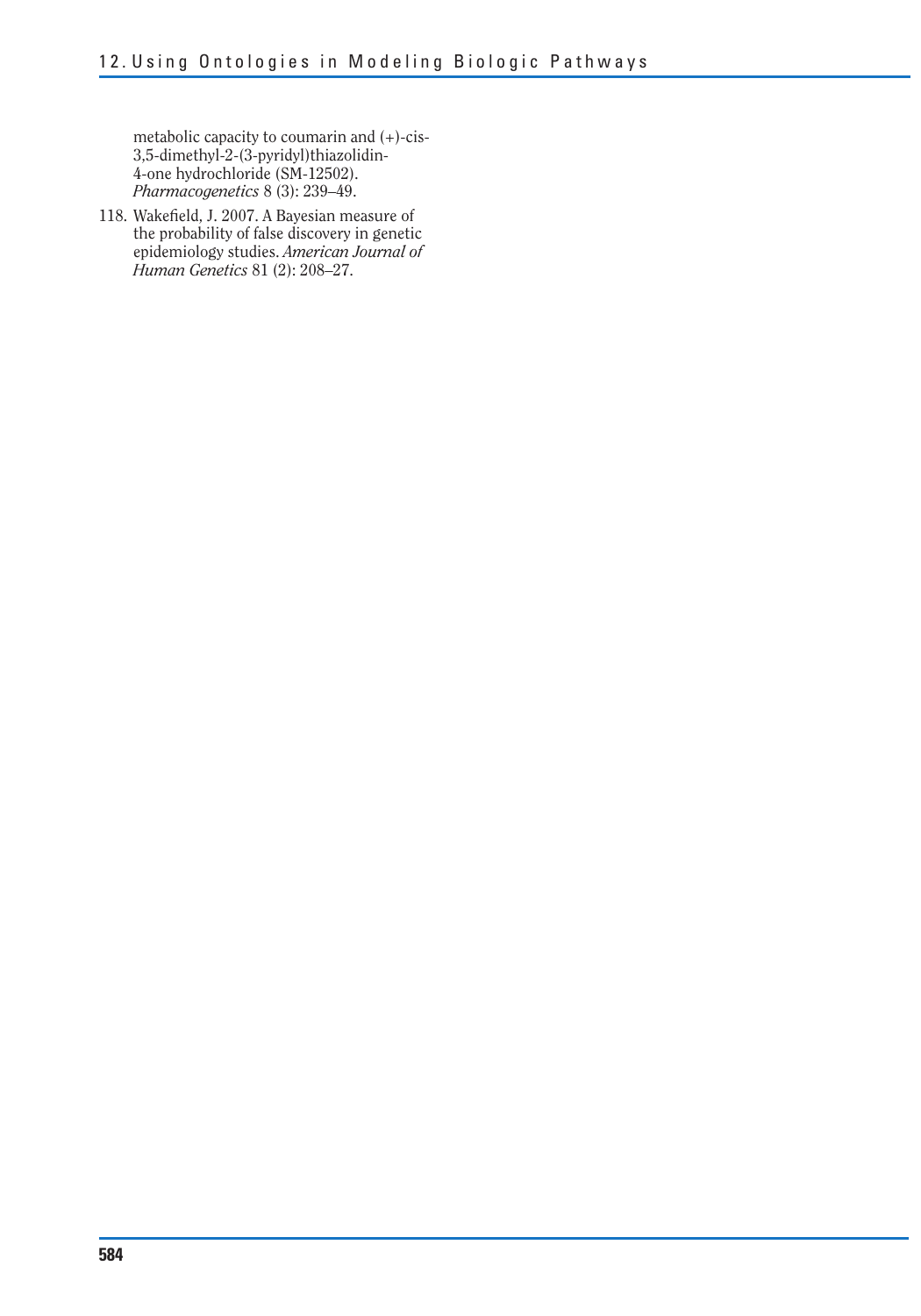metabolic capacity to coumarin and (+)-cis-3,5-dimethyl-2-(3-pyridyl)thiazolidin-4-one hydrochloride (SM-12502). *Pharmacogenetics* 8 (3): 239–49.

118. Wakefield, J. 2007. A Bayesian measure of the probability of false discovery in genetic epidemiology studies. *American Journal of Human Genetics* 81 (2): 208–27.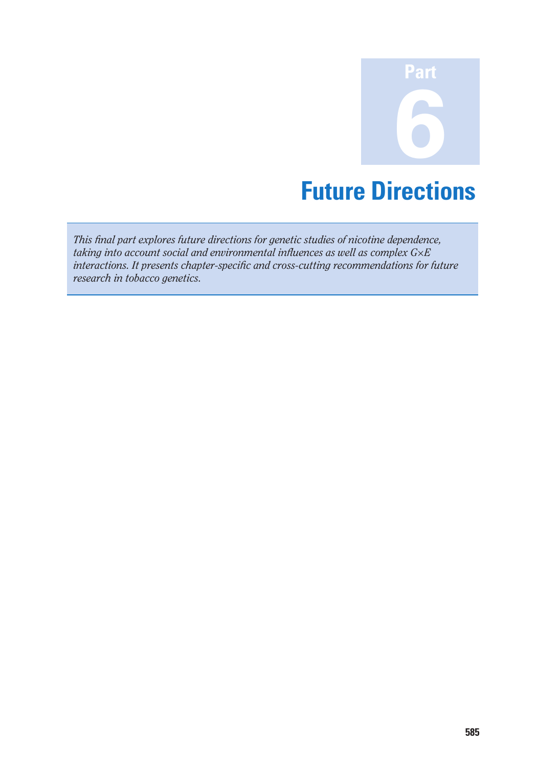# Part 6

# Future Directions

*This final part explores future directions for genetic studies of nicotine dependence, taking into account social and environmental influences as well as complex G×E interactions. It presents chapter-specific and cross-cutting recommendations for future research in tobacco genetics.*